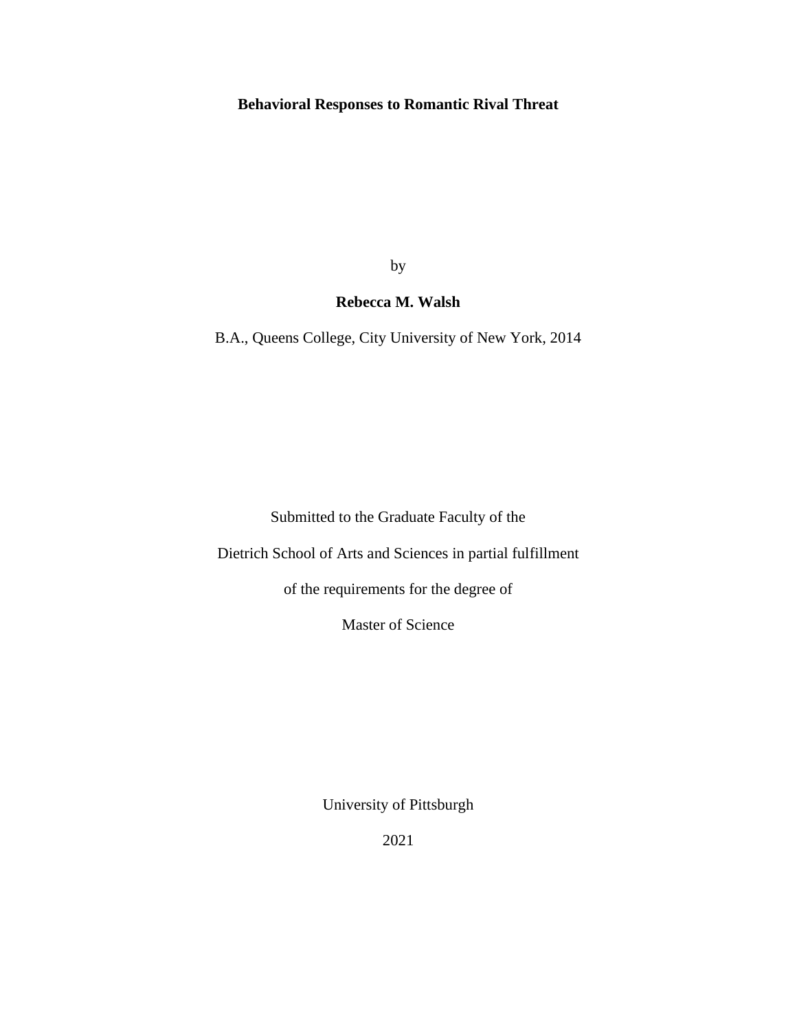# Behavioral Responses to Romantic Rival Threat

by

**Rebecca M. Walsh**

B.A., Queens College, City University of New York, 2014

Submitted to the Graduate Faculty of the

Dietrich School of Arts and Sciences in partial fulfillment

of the requirements for the degree of

Master of Science

University of Pittsburgh

2021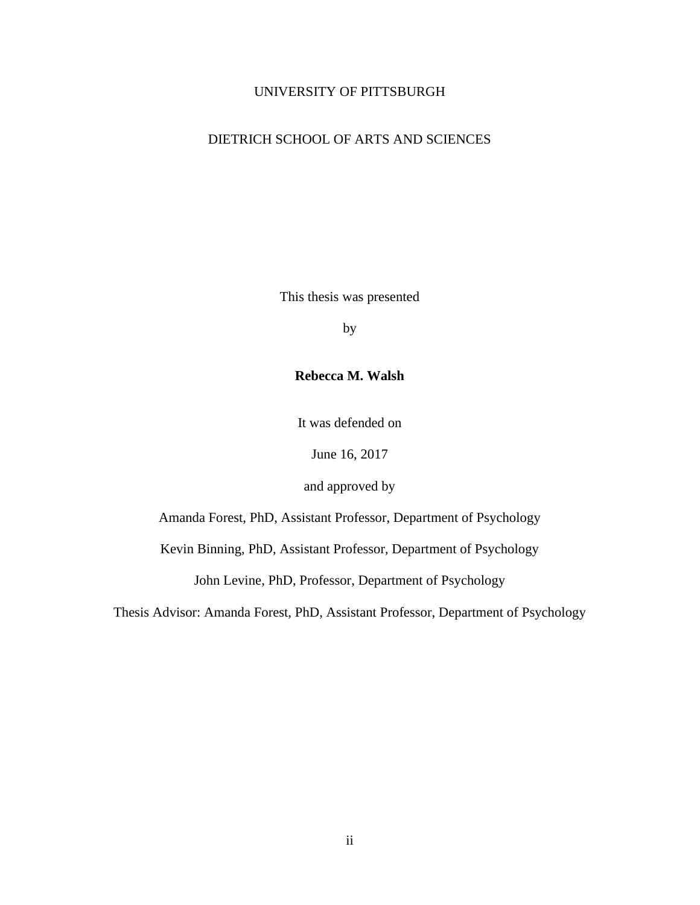UNIVERSITY OF PITTSBURGH

DIETRICH SCHOOL OF ARTS AND SCIENCES

This thesis was presented

by

**Rebecca M. Walsh**

It was defended on

June 16, 2017

and approved by

Amanda Forest, PhD, Assistant Professor, Department of Psychology

Kevin Binning, PhD, Assistant Professor, Department of Psychology

John Levine, PhD, Professor, Department of Psychology

Thesis Advisor: Amanda Forest, PhD, Assistant Professor, Department of Psychology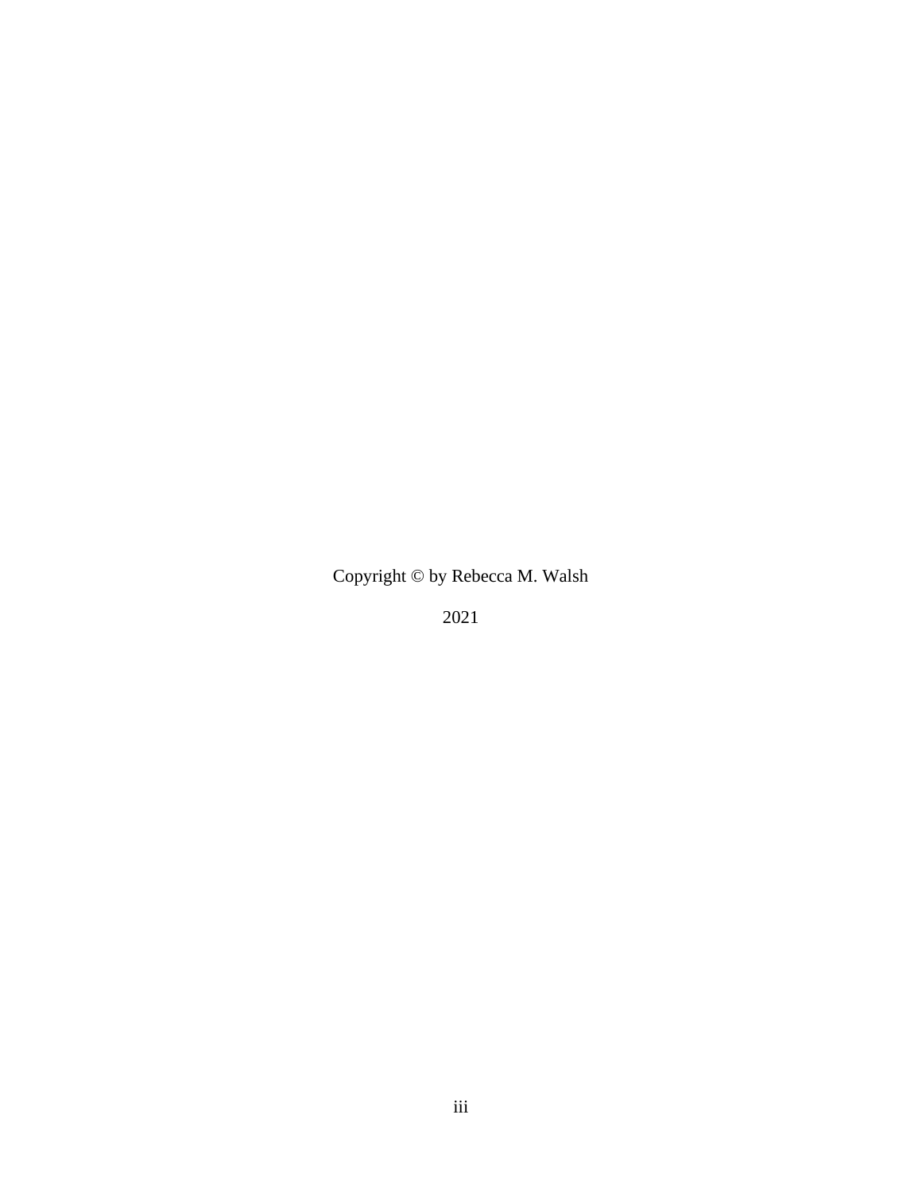Copyright © by Rebecca M. Walsh

2021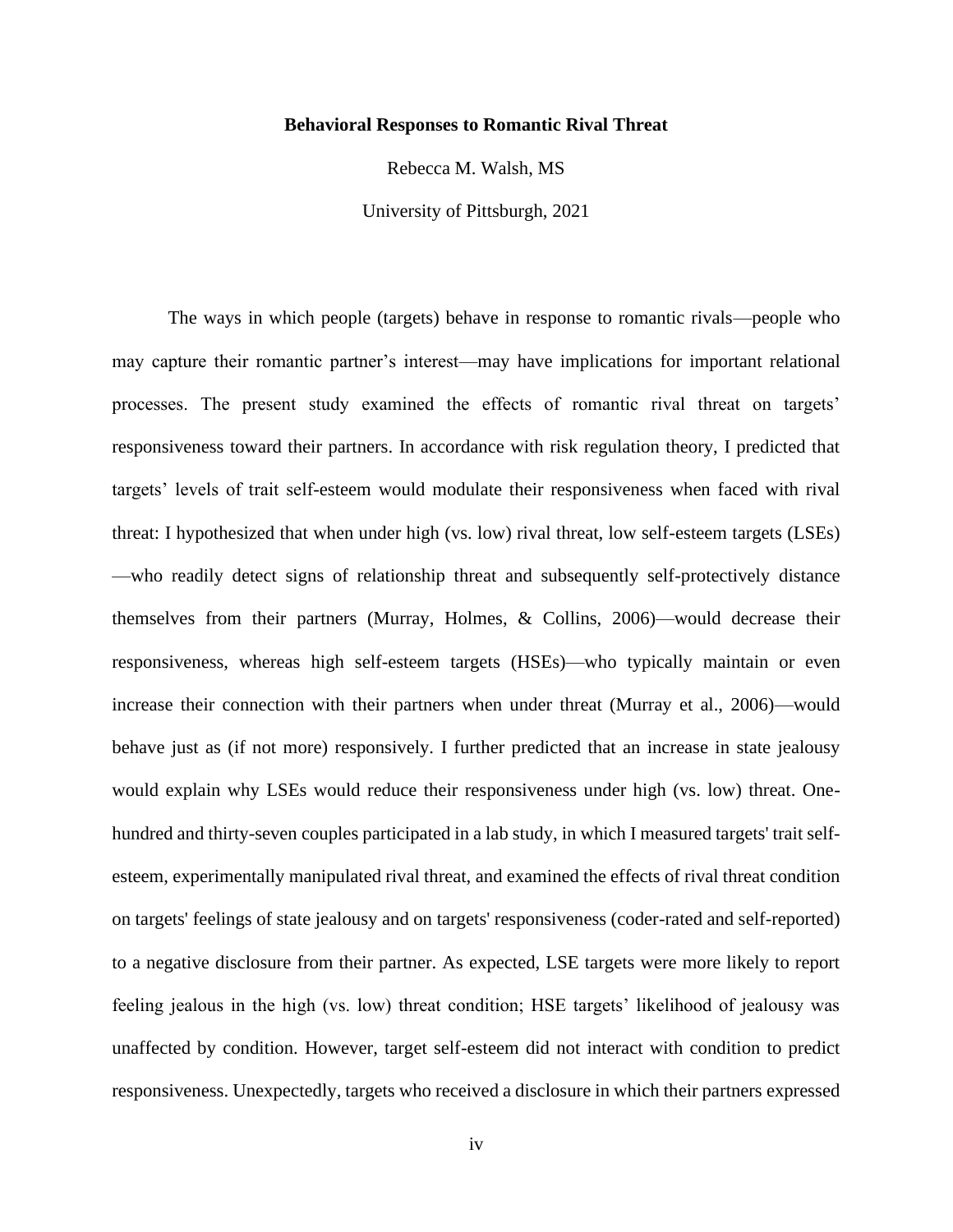**Behavioral Responses to Romantic Rival Threat**

Rebecca M. Walsh, MS

University of Pittsburgh, 2021

The ways in which people (targets) behave in response to romantic rivals—people who may capture their romantic partner's interest—may have implications for important relational processes. The present study examined the effects of romantic rival threat on targets' responsiveness toward their partners. In accordance with risk regulation theory, I predicted that targets' levels of trait self-esteem would modulate their responsiveness when faced with rival threat: I hypothesized that when under high (vs. low) rival threat, low self-esteem targets (LSEs)—who readily detect signs of relationship threat and subsequently self-protectively distance themselves from their partners (Murray, Holmes, & Collins, 2006)—would decrease their responsiveness, whereas high self-esteem targets (HSEs)—who typically maintain or even increase their connection with their partners when under threat (Murray et al., 2006)—would behave just as (if not more) responsively. I further predicted that an increase in state jealousy would explain why LSEs would reduce their responsiveness under high (vs. low) threat. One-hundred and thirty-seven couples participated in a lab study, in which I measured targets' trait self-esteem, experimentally manipulated rival threat, and examined the effects of rival threat condition on targets' feelings of state jealousy and on targets' responsiveness (coder-rated and self-reported) to a negative disclosure from their partner. As expected, LSE targets were more likely to report feeling jealous in the high (vs. low) threat condition; HSE targets' likelihood of jealousy was unaffected by condition. However, target self-esteem did not interact with condition to predict responsiveness. Unexpectedly, targets who received a disclosure in which their partners expressed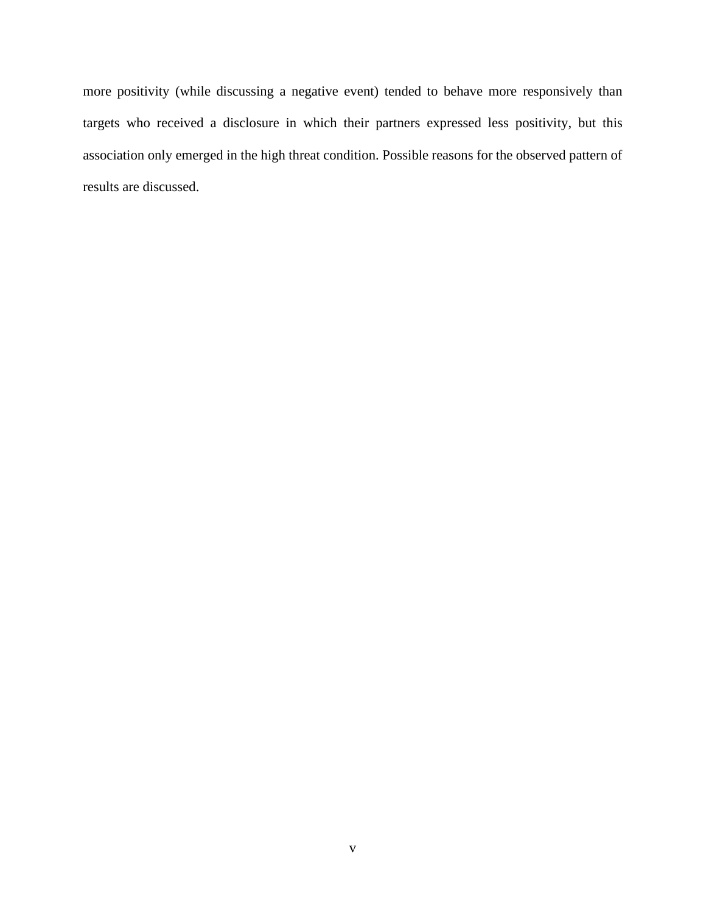more positivity (while discussing a negative event) tended to behave more responsively than targets who received a disclosure in which their partners expressed less positivity, but this association only emerged in the high threat condition. Possible reasons for the observed pattern of results are discussed.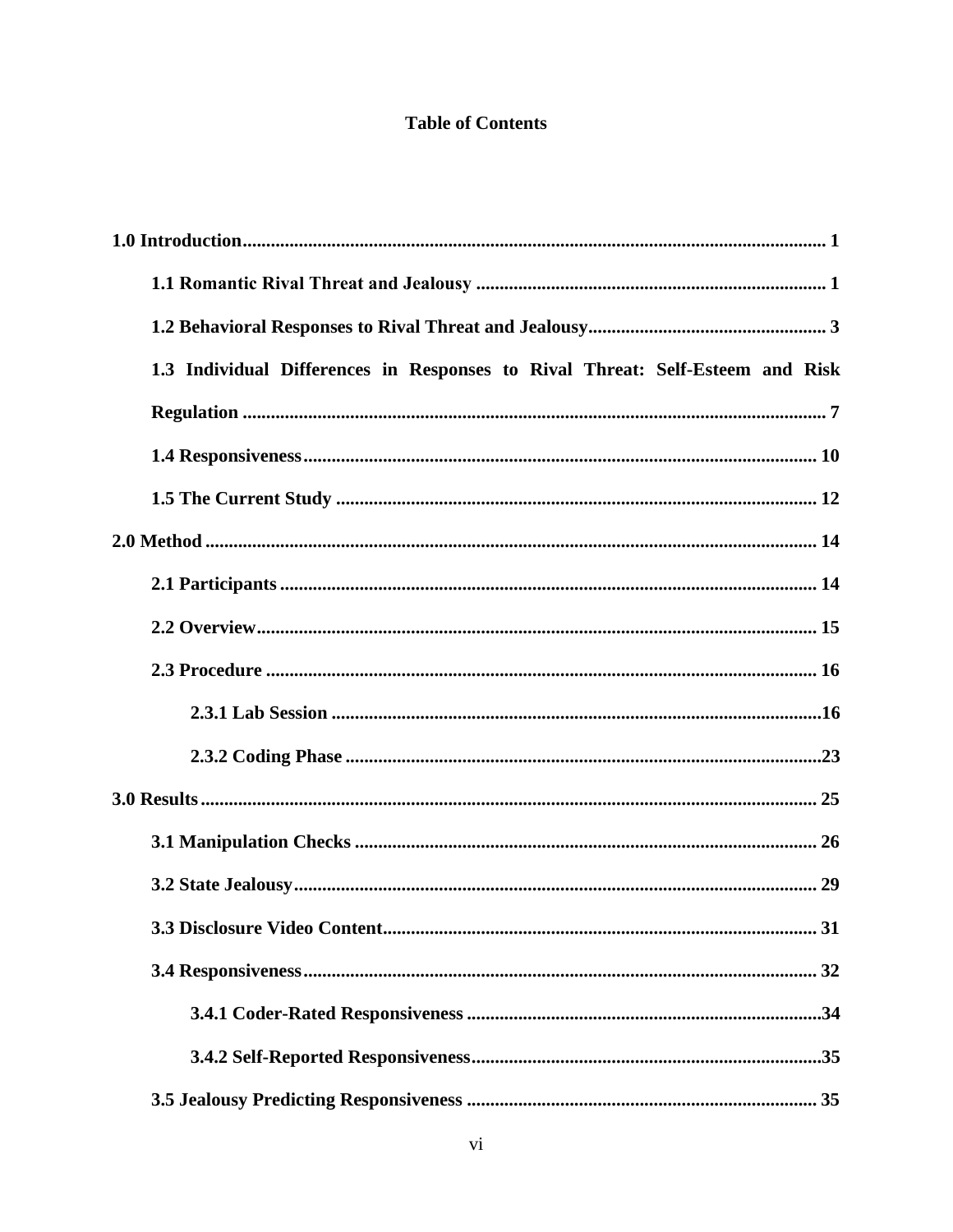# Table of Contents

**1.0 Introduction** ........................................................ 1

- **1.1 Romantic Rival Threat and Jealousy** ........................................................ 1
- **1.2 Behavioral Responses to Rival Threat and Jealousy** ........................................................ 3
- **1.3 Individual Differences in Responses to Rival Threat: Self-Esteem and Risk Regulation** ........................................................ 7
- **1.4 Responsiveness** ........................................................ 10
- **1.5 The Current Study** ........................................................ 12

**2.0 Method** ........................................................ 14

- **2.1 Participants** ........................................................ 14
- **2.2 Overview** ........................................................ 15
- **2.3 Procedure** ........................................................ 16
  - **2.3.1 Lab Session** ........................................................ 16
  - **2.3.2 Coding Phase** ........................................................ 23

**3.0 Results** ........................................................ 25

- **3.1 Manipulation Checks** ........................................................ 26
- **3.2 State Jealousy** ........................................................ 29
- **3.3 Disclosure Video Content** ........................................................ 31
- **3.4 Responsiveness** ........................................................ 32
  - **3.4.1 Coder-Rated Responsiveness** ........................................................ 34
  - **3.4.2 Self-Reported Responsiveness** ........................................................ 35
- **3.5 Jealousy Predicting Responsiveness** ........................................................ 35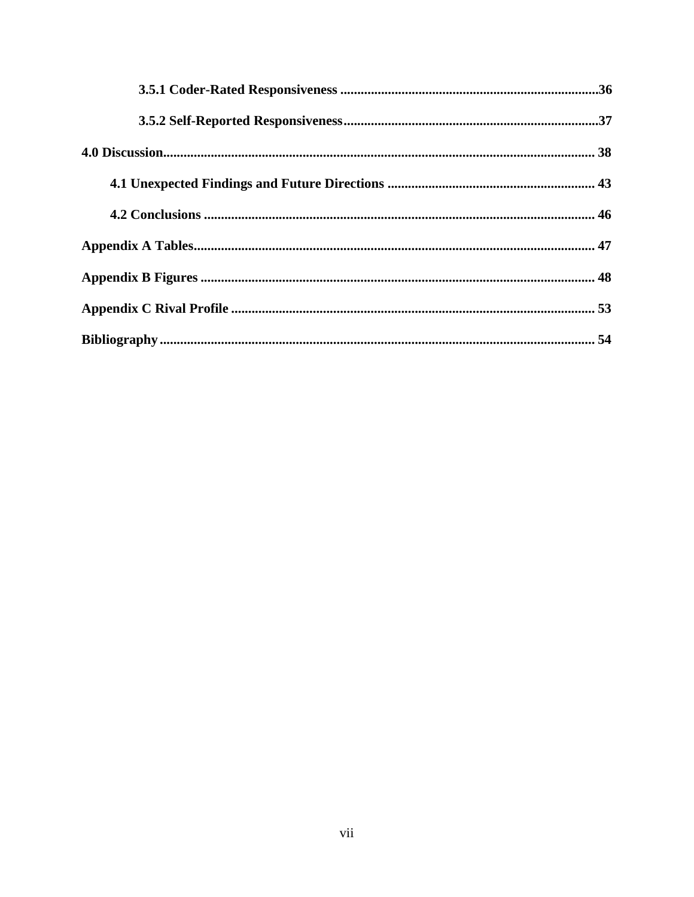3.5.1 Coder-Rated Responsiveness ............................................................................36

3.5.2 Self-Reported Responsiveness...........................................................................37

4.0 Discussion............................................................................................................................ 38

4.1 Unexpected Findings and Future Directions ............................................................ 43

4.2 Conclusions ................................................................................................................. 46

Appendix A Tables.................................................................................................................... 47

Appendix B Figures .................................................................................................................. 48

Appendix C Rival Profile ......................................................................................................... 53

Bibliography .............................................................................................................................. 54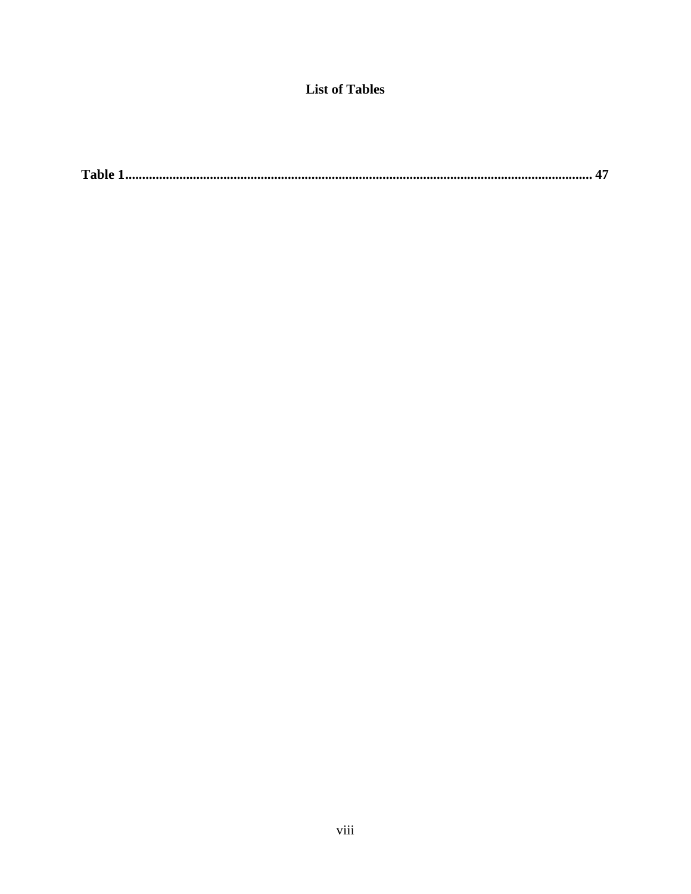# List of Tables

**Table 1........................................................................................................................................ 47**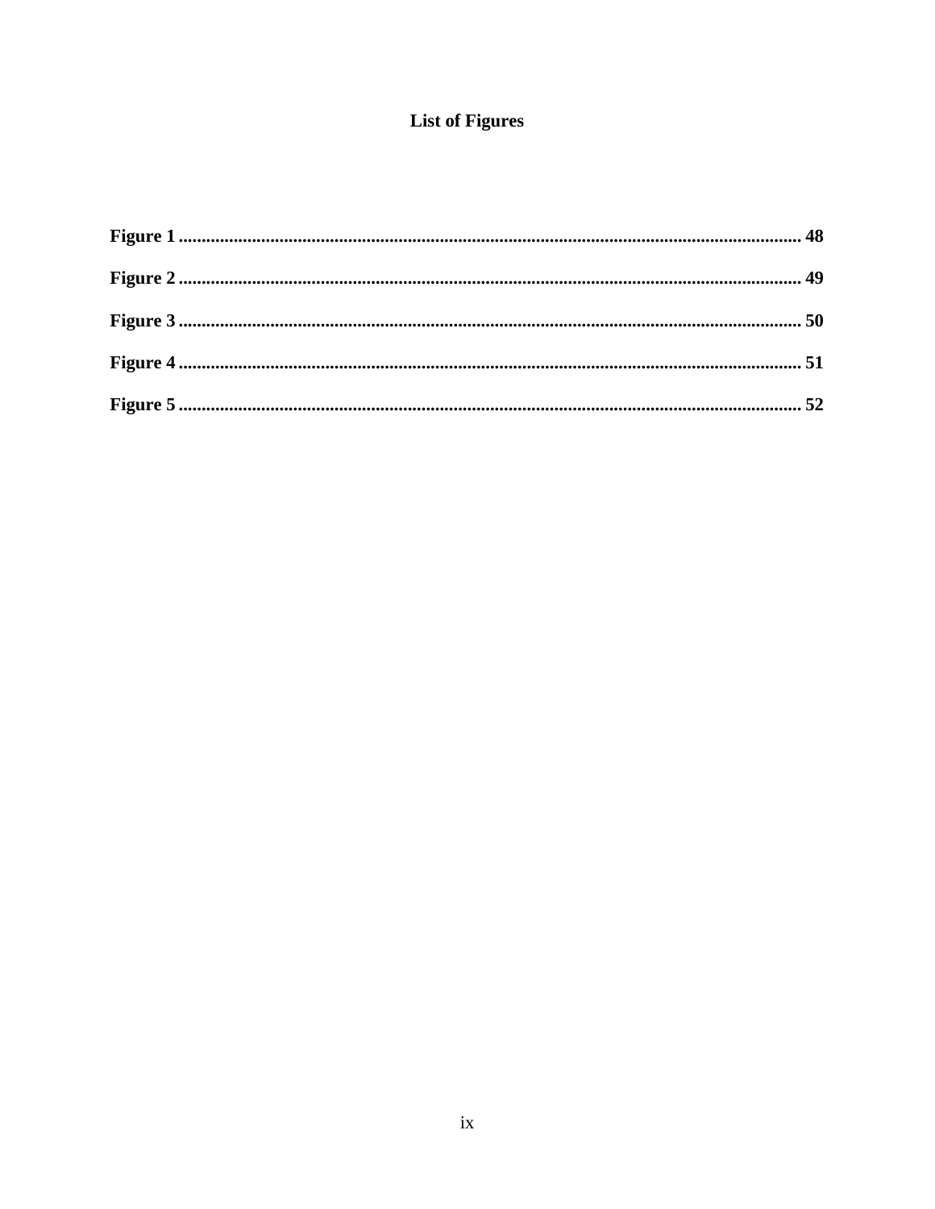# List of Figures

**Figure 1** .......................................................................................................................... **48**

**Figure 2** .......................................................................................................................... **49**

**Figure 3** .......................................................................................................................... **50**

**Figure 4** .......................................................................................................................... **51**

**Figure 5** .......................................................................................................................... **52**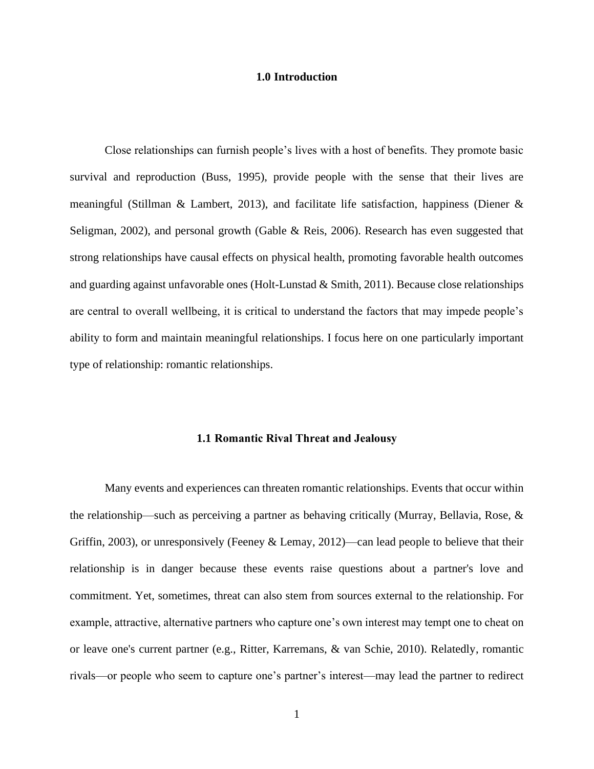## 1.0 Introduction

Close relationships can furnish people's lives with a host of benefits. They promote basic survival and reproduction (Buss, 1995), provide people with the sense that their lives are meaningful (Stillman & Lambert, 2013), and facilitate life satisfaction, happiness (Diener & Seligman, 2002), and personal growth (Gable & Reis, 2006). Research has even suggested that strong relationships have causal effects on physical health, promoting favorable health outcomes and guarding against unfavorable ones (Holt-Lunstad & Smith, 2011). Because close relationships are central to overall wellbeing, it is critical to understand the factors that may impede people's ability to form and maintain meaningful relationships. I focus here on one particularly important type of relationship: romantic relationships.

### 1.1 Romantic Rival Threat and Jealousy

Many events and experiences can threaten romantic relationships. Events that occur within the relationship—such as perceiving a partner as behaving critically (Murray, Bellavia, Rose, & Griffin, 2003), or unresponsively (Feeney & Lemay, 2012)—can lead people to believe that their relationship is in danger because these events raise questions about a partner's love and commitment. Yet, sometimes, threat can also stem from sources external to the relationship. For example, attractive, alternative partners who capture one's own interest may tempt one to cheat on or leave one's current partner (e.g., Ritter, Karremans, & van Schie, 2010). Relatedly, romantic rivals—or people who seem to capture one's partner's interest—may lead the partner to redirect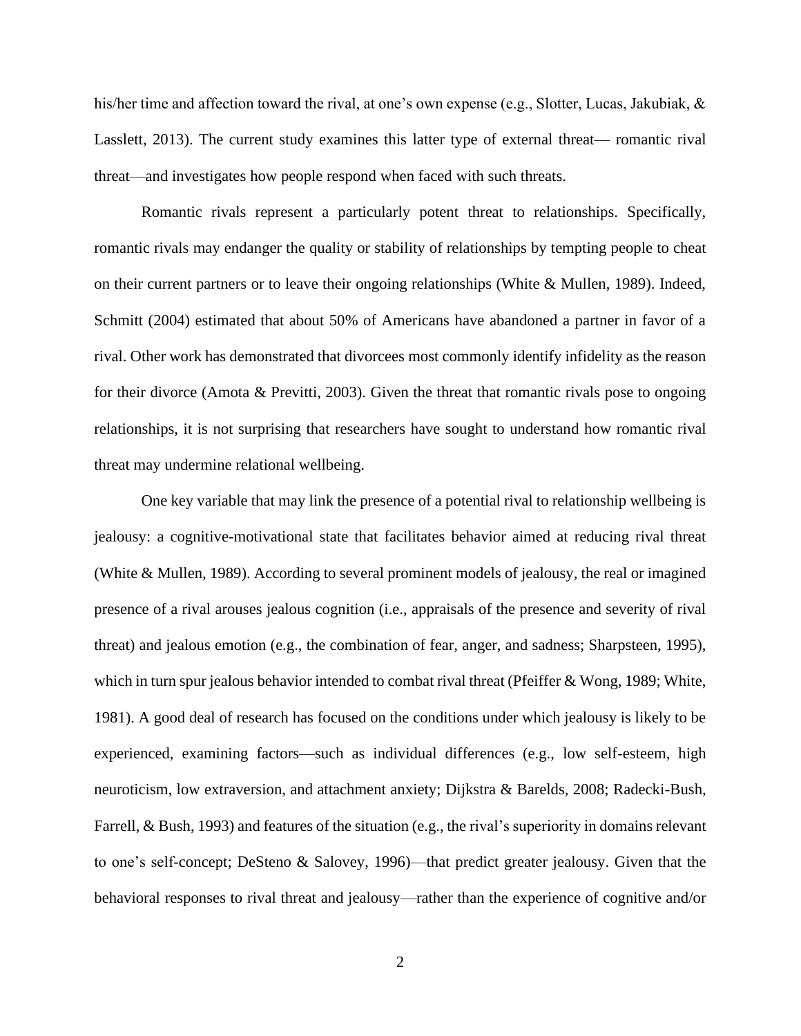his/her time and affection toward the rival, at one's own expense (e.g., Slotter, Lucas, Jakubiak, & Lasslett, 2013). The current study examines this latter type of external threat— romantic rival threat—and investigates how people respond when faced with such threats.

Romantic rivals represent a particularly potent threat to relationships. Specifically, romantic rivals may endanger the quality or stability of relationships by tempting people to cheat on their current partners or to leave their ongoing relationships (White & Mullen, 1989). Indeed, Schmitt (2004) estimated that about 50% of Americans have abandoned a partner in favor of a rival. Other work has demonstrated that divorcees most commonly identify infidelity as the reason for their divorce (Amota & Previtti, 2003). Given the threat that romantic rivals pose to ongoing relationships, it is not surprising that researchers have sought to understand how romantic rival threat may undermine relational wellbeing.

One key variable that may link the presence of a potential rival to relationship wellbeing is jealousy: a cognitive-motivational state that facilitates behavior aimed at reducing rival threat (White & Mullen, 1989). According to several prominent models of jealousy, the real or imagined presence of a rival arouses jealous cognition (i.e., appraisals of the presence and severity of rival threat) and jealous emotion (e.g., the combination of fear, anger, and sadness; Sharpsteen, 1995), which in turn spur jealous behavior intended to combat rival threat (Pfeiffer & Wong, 1989; White, 1981). A good deal of research has focused on the conditions under which jealousy is likely to be experienced, examining factors—such as individual differences (e.g., low self-esteem, high neuroticism, low extraversion, and attachment anxiety; Dijkstra & Barelds, 2008; Radecki-Bush, Farrell, & Bush, 1993) and features of the situation (e.g., the rival's superiority in domains relevant to one's self-concept; DeSteno & Salovey, 1996)—that predict greater jealousy. Given that the behavioral responses to rival threat and jealousy—rather than the experience of cognitive and/or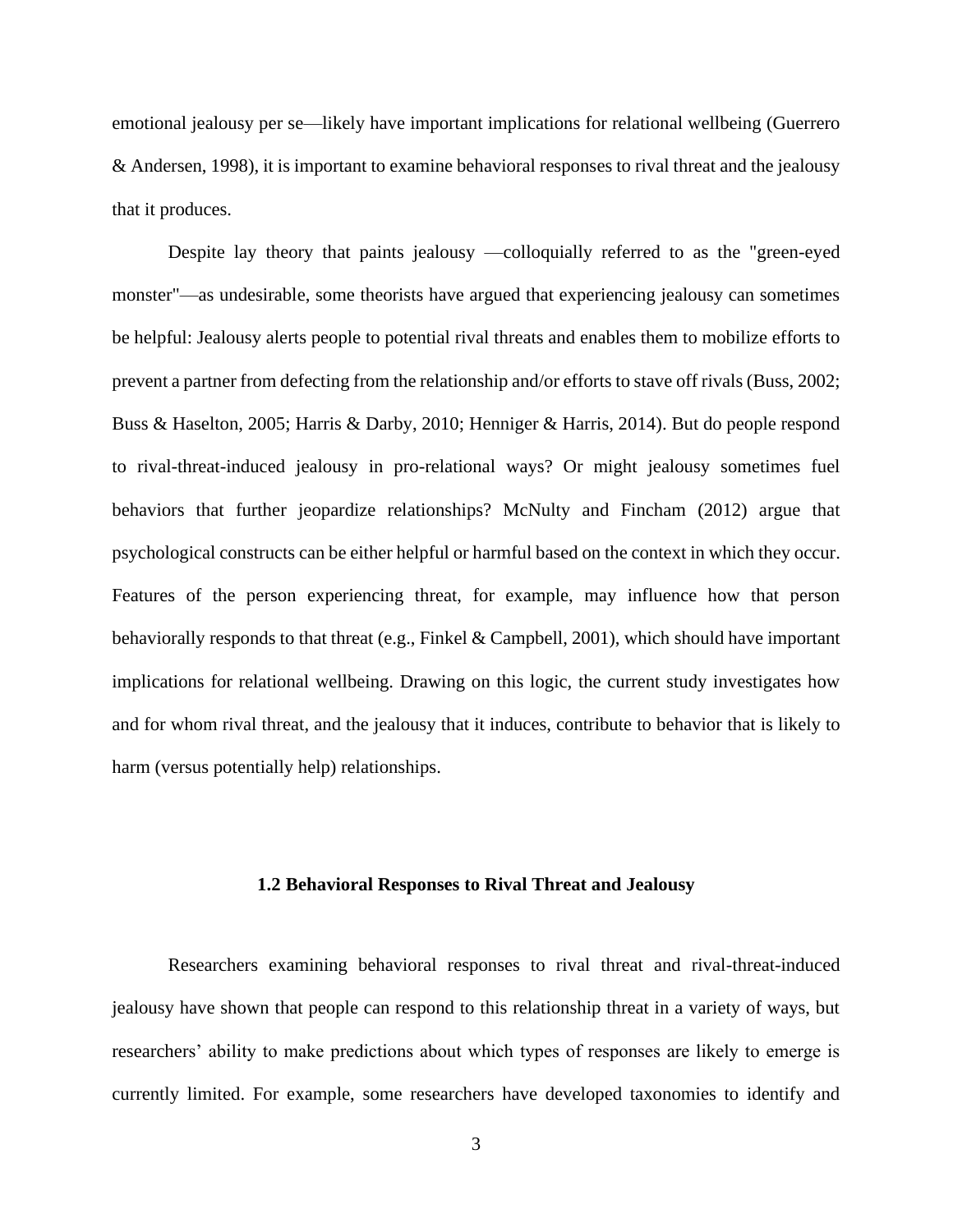emotional jealousy per se—likely have important implications for relational wellbeing (Guerrero & Andersen, 1998), it is important to examine behavioral responses to rival threat and the jealousy that it produces.

Despite lay theory that paints jealousy —colloquially referred to as the "green-eyed monster"—as undesirable, some theorists have argued that experiencing jealousy can sometimes be helpful: Jealousy alerts people to potential rival threats and enables them to mobilize efforts to prevent a partner from defecting from the relationship and/or efforts to stave off rivals (Buss, 2002; Buss & Haselton, 2005; Harris & Darby, 2010; Henniger & Harris, 2014). But do people respond to rival-threat-induced jealousy in pro-relational ways? Or might jealousy sometimes fuel behaviors that further jeopardize relationships? McNulty and Fincham (2012) argue that psychological constructs can be either helpful or harmful based on the context in which they occur. Features of the person experiencing threat, for example, may influence how that person behaviorally responds to that threat (e.g., Finkel & Campbell, 2001), which should have important implications for relational wellbeing. Drawing on this logic, the current study investigates how and for whom rival threat, and the jealousy that it induces, contribute to behavior that is likely to harm (versus potentially help) relationships.

### 1.2 Behavioral Responses to Rival Threat and Jealousy

Researchers examining behavioral responses to rival threat and rival-threat-induced jealousy have shown that people can respond to this relationship threat in a variety of ways, but researchers' ability to make predictions about which types of responses are likely to emerge is currently limited. For example, some researchers have developed taxonomies to identify and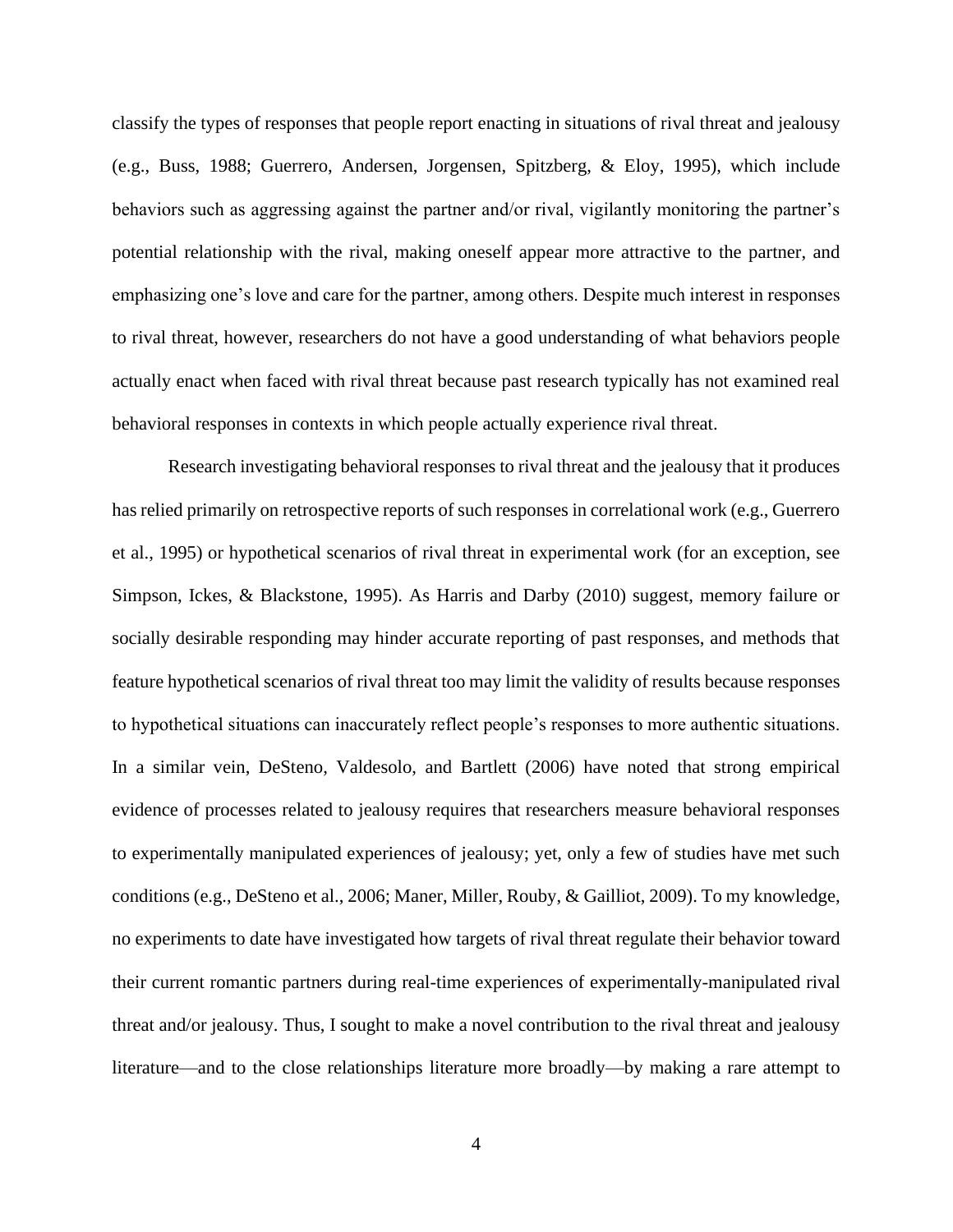classify the types of responses that people report enacting in situations of rival threat and jealousy (e.g., Buss, 1988; Guerrero, Andersen, Jorgensen, Spitzberg, & Eloy, 1995), which include behaviors such as aggressing against the partner and/or rival, vigilantly monitoring the partner's potential relationship with the rival, making oneself appear more attractive to the partner, and emphasizing one's love and care for the partner, among others. Despite much interest in responses to rival threat, however, researchers do not have a good understanding of what behaviors people actually enact when faced with rival threat because past research typically has not examined real behavioral responses in contexts in which people actually experience rival threat.

Research investigating behavioral responses to rival threat and the jealousy that it produces has relied primarily on retrospective reports of such responses in correlational work (e.g., Guerrero et al., 1995) or hypothetical scenarios of rival threat in experimental work (for an exception, see Simpson, Ickes, & Blackstone, 1995). As Harris and Darby (2010) suggest, memory failure or socially desirable responding may hinder accurate reporting of past responses, and methods that feature hypothetical scenarios of rival threat too may limit the validity of results because responses to hypothetical situations can inaccurately reflect people's responses to more authentic situations. In a similar vein, DeSteno, Valdesolo, and Bartlett (2006) have noted that strong empirical evidence of processes related to jealousy requires that researchers measure behavioral responses to experimentally manipulated experiences of jealousy; yet, only a few of studies have met such conditions (e.g., DeSteno et al., 2006; Maner, Miller, Rouby, & Gailliot, 2009). To my knowledge, no experiments to date have investigated how targets of rival threat regulate their behavior toward their current romantic partners during real-time experiences of experimentally-manipulated rival threat and/or jealousy. Thus, I sought to make a novel contribution to the rival threat and jealousy literature—and to the close relationships literature more broadly—by making a rare attempt to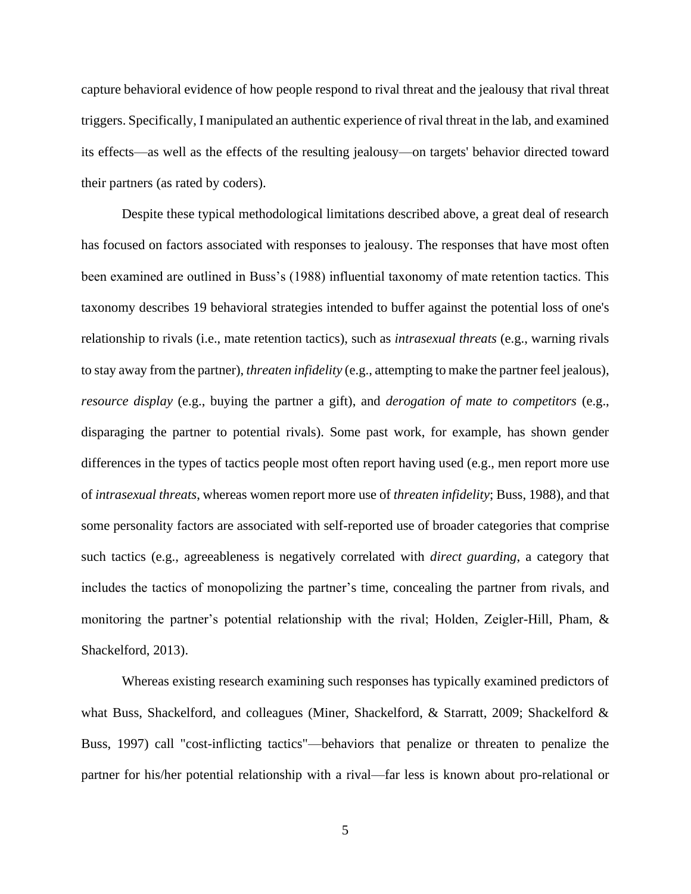capture behavioral evidence of how people respond to rival threat and the jealousy that rival threat triggers. Specifically, I manipulated an authentic experience of rival threat in the lab, and examined its effects—as well as the effects of the resulting jealousy—on targets' behavior directed toward their partners (as rated by coders).

Despite these typical methodological limitations described above, a great deal of research has focused on factors associated with responses to jealousy. The responses that have most often been examined are outlined in Buss's (1988) influential taxonomy of mate retention tactics. This taxonomy describes 19 behavioral strategies intended to buffer against the potential loss of one's relationship to rivals (i.e., mate retention tactics), such as *intrasexual threats* (e.g., warning rivals to stay away from the partner), *threaten infidelity* (e.g., attempting to make the partner feel jealous), *resource display* (e.g., buying the partner a gift), and *derogation of mate to competitors* (e.g., disparaging the partner to potential rivals). Some past work, for example, has shown gender differences in the types of tactics people most often report having used (e.g., men report more use of *intrasexual threats*, whereas women report more use of *threaten infidelity*; Buss, 1988), and that some personality factors are associated with self-reported use of broader categories that comprise such tactics (e.g., agreeableness is negatively correlated with *direct guarding*, a category that includes the tactics of monopolizing the partner's time, concealing the partner from rivals, and monitoring the partner's potential relationship with the rival; Holden, Zeigler-Hill, Pham, & Shackelford, 2013).

Whereas existing research examining such responses has typically examined predictors of what Buss, Shackelford, and colleagues (Miner, Shackelford, & Starratt, 2009; Shackelford & Buss, 1997) call "cost-inflicting tactics"—behaviors that penalize or threaten to penalize the partner for his/her potential relationship with a rival—far less is known about pro-relational or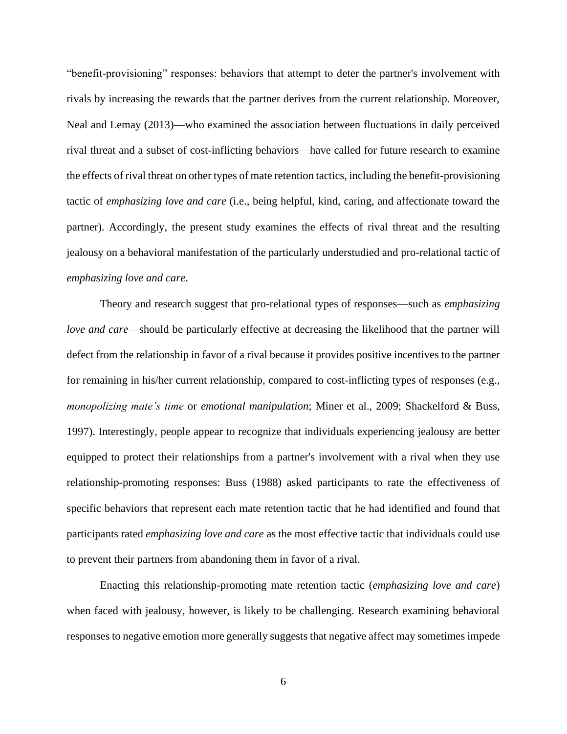"benefit-provisioning" responses: behaviors that attempt to deter the partner's involvement with rivals by increasing the rewards that the partner derives from the current relationship. Moreover, Neal and Lemay (2013)—who examined the association between fluctuations in daily perceived rival threat and a subset of cost-inflicting behaviors—have called for future research to examine the effects of rival threat on other types of mate retention tactics, including the benefit-provisioning tactic of *emphasizing love and care* (i.e., being helpful, kind, caring, and affectionate toward the partner). Accordingly, the present study examines the effects of rival threat and the resulting jealousy on a behavioral manifestation of the particularly understudied and pro-relational tactic of *emphasizing love and care*.

Theory and research suggest that pro-relational types of responses—such as *emphasizing love and care*—should be particularly effective at decreasing the likelihood that the partner will defect from the relationship in favor of a rival because it provides positive incentives to the partner for remaining in his/her current relationship, compared to cost-inflicting types of responses (e.g., *monopolizing mate's time* or *emotional manipulation*; Miner et al., 2009; Shackelford & Buss, 1997). Interestingly, people appear to recognize that individuals experiencing jealousy are better equipped to protect their relationships from a partner's involvement with a rival when they use relationship-promoting responses: Buss (1988) asked participants to rate the effectiveness of specific behaviors that represent each mate retention tactic that he had identified and found that participants rated *emphasizing love and care* as the most effective tactic that individuals could use to prevent their partners from abandoning them in favor of a rival.

Enacting this relationship-promoting mate retention tactic (*emphasizing love and care*) when faced with jealousy, however, is likely to be challenging. Research examining behavioral responses to negative emotion more generally suggests that negative affect may sometimes impede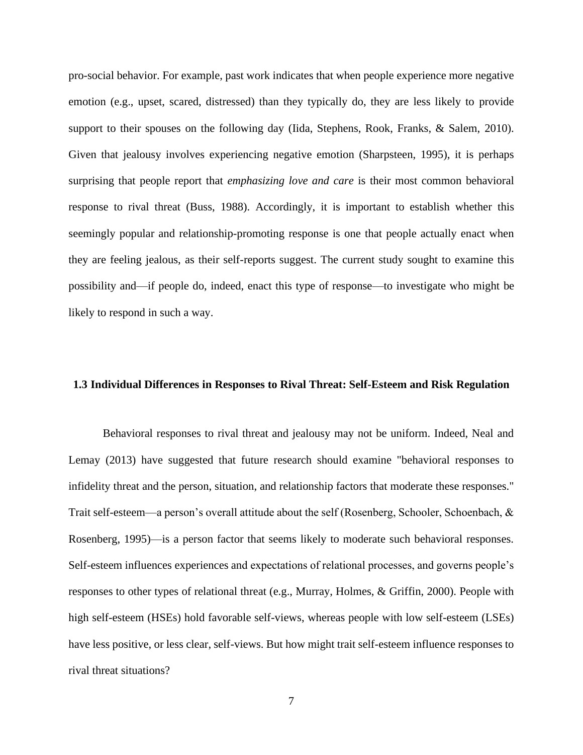pro-social behavior. For example, past work indicates that when people experience more negative emotion (e.g., upset, scared, distressed) than they typically do, they are less likely to provide support to their spouses on the following day (Iida, Stephens, Rook, Franks, & Salem, 2010). Given that jealousy involves experiencing negative emotion (Sharpsteen, 1995), it is perhaps surprising that people report that *emphasizing love and care* is their most common behavioral response to rival threat (Buss, 1988). Accordingly, it is important to establish whether this seemingly popular and relationship-promoting response is one that people actually enact when they are feeling jealous, as their self-reports suggest. The current study sought to examine this possibility and—if people do, indeed, enact this type of response—to investigate who might be likely to respond in such a way.

### 1.3 Individual Differences in Responses to Rival Threat: Self-Esteem and Risk Regulation

Behavioral responses to rival threat and jealousy may not be uniform. Indeed, Neal and Lemay (2013) have suggested that future research should examine "behavioral responses to infidelity threat and the person, situation, and relationship factors that moderate these responses." Trait self-esteem—a person's overall attitude about the self (Rosenberg, Schooler, Schoenbach, & Rosenberg, 1995)—is a person factor that seems likely to moderate such behavioral responses. Self-esteem influences experiences and expectations of relational processes, and governs people's responses to other types of relational threat (e.g., Murray, Holmes, & Griffin, 2000). People with high self-esteem (HSEs) hold favorable self-views, whereas people with low self-esteem (LSEs) have less positive, or less clear, self-views. But how might trait self-esteem influence responses to rival threat situations?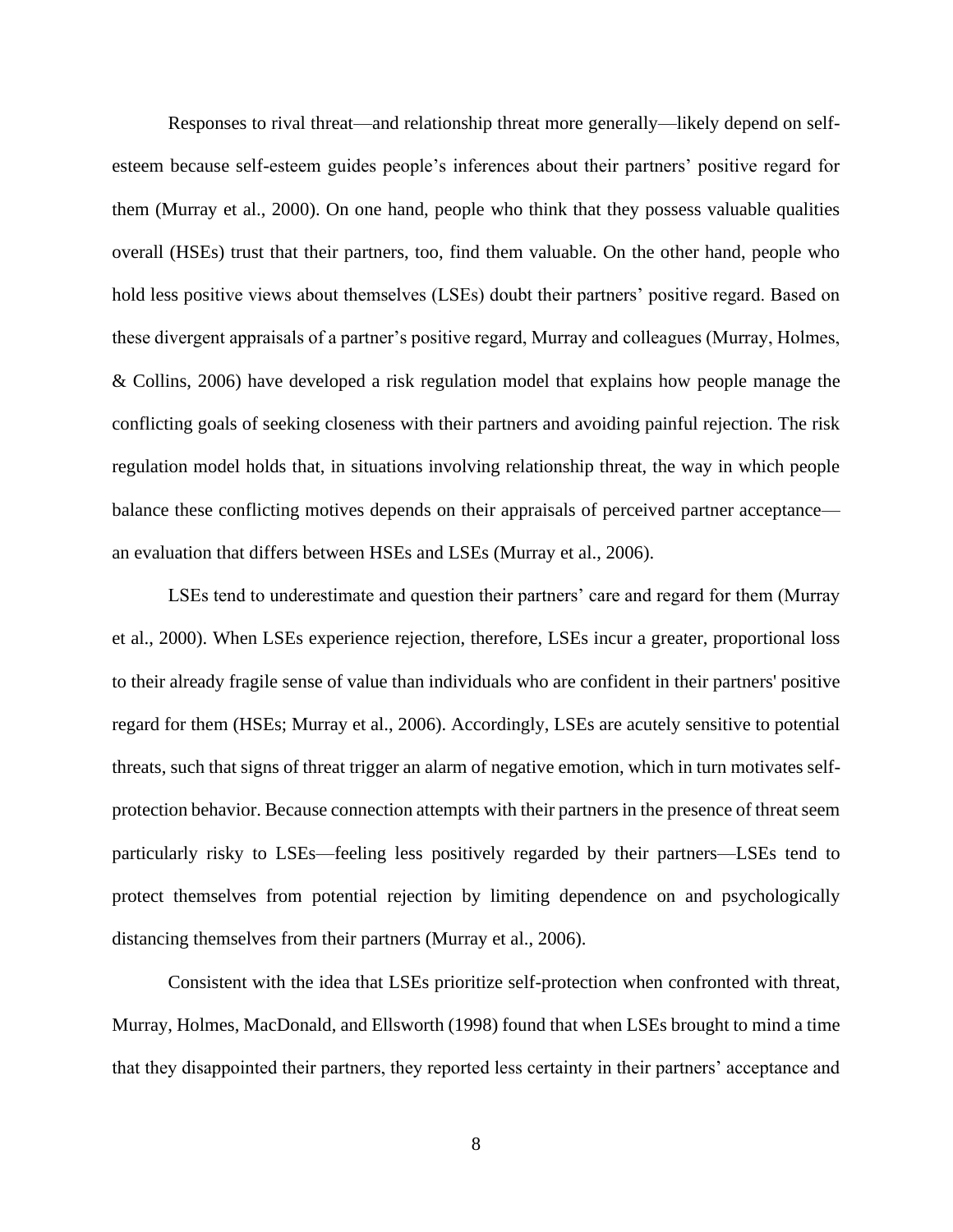Responses to rival threat—and relationship threat more generally—likely depend on self-esteem because self-esteem guides people's inferences about their partners' positive regard for them (Murray et al., 2000). On one hand, people who think that they possess valuable qualities overall (HSEs) trust that their partners, too, find them valuable. On the other hand, people who hold less positive views about themselves (LSEs) doubt their partners' positive regard. Based on these divergent appraisals of a partner's positive regard, Murray and colleagues (Murray, Holmes, & Collins, 2006) have developed a risk regulation model that explains how people manage the conflicting goals of seeking closeness with their partners and avoiding painful rejection. The risk regulation model holds that, in situations involving relationship threat, the way in which people balance these conflicting motives depends on their appraisals of perceived partner acceptance—an evaluation that differs between HSEs and LSEs (Murray et al., 2006).

LSEs tend to underestimate and question their partners' care and regard for them (Murray et al., 2000). When LSEs experience rejection, therefore, LSEs incur a greater, proportional loss to their already fragile sense of value than individuals who are confident in their partners' positive regard for them (HSEs; Murray et al., 2006). Accordingly, LSEs are acutely sensitive to potential threats, such that signs of threat trigger an alarm of negative emotion, which in turn motivates self-protection behavior. Because connection attempts with their partners in the presence of threat seem particularly risky to LSEs—feeling less positively regarded by their partners—LSEs tend to protect themselves from potential rejection by limiting dependence on and psychologically distancing themselves from their partners (Murray et al., 2006).

Consistent with the idea that LSEs prioritize self-protection when confronted with threat, Murray, Holmes, MacDonald, and Ellsworth (1998) found that when LSEs brought to mind a time that they disappointed their partners, they reported less certainty in their partners' acceptance and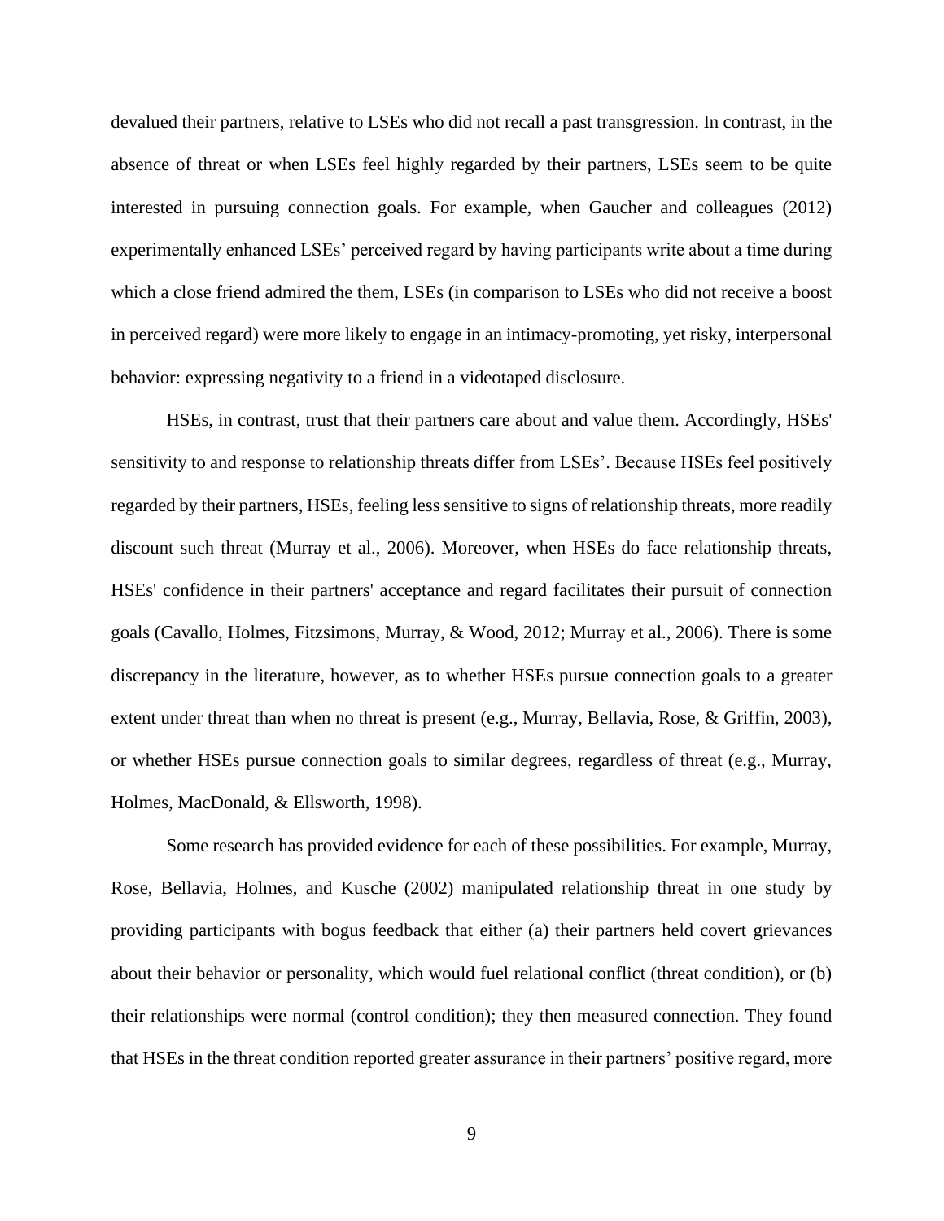devalued their partners, relative to LSEs who did not recall a past transgression. In contrast, in the absence of threat or when LSEs feel highly regarded by their partners, LSEs seem to be quite interested in pursuing connection goals. For example, when Gaucher and colleagues (2012) experimentally enhanced LSEs' perceived regard by having participants write about a time during which a close friend admired the them, LSEs (in comparison to LSEs who did not receive a boost in perceived regard) were more likely to engage in an intimacy-promoting, yet risky, interpersonal behavior: expressing negativity to a friend in a videotaped disclosure.

HSEs, in contrast, trust that their partners care about and value them. Accordingly, HSEs' sensitivity to and response to relationship threats differ from LSEs'. Because HSEs feel positively regarded by their partners, HSEs, feeling less sensitive to signs of relationship threats, more readily discount such threat (Murray et al., 2006). Moreover, when HSEs do face relationship threats, HSEs' confidence in their partners' acceptance and regard facilitates their pursuit of connection goals (Cavallo, Holmes, Fitzsimons, Murray, & Wood, 2012; Murray et al., 2006). There is some discrepancy in the literature, however, as to whether HSEs pursue connection goals to a greater extent under threat than when no threat is present (e.g., Murray, Bellavia, Rose, & Griffin, 2003), or whether HSEs pursue connection goals to similar degrees, regardless of threat (e.g., Murray, Holmes, MacDonald, & Ellsworth, 1998).

Some research has provided evidence for each of these possibilities. For example, Murray, Rose, Bellavia, Holmes, and Kusche (2002) manipulated relationship threat in one study by providing participants with bogus feedback that either (a) their partners held covert grievances about their behavior or personality, which would fuel relational conflict (threat condition), or (b) their relationships were normal (control condition); they then measured connection. They found that HSEs in the threat condition reported greater assurance in their partners' positive regard, more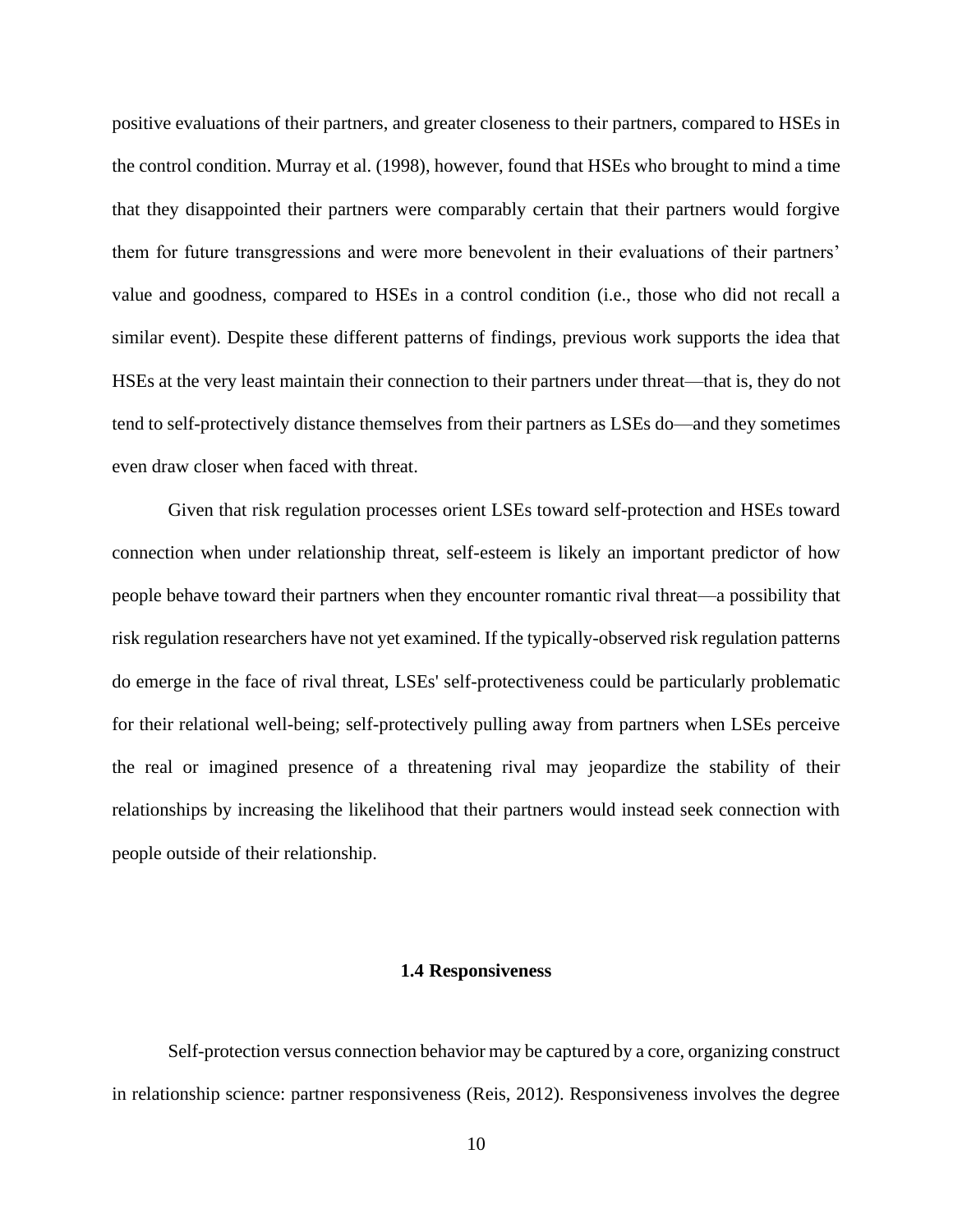positive evaluations of their partners, and greater closeness to their partners, compared to HSEs in the control condition. Murray et al. (1998), however, found that HSEs who brought to mind a time that they disappointed their partners were comparably certain that their partners would forgive them for future transgressions and were more benevolent in their evaluations of their partners' value and goodness, compared to HSEs in a control condition (i.e., those who did not recall a similar event). Despite these different patterns of findings, previous work supports the idea that HSEs at the very least maintain their connection to their partners under threat—that is, they do not tend to self-protectively distance themselves from their partners as LSEs do—and they sometimes even draw closer when faced with threat.

Given that risk regulation processes orient LSEs toward self-protection and HSEs toward connection when under relationship threat, self-esteem is likely an important predictor of how people behave toward their partners when they encounter romantic rival threat—a possibility that risk regulation researchers have not yet examined. If the typically-observed risk regulation patterns do emerge in the face of rival threat, LSEs' self-protectiveness could be particularly problematic for their relational well-being; self-protectively pulling away from partners when LSEs perceive the real or imagined presence of a threatening rival may jeopardize the stability of their relationships by increasing the likelihood that their partners would instead seek connection with people outside of their relationship.

### 1.4 Responsiveness

Self-protection versus connection behavior may be captured by a core, organizing construct in relationship science: partner responsiveness (Reis, 2012). Responsiveness involves the degree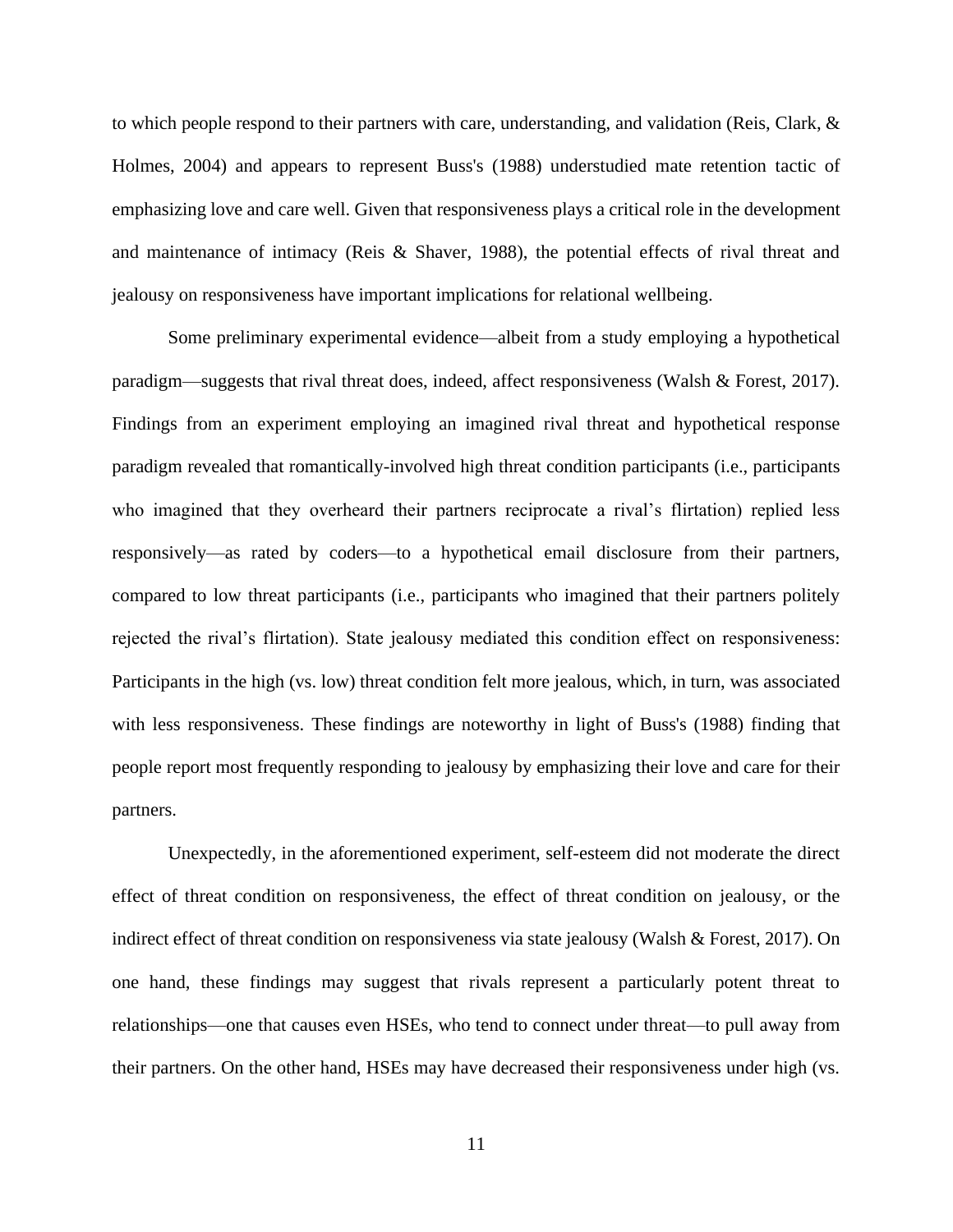to which people respond to their partners with care, understanding, and validation (Reis, Clark, & Holmes, 2004) and appears to represent Buss's (1988) understudied mate retention tactic of emphasizing love and care well. Given that responsiveness plays a critical role in the development and maintenance of intimacy (Reis & Shaver, 1988), the potential effects of rival threat and jealousy on responsiveness have important implications for relational wellbeing.

Some preliminary experimental evidence—albeit from a study employing a hypothetical paradigm—suggests that rival threat does, indeed, affect responsiveness (Walsh & Forest, 2017). Findings from an experiment employing an imagined rival threat and hypothetical response paradigm revealed that romantically-involved high threat condition participants (i.e., participants who imagined that they overheard their partners reciprocate a rival's flirtation) replied less responsively—as rated by coders—to a hypothetical email disclosure from their partners, compared to low threat participants (i.e., participants who imagined that their partners politely rejected the rival's flirtation). State jealousy mediated this condition effect on responsiveness: Participants in the high (vs. low) threat condition felt more jealous, which, in turn, was associated with less responsiveness. These findings are noteworthy in light of Buss's (1988) finding that people report most frequently responding to jealousy by emphasizing their love and care for their partners.

Unexpectedly, in the aforementioned experiment, self-esteem did not moderate the direct effect of threat condition on responsiveness, the effect of threat condition on jealousy, or the indirect effect of threat condition on responsiveness via state jealousy (Walsh & Forest, 2017). On one hand, these findings may suggest that rivals represent a particularly potent threat to relationships—one that causes even HSEs, who tend to connect under threat—to pull away from their partners. On the other hand, HSEs may have decreased their responsiveness under high (vs.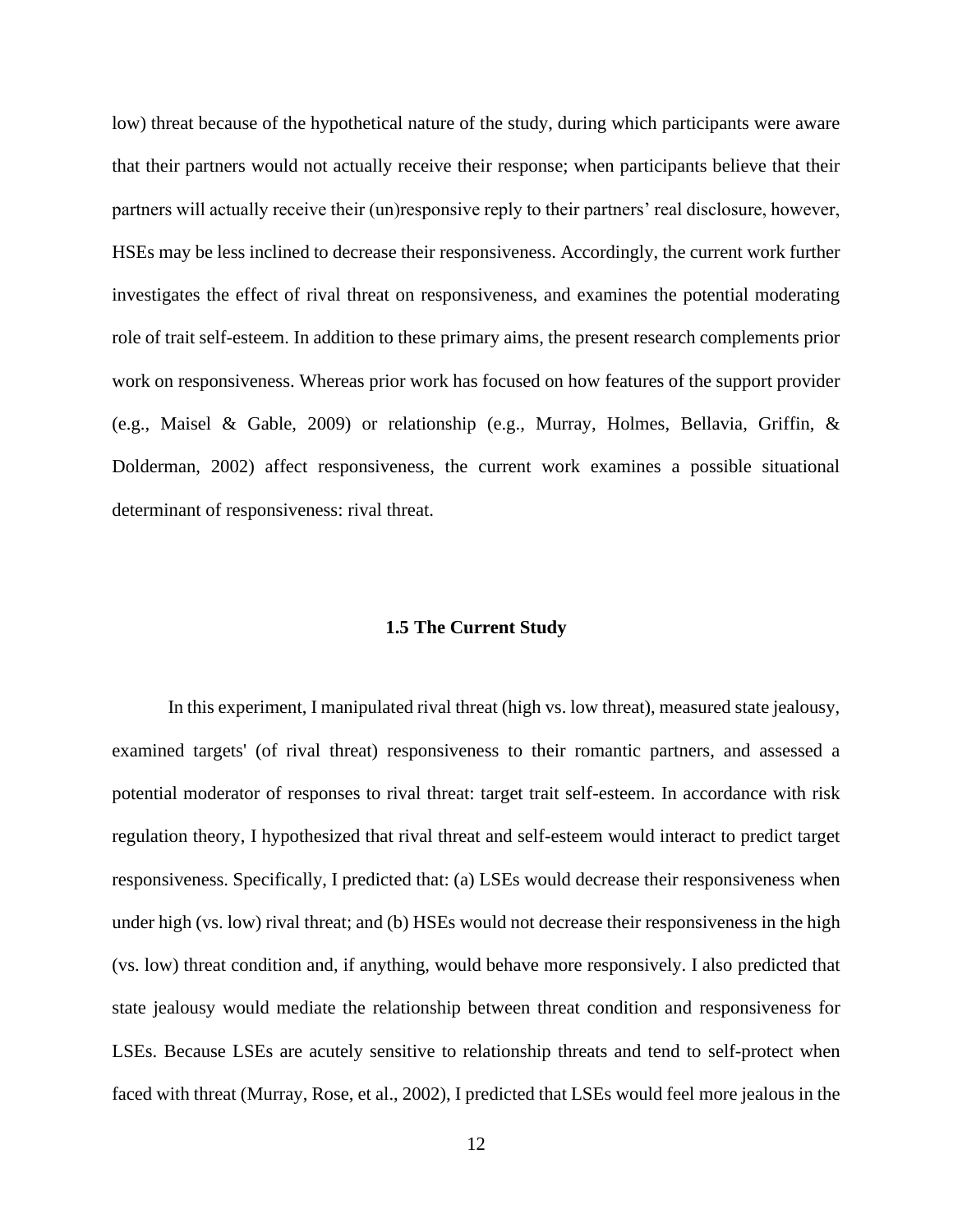low) threat because of the hypothetical nature of the study, during which participants were aware that their partners would not actually receive their response; when participants believe that their partners will actually receive their (un)responsive reply to their partners' real disclosure, however, HSEs may be less inclined to decrease their responsiveness. Accordingly, the current work further investigates the effect of rival threat on responsiveness, and examines the potential moderating role of trait self-esteem. In addition to these primary aims, the present research complements prior work on responsiveness. Whereas prior work has focused on how features of the support provider (e.g., Maisel & Gable, 2009) or relationship (e.g., Murray, Holmes, Bellavia, Griffin, & Dolderman, 2002) affect responsiveness, the current work examines a possible situational determinant of responsiveness: rival threat.

### 1.5 The Current Study

In this experiment, I manipulated rival threat (high vs. low threat), measured state jealousy, examined targets' (of rival threat) responsiveness to their romantic partners, and assessed a potential moderator of responses to rival threat: target trait self-esteem. In accordance with risk regulation theory, I hypothesized that rival threat and self-esteem would interact to predict target responsiveness. Specifically, I predicted that: (a) LSEs would decrease their responsiveness when under high (vs. low) rival threat; and (b) HSEs would not decrease their responsiveness in the high (vs. low) threat condition and, if anything, would behave more responsively. I also predicted that state jealousy would mediate the relationship between threat condition and responsiveness for LSEs. Because LSEs are acutely sensitive to relationship threats and tend to self-protect when faced with threat (Murray, Rose, et al., 2002), I predicted that LSEs would feel more jealous in the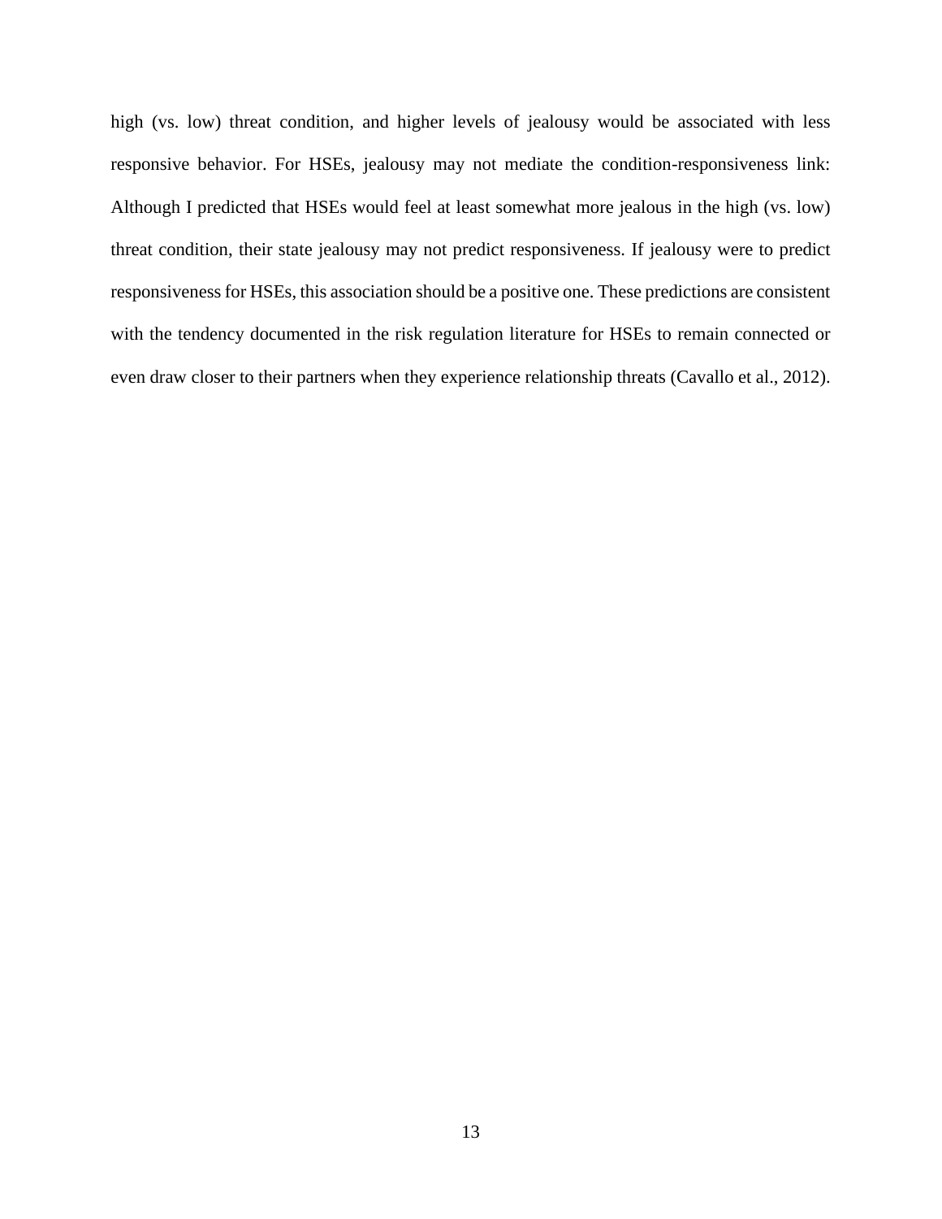high (vs. low) threat condition, and higher levels of jealousy would be associated with less responsive behavior. For HSEs, jealousy may not mediate the condition-responsiveness link: Although I predicted that HSEs would feel at least somewhat more jealous in the high (vs. low) threat condition, their state jealousy may not predict responsiveness. If jealousy were to predict responsiveness for HSEs, this association should be a positive one. These predictions are consistent with the tendency documented in the risk regulation literature for HSEs to remain connected or even draw closer to their partners when they experience relationship threats (Cavallo et al., 2012).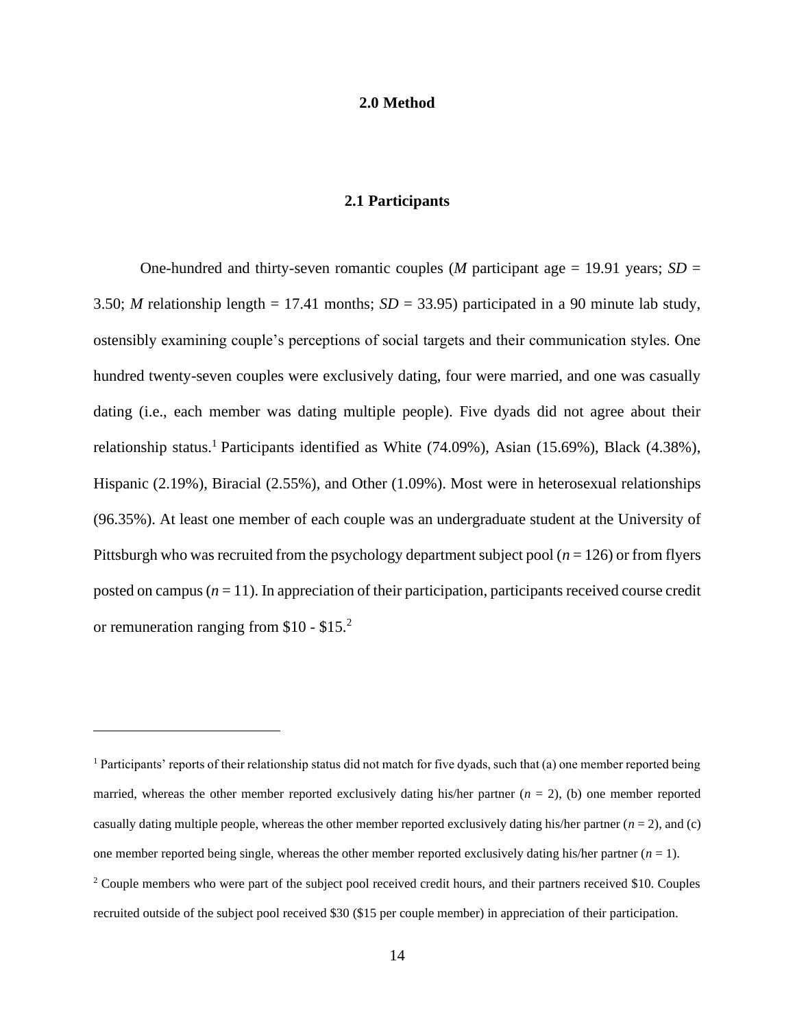# 2.0 Method

## 2.1 Participants

One-hundred and thirty-seven romantic couples (*M* participant age = 19.91 years; *SD* = 3.50; *M* relationship length = 17.41 months; *SD* = 33.95) participated in a 90 minute lab study, ostensibly examining couple's perceptions of social targets and their communication styles. One hundred twenty-seven couples were exclusively dating, four were married, and one was casually dating (i.e., each member was dating multiple people). Five dyads did not agree about their relationship status.[1] Participants identified as White (74.09%), Asian (15.69%), Black (4.38%), Hispanic (2.19%), Biracial (2.55%), and Other (1.09%). Most were in heterosexual relationships (96.35%). At least one member of each couple was an undergraduate student at the University of Pittsburgh who was recruited from the psychology department subject pool ($n = 126$) or from flyers posted on campus ($n = 11$). In appreciation of their participation, participants received course credit or remuneration ranging from $10 - $15.[2]

---

[1] Participants' reports of their relationship status did not match for five dyads, such that (a) one member reported being married, whereas the other member reported exclusively dating his/her partner ($n = 2$), (b) one member reported casually dating multiple people, whereas the other member reported exclusively dating his/her partner ($n = 2$), and (c) one member reported being single, whereas the other member reported exclusively dating his/her partner ($n = 1$).

[2] Couple members who were part of the subject pool received credit hours, and their partners received $10. Couples recruited outside of the subject pool received $30 ($15 per couple member) in appreciation of their participation.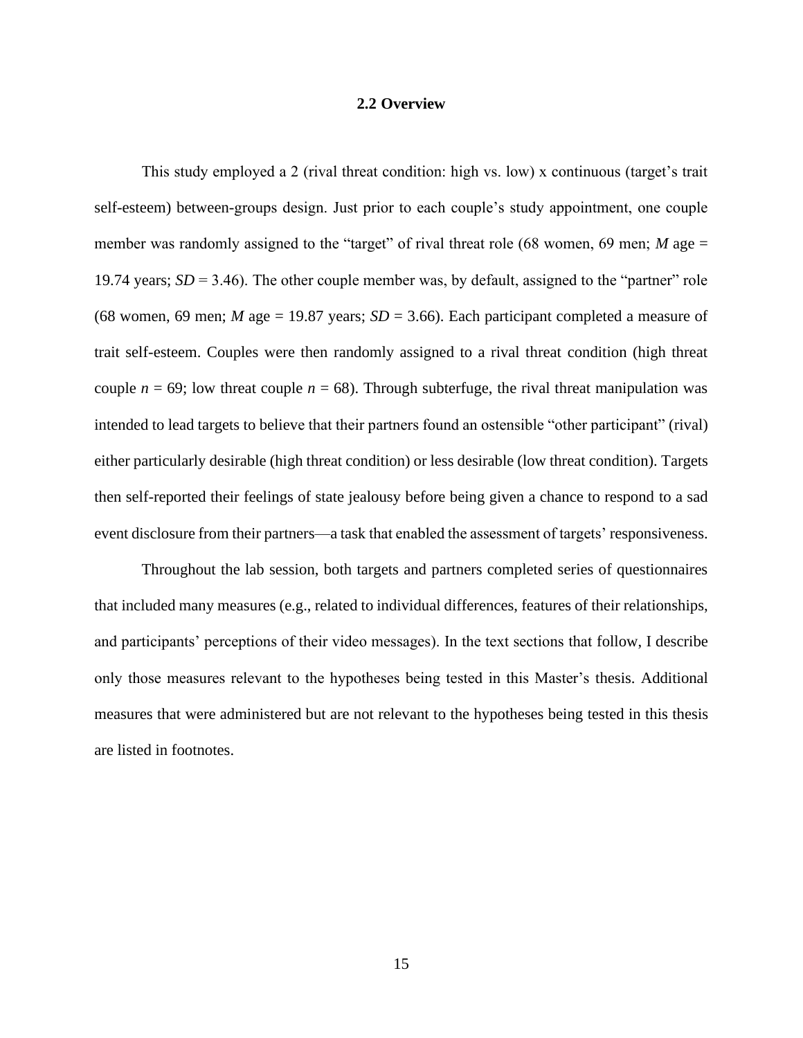## 2.2 Overview

This study employed a 2 (rival threat condition: high vs. low) x continuous (target's trait self-esteem) between-groups design. Just prior to each couple's study appointment, one couple member was randomly assigned to the "target" of rival threat role (68 women, 69 men; $M$ age = 19.74 years; $SD$ = 3.46). The other couple member was, by default, assigned to the "partner" role (68 women, 69 men; $M$ age = 19.87 years; $SD$ = 3.66). Each participant completed a measure of trait self-esteem. Couples were then randomly assigned to a rival threat condition (high threat couple $n$ = 69; low threat couple $n$ = 68). Through subterfuge, the rival threat manipulation was intended to lead targets to believe that their partners found an ostensible "other participant" (rival) either particularly desirable (high threat condition) or less desirable (low threat condition). Targets then self-reported their feelings of state jealousy before being given a chance to respond to a sad event disclosure from their partners—a task that enabled the assessment of targets' responsiveness.

Throughout the lab session, both targets and partners completed series of questionnaires that included many measures (e.g., related to individual differences, features of their relationships, and participants' perceptions of their video messages). In the text sections that follow, I describe only those measures relevant to the hypotheses being tested in this Master's thesis. Additional measures that were administered but are not relevant to the hypotheses being tested in this thesis are listed in footnotes.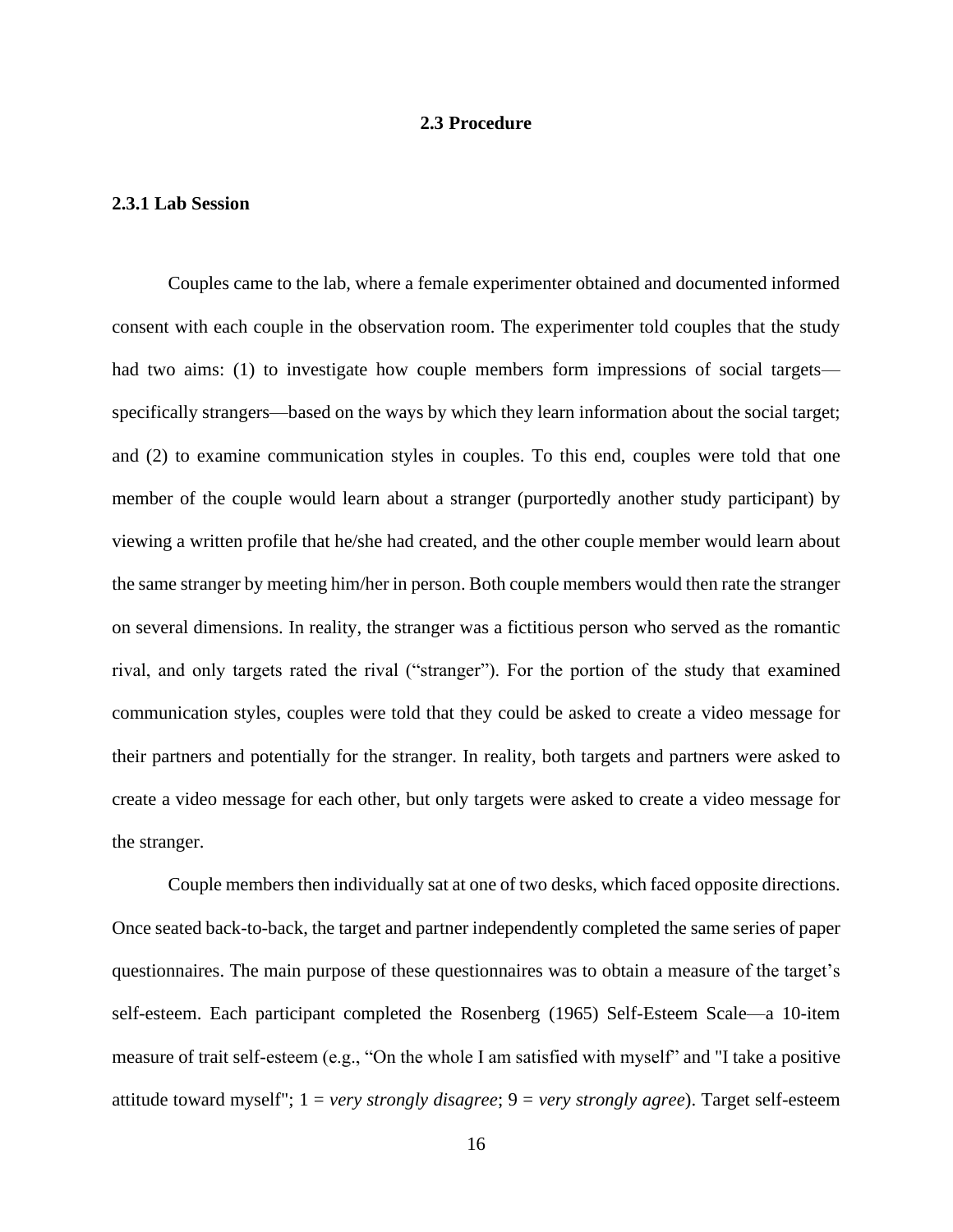## 2.3 Procedure

### 2.3.1 Lab Session

Couples came to the lab, where a female experimenter obtained and documented informed consent with each couple in the observation room. The experimenter told couples that the study had two aims: (1) to investigate how couple members form impressions of social targets—specifically strangers—based on the ways by which they learn information about the social target; and (2) to examine communication styles in couples. To this end, couples were told that one member of the couple would learn about a stranger (purportedly another study participant) by viewing a written profile that he/she had created, and the other couple member would learn about the same stranger by meeting him/her in person. Both couple members would then rate the stranger on several dimensions. In reality, the stranger was a fictitious person who served as the romantic rival, and only targets rated the rival ("stranger"). For the portion of the study that examined communication styles, couples were told that they could be asked to create a video message for their partners and potentially for the stranger. In reality, both targets and partners were asked to create a video message for each other, but only targets were asked to create a video message for the stranger.

Couple members then individually sat at one of two desks, which faced opposite directions. Once seated back-to-back, the target and partner independently completed the same series of paper questionnaires. The main purpose of these questionnaires was to obtain a measure of the target's self-esteem. Each participant completed the Rosenberg (1965) Self-Esteem Scale—a 10-item measure of trait self-esteem (e.g., "On the whole I am satisfied with myself" and "I take a positive attitude toward myself"; 1 = *very strongly disagree*; 9 = *very strongly agree*). Target self-esteem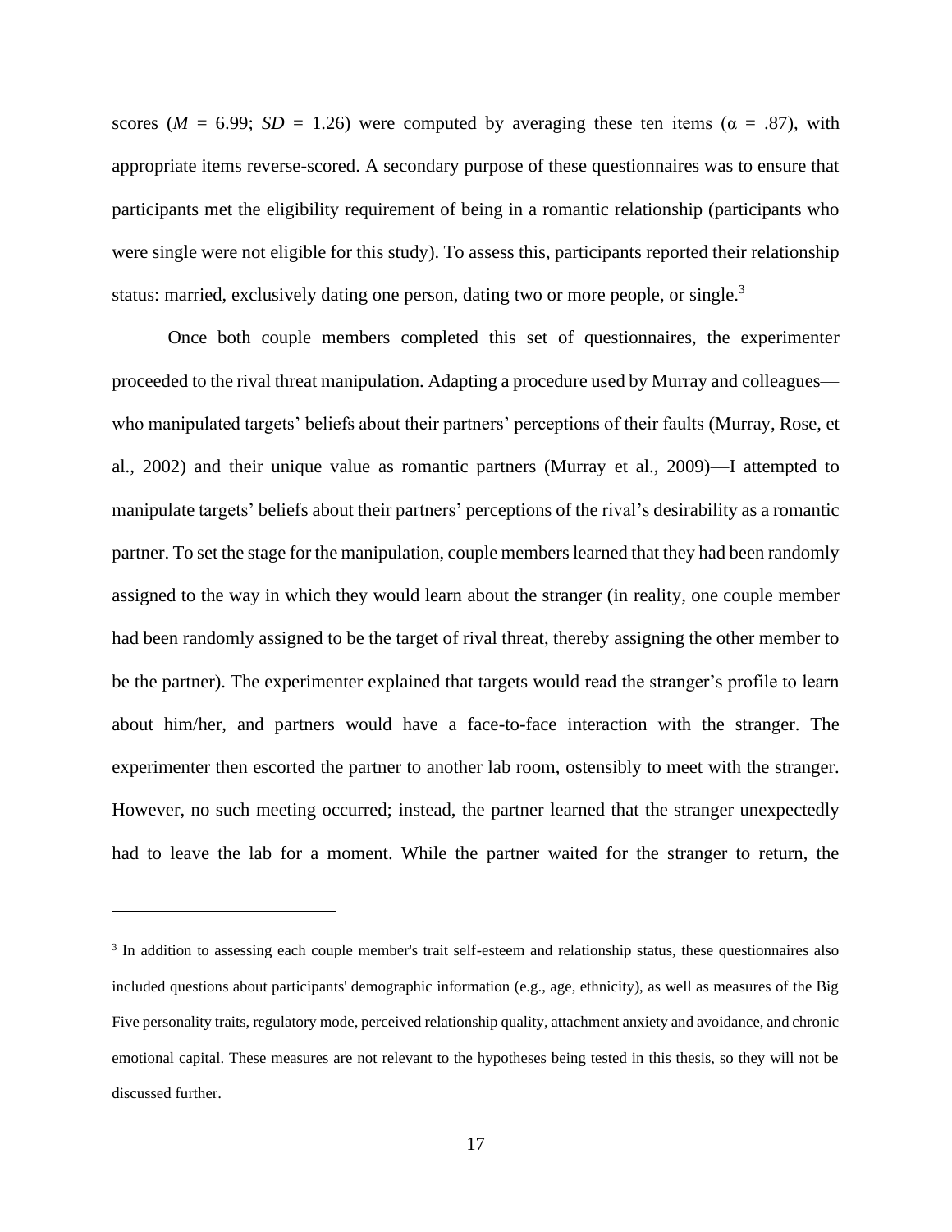scores (*M* = 6.99; *SD* = 1.26) were computed by averaging these ten items (α = .87), with appropriate items reverse-scored. A secondary purpose of these questionnaires was to ensure that participants met the eligibility requirement of being in a romantic relationship (participants who were single were not eligible for this study). To assess this, participants reported their relationship status: married, exclusively dating one person, dating two or more people, or single.[3]

Once both couple members completed this set of questionnaires, the experimenter proceeded to the rival threat manipulation. Adapting a procedure used by Murray and colleagues—who manipulated targets' beliefs about their partners' perceptions of their faults (Murray, Rose, et al., 2002) and their unique value as romantic partners (Murray et al., 2009)—I attempted to manipulate targets' beliefs about their partners' perceptions of the rival's desirability as a romantic partner. To set the stage for the manipulation, couple members learned that they had been randomly assigned to the way in which they would learn about the stranger (in reality, one couple member had been randomly assigned to be the target of rival threat, thereby assigning the other member to be the partner). The experimenter explained that targets would read the stranger's profile to learn about him/her, and partners would have a face-to-face interaction with the stranger. The experimenter then escorted the partner to another lab room, ostensibly to meet with the stranger. However, no such meeting occurred; instead, the partner learned that the stranger unexpectedly had to leave the lab for a moment. While the partner waited for the stranger to return, the

---

[3] In addition to assessing each couple member's trait self-esteem and relationship status, these questionnaires also included questions about participants' demographic information (e.g., age, ethnicity), as well as measures of the Big Five personality traits, regulatory mode, perceived relationship quality, attachment anxiety and avoidance, and chronic emotional capital. These measures are not relevant to the hypotheses being tested in this thesis, so they will not be discussed further.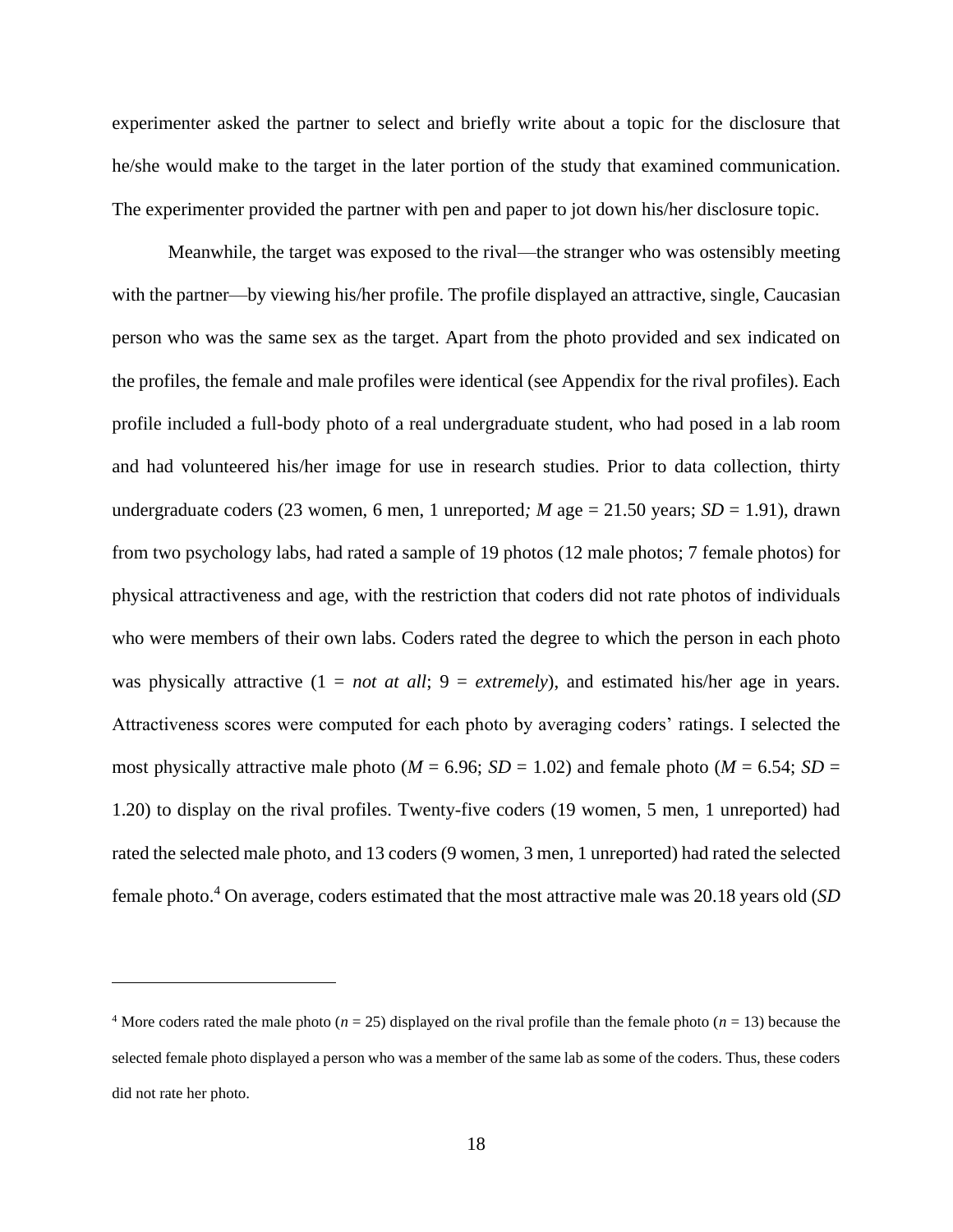experimenter asked the partner to select and briefly write about a topic for the disclosure that he/she would make to the target in the later portion of the study that examined communication. The experimenter provided the partner with pen and paper to jot down his/her disclosure topic.

Meanwhile, the target was exposed to the rival—the stranger who was ostensibly meeting with the partner—by viewing his/her profile. The profile displayed an attractive, single, Caucasian person who was the same sex as the target. Apart from the photo provided and sex indicated on the profiles, the female and male profiles were identical (see Appendix for the rival profiles). Each profile included a full-body photo of a real undergraduate student, who had posed in a lab room and had volunteered his/her image for use in research studies. Prior to data collection, thirty undergraduate coders (23 women, 6 men, 1 unreported*;* *M* age = 21.50 years; *SD* = 1.91), drawn from two psychology labs, had rated a sample of 19 photos (12 male photos; 7 female photos) for physical attractiveness and age, with the restriction that coders did not rate photos of individuals who were members of their own labs. Coders rated the degree to which the person in each photo was physically attractive (1 = *not at all*; 9 = *extremely*), and estimated his/her age in years. Attractiveness scores were computed for each photo by averaging coders' ratings. I selected the most physically attractive male photo (*M* = 6.96; *SD* = 1.02) and female photo (*M* = 6.54; *SD* = 1.20) to display on the rival profiles. Twenty-five coders (19 women, 5 men, 1 unreported) had rated the selected male photo, and 13 coders (9 women, 3 men, 1 unreported) had rated the selected female photo.[4] On average, coders estimated that the most attractive male was 20.18 years old (*SD*

---

[4] More coders rated the male photo (*n* = 25) displayed on the rival profile than the female photo (*n* = 13) because the selected female photo displayed a person who was a member of the same lab as some of the coders. Thus, these coders did not rate her photo.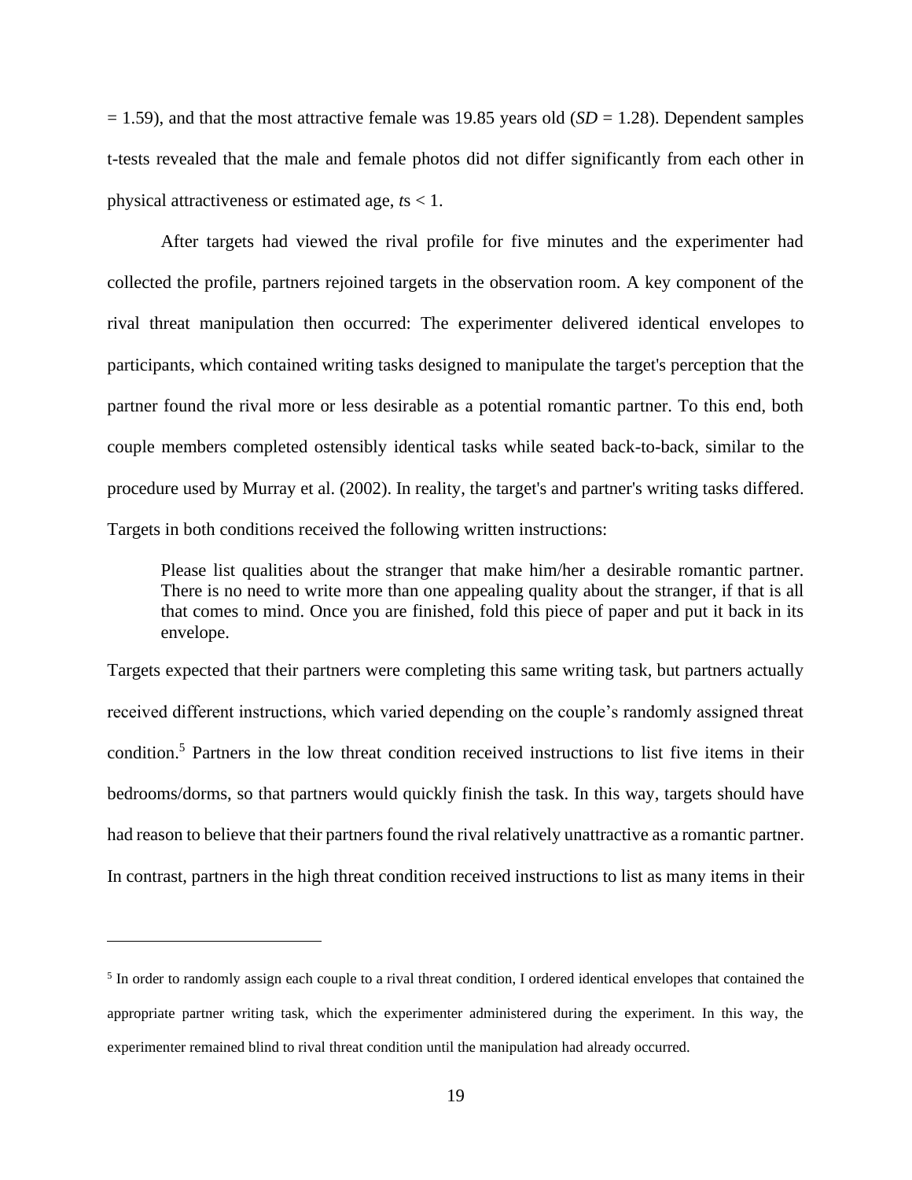= 1.59), and that the most attractive female was 19.85 years old (*SD* = 1.28). Dependent samples t-tests revealed that the male and female photos did not differ significantly from each other in physical attractiveness or estimated age, *t*s < 1.

After targets had viewed the rival profile for five minutes and the experimenter had collected the profile, partners rejoined targets in the observation room. A key component of the rival threat manipulation then occurred: The experimenter delivered identical envelopes to participants, which contained writing tasks designed to manipulate the target's perception that the partner found the rival more or less desirable as a potential romantic partner. To this end, both couple members completed ostensibly identical tasks while seated back-to-back, similar to the procedure used by Murray et al. (2002). In reality, the target's and partner's writing tasks differed. Targets in both conditions received the following written instructions:

> Please list qualities about the stranger that make him/her a desirable romantic partner. There is no need to write more than one appealing quality about the stranger, if that is all that comes to mind. Once you are finished, fold this piece of paper and put it back in its envelope.

Targets expected that their partners were completing this same writing task, but partners actually received different instructions, which varied depending on the couple's randomly assigned threat condition.[5] Partners in the low threat condition received instructions to list five items in their bedrooms/dorms, so that partners would quickly finish the task. In this way, targets should have had reason to believe that their partners found the rival relatively unattractive as a romantic partner. In contrast, partners in the high threat condition received instructions to list as many items in their

---

[5] In order to randomly assign each couple to a rival threat condition, I ordered identical envelopes that contained the appropriate partner writing task, which the experimenter administered during the experiment. In this way, the experimenter remained blind to rival threat condition until the manipulation had already occurred.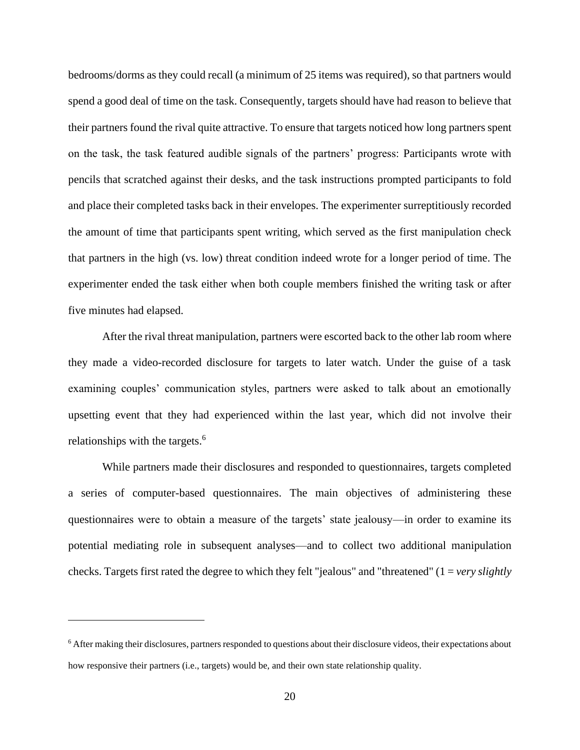bedrooms/dorms as they could recall (a minimum of 25 items was required), so that partners would spend a good deal of time on the task. Consequently, targets should have had reason to believe that their partners found the rival quite attractive. To ensure that targets noticed how long partners spent on the task, the task featured audible signals of the partners' progress: Participants wrote with pencils that scratched against their desks, and the task instructions prompted participants to fold and place their completed tasks back in their envelopes. The experimenter surreptitiously recorded the amount of time that participants spent writing, which served as the first manipulation check that partners in the high (vs. low) threat condition indeed wrote for a longer period of time. The experimenter ended the task either when both couple members finished the writing task or after five minutes had elapsed.

After the rival threat manipulation, partners were escorted back to the other lab room where they made a video-recorded disclosure for targets to later watch. Under the guise of a task examining couples' communication styles, partners were asked to talk about an emotionally upsetting event that they had experienced within the last year, which did not involve their relationships with the targets.[6]

While partners made their disclosures and responded to questionnaires, targets completed a series of computer-based questionnaires. The main objectives of administering these questionnaires were to obtain a measure of the targets' state jealousy—in order to examine its potential mediating role in subsequent analyses—and to collect two additional manipulation checks. Targets first rated the degree to which they felt "jealous" and "threatened" (1 = *very slightly*

[6] After making their disclosures, partners responded to questions about their disclosure videos, their expectations about how responsive their partners (i.e., targets) would be, and their own state relationship quality.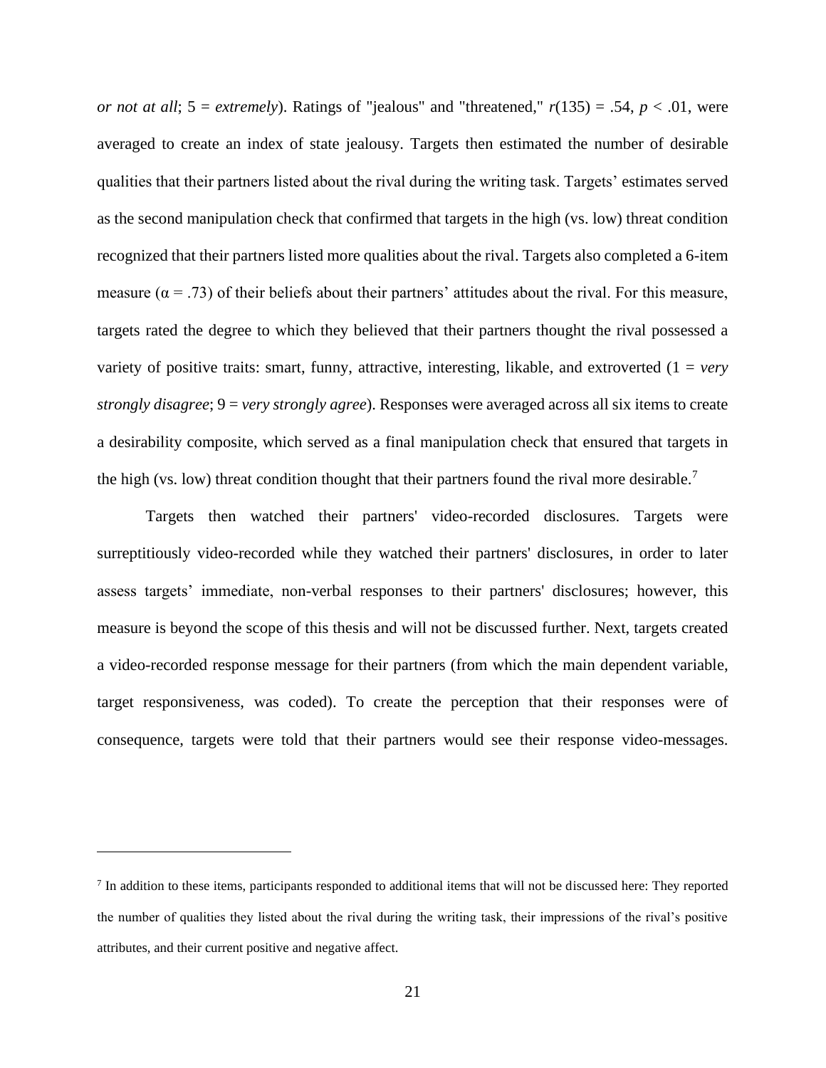*or not at all*; 5 = *extremely*). Ratings of "jealous" and "threatened," $r(135) = .54$, $p < .01$, were averaged to create an index of state jealousy. Targets then estimated the number of desirable qualities that their partners listed about the rival during the writing task. Targets' estimates served as the second manipulation check that confirmed that targets in the high (vs. low) threat condition recognized that their partners listed more qualities about the rival. Targets also completed a 6-item measure ($\alpha = .73$) of their beliefs about their partners' attitudes about the rival. For this measure, targets rated the degree to which they believed that their partners thought the rival possessed a variety of positive traits: smart, funny, attractive, interesting, likable, and extroverted (1 = *very strongly disagree*; 9 = *very strongly agree*). Responses were averaged across all six items to create a desirability composite, which served as a final manipulation check that ensured that targets in the high (vs. low) threat condition thought that their partners found the rival more desirable.[7]

Targets then watched their partners' video-recorded disclosures. Targets were surreptitiously video-recorded while they watched their partners' disclosures, in order to later assess targets' immediate, non-verbal responses to their partners' disclosures; however, this measure is beyond the scope of this thesis and will not be discussed further. Next, targets created a video-recorded response message for their partners (from which the main dependent variable, target responsiveness, was coded). To create the perception that their responses were of consequence, targets were told that their partners would see their response video-messages.

---

[7] In addition to these items, participants responded to additional items that will not be discussed here: They reported the number of qualities they listed about the rival during the writing task, their impressions of the rival's positive attributes, and their current positive and negative affect.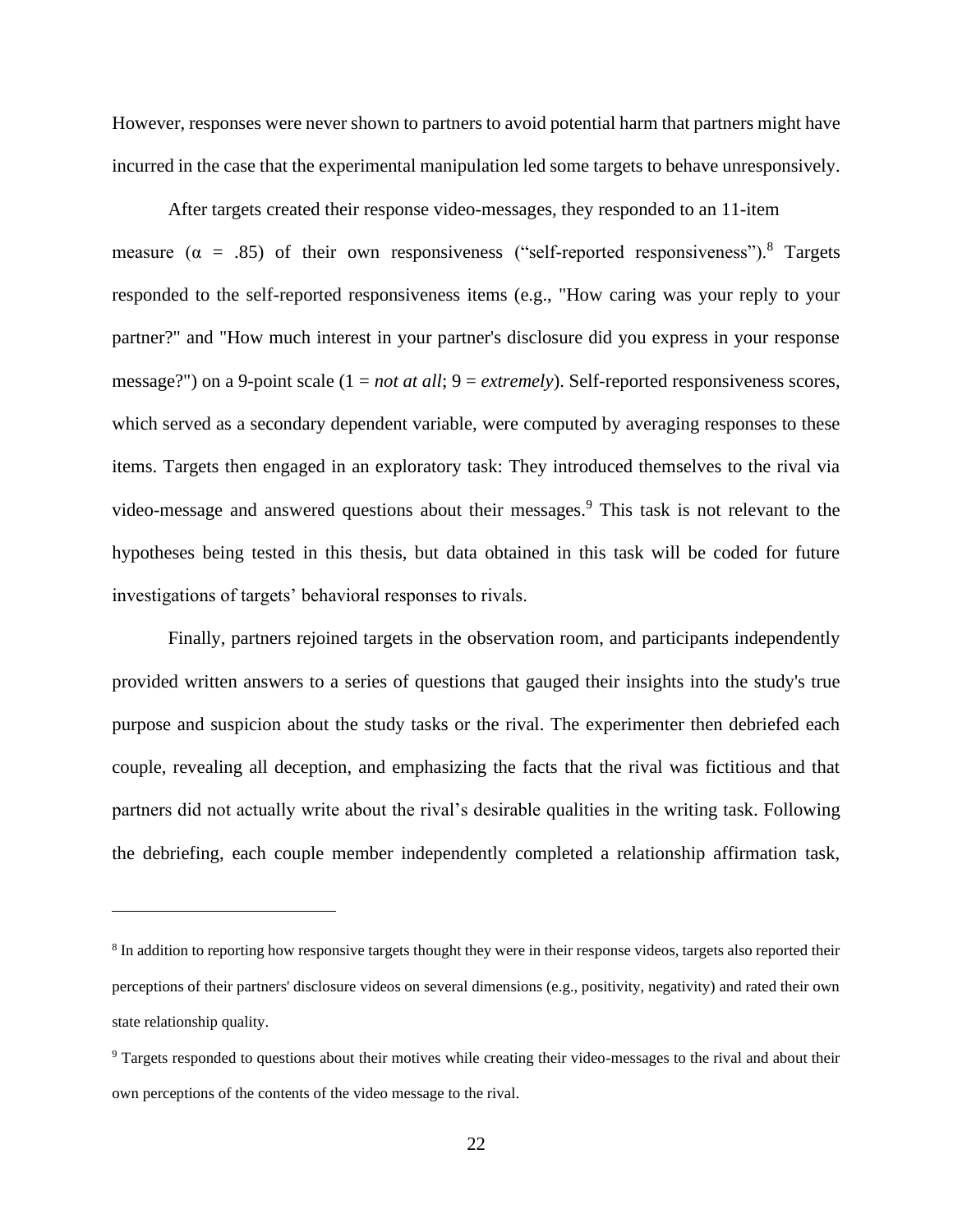However, responses were never shown to partners to avoid potential harm that partners might have incurred in the case that the experimental manipulation led some targets to behave unresponsively.

After targets created their response video-messages, they responded to an 11-item measure ($\alpha$ = .85) of their own responsiveness ("self-reported responsiveness").[8] Targets responded to the self-reported responsiveness items (e.g., "How caring was your reply to your partner?" and "How much interest in your partner's disclosure did you express in your response message?") on a 9-point scale (1 = *not at all*; 9 = *extremely*). Self-reported responsiveness scores, which served as a secondary dependent variable, were computed by averaging responses to these items. Targets then engaged in an exploratory task: They introduced themselves to the rival via video-message and answered questions about their messages.[9] This task is not relevant to the hypotheses being tested in this thesis, but data obtained in this task will be coded for future investigations of targets' behavioral responses to rivals.

Finally, partners rejoined targets in the observation room, and participants independently provided written answers to a series of questions that gauged their insights into the study's true purpose and suspicion about the study tasks or the rival. The experimenter then debriefed each couple, revealing all deception, and emphasizing the facts that the rival was fictitious and that partners did not actually write about the rival's desirable qualities in the writing task. Following the debriefing, each couple member independently completed a relationship affirmation task,

---

[8] In addition to reporting how responsive targets thought they were in their response videos, targets also reported their perceptions of their partners' disclosure videos on several dimensions (e.g., positivity, negativity) and rated their own state relationship quality.

[9] Targets responded to questions about their motives while creating their video-messages to the rival and about their own perceptions of the contents of the video message to the rival.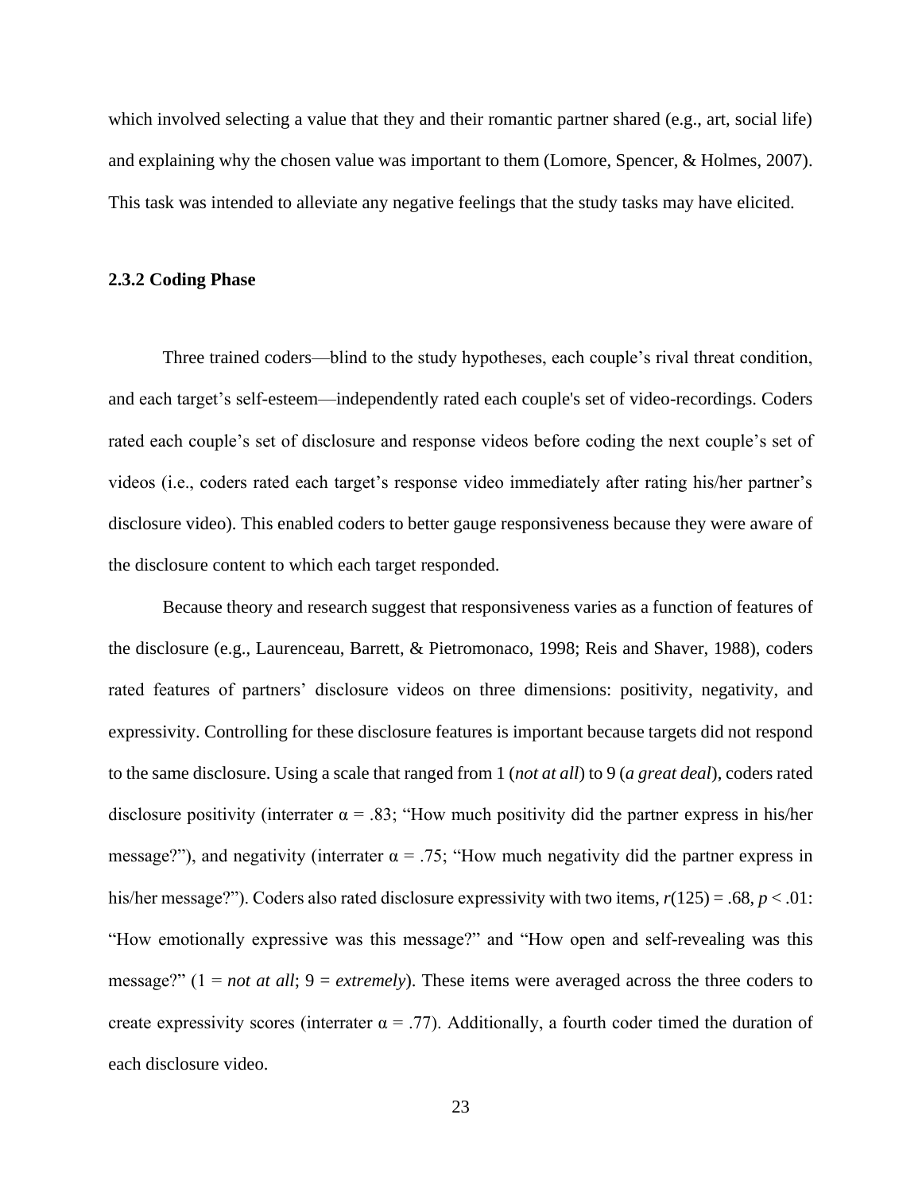which involved selecting a value that they and their romantic partner shared (e.g., art, social life) and explaining why the chosen value was important to them (Lomore, Spencer, & Holmes, 2007). This task was intended to alleviate any negative feelings that the study tasks may have elicited.

### 2.3.2 Coding Phase

Three trained coders—blind to the study hypotheses, each couple's rival threat condition, and each target's self-esteem—independently rated each couple's set of video-recordings. Coders rated each couple's set of disclosure and response videos before coding the next couple's set of videos (i.e., coders rated each target's response video immediately after rating his/her partner's disclosure video). This enabled coders to better gauge responsiveness because they were aware of the disclosure content to which each target responded.

Because theory and research suggest that responsiveness varies as a function of features of the disclosure (e.g., Laurenceau, Barrett, & Pietromonaco, 1998; Reis and Shaver, 1988), coders rated features of partners' disclosure videos on three dimensions: positivity, negativity, and expressivity. Controlling for these disclosure features is important because targets did not respond to the same disclosure. Using a scale that ranged from 1 (*not at all*) to 9 (*a great deal*), coders rated disclosure positivity (interrater $\alpha = .83$; "How much positivity did the partner express in his/her message?"), and negativity (interrater $\alpha = .75$; "How much negativity did the partner express in his/her message?"). Coders also rated disclosure expressivity with two items, $r(125) = .68$, $p < .01$: "How emotionally expressive was this message?" and "How open and self-revealing was this message?" (1 = *not at all*; 9 = *extremely*). These items were averaged across the three coders to create expressivity scores (interrater $\alpha = .77$). Additionally, a fourth coder timed the duration of each disclosure video.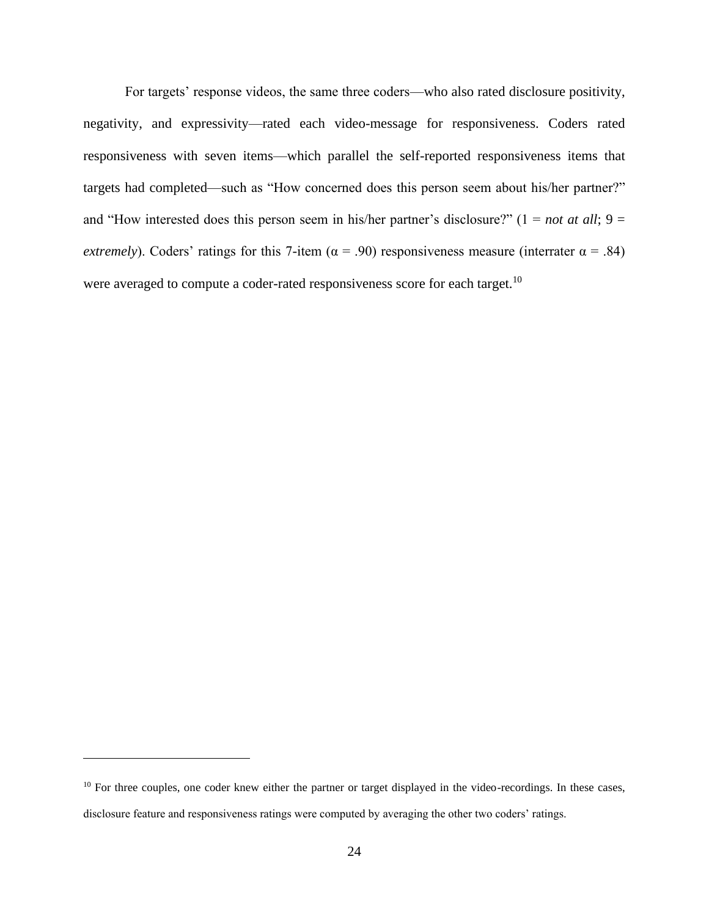For targets' response videos, the same three coders—who also rated disclosure positivity, negativity, and expressivity—rated each video-message for responsiveness. Coders rated responsiveness with seven items—which parallel the self-reported responsiveness items that targets had completed—such as "How concerned does this person seem about his/her partner?" and "How interested does this person seem in his/her partner's disclosure?" (1 = *not at all*; 9 = *extremely*). Coders' ratings for this 7-item ($\alpha$ = .90) responsiveness measure (interrater $\alpha$ = .84) were averaged to compute a coder-rated responsiveness score for each target.[10]

---

[10] For three couples, one coder knew either the partner or target displayed in the video-recordings. In these cases, disclosure feature and responsiveness ratings were computed by averaging the other two coders' ratings.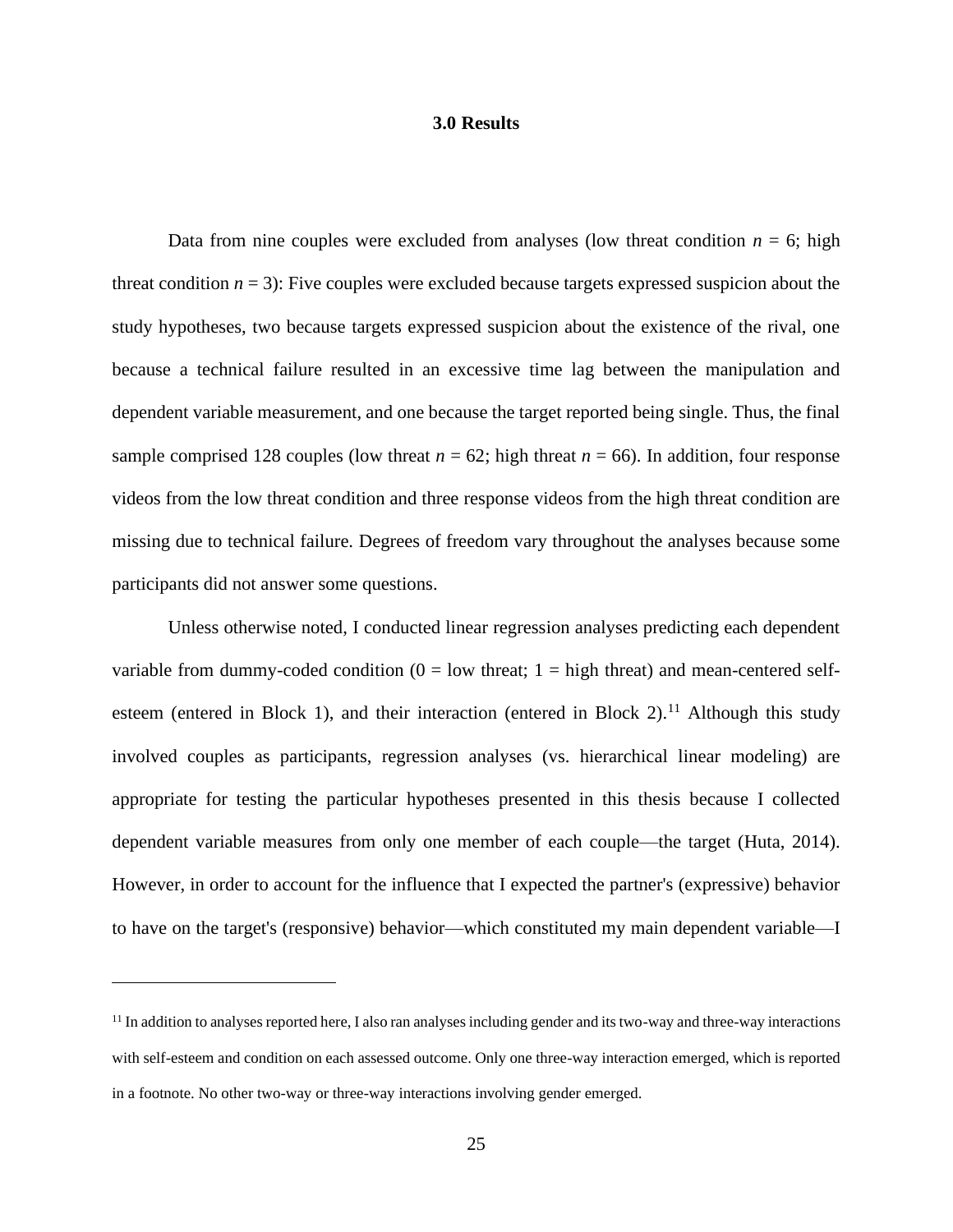# 3.0 Results

Data from nine couples were excluded from analyses (low threat condition *n* = 6; high threat condition *n* = 3): Five couples were excluded because targets expressed suspicion about the study hypotheses, two because targets expressed suspicion about the existence of the rival, one because a technical failure resulted in an excessive time lag between the manipulation and dependent variable measurement, and one because the target reported being single. Thus, the final sample comprised 128 couples (low threat *n* = 62; high threat *n* = 66). In addition, four response videos from the low threat condition and three response videos from the high threat condition are missing due to technical failure. Degrees of freedom vary throughout the analyses because some participants did not answer some questions.

Unless otherwise noted, I conducted linear regression analyses predicting each dependent variable from dummy-coded condition (0 = low threat; 1 = high threat) and mean-centered self-esteem (entered in Block 1), and their interaction (entered in Block 2).[11] Although this study involved couples as participants, regression analyses (vs. hierarchical linear modeling) are appropriate for testing the particular hypotheses presented in this thesis because I collected dependent variable measures from only one member of each couple—the target (Huta, 2014). However, in order to account for the influence that I expected the partner's (expressive) behavior to have on the target's (responsive) behavior—which constituted my main dependent variable—I

[11] In addition to analyses reported here, I also ran analyses including gender and its two-way and three-way interactions with self-esteem and condition on each assessed outcome. Only one three-way interaction emerged, which is reported in a footnote. No other two-way or three-way interactions involving gender emerged.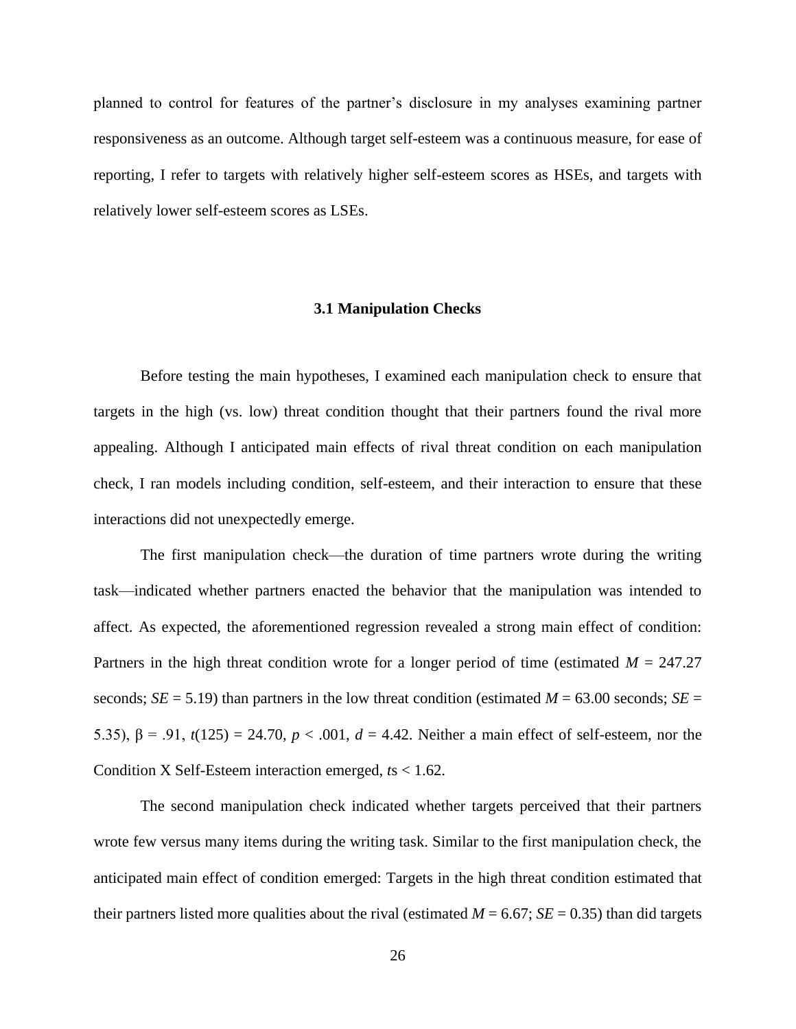planned to control for features of the partner's disclosure in my analyses examining partner responsiveness as an outcome. Although target self-esteem was a continuous measure, for ease of reporting, I refer to targets with relatively higher self-esteem scores as HSEs, and targets with relatively lower self-esteem scores as LSEs.

### 3.1 Manipulation Checks

Before testing the main hypotheses, I examined each manipulation check to ensure that targets in the high (vs. low) threat condition thought that their partners found the rival more appealing. Although I anticipated main effects of rival threat condition on each manipulation check, I ran models including condition, self-esteem, and their interaction to ensure that these interactions did not unexpectedly emerge.

The first manipulation check—the duration of time partners wrote during the writing task—indicated whether partners enacted the behavior that the manipulation was intended to affect. As expected, the aforementioned regression revealed a strong main effect of condition: Partners in the high threat condition wrote for a longer period of time (estimated $M$ = 247.27 seconds; $SE$ = 5.19) than partners in the low threat condition (estimated $M$ = 63.00 seconds; $SE$ = 5.35), $\beta$ = .91, $t(125)$ = 24.70, $p$ < .001, $d$ = 4.42. Neither a main effect of self-esteem, nor the Condition X Self-Esteem interaction emerged, $t$s < 1.62.

The second manipulation check indicated whether targets perceived that their partners wrote few versus many items during the writing task. Similar to the first manipulation check, the anticipated main effect of condition emerged: Targets in the high threat condition estimated that their partners listed more qualities about the rival (estimated $M$ = 6.67; $SE$ = 0.35) than did targets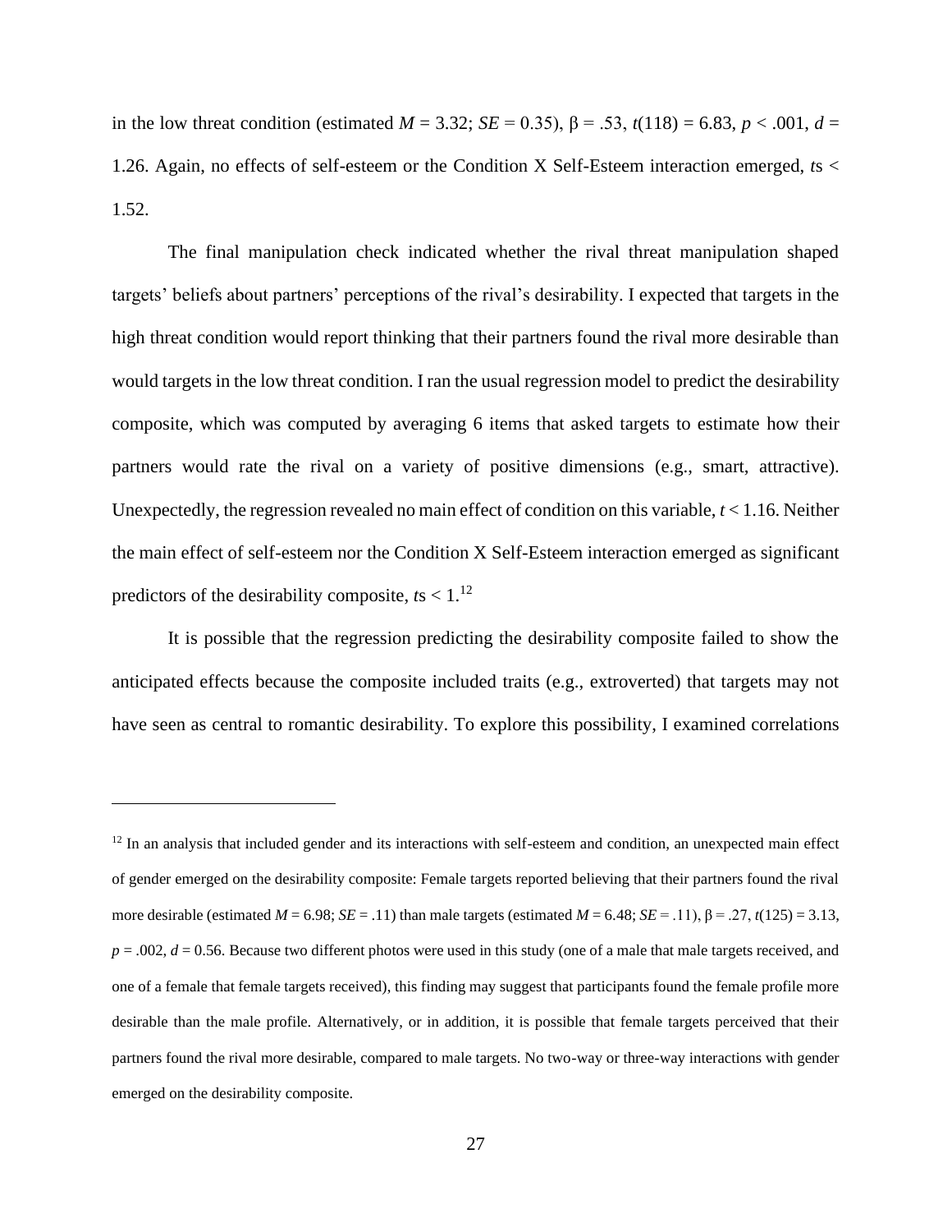in the low threat condition (estimated $M = 3.32$; $SE = 0.35$), $\beta = .53$, $t(118) = 6.83$, $p < .001$, $d = 1.26$. Again, no effects of self-esteem or the Condition X Self-Esteem interaction emerged, $t$s $< 1.52$.

The final manipulation check indicated whether the rival threat manipulation shaped targets' beliefs about partners' perceptions of the rival's desirability. I expected that targets in the high threat condition would report thinking that their partners found the rival more desirable than would targets in the low threat condition. I ran the usual regression model to predict the desirability composite, which was computed by averaging 6 items that asked targets to estimate how their partners would rate the rival on a variety of positive dimensions (e.g., smart, attractive). Unexpectedly, the regression revealed no main effect of condition on this variable, $t < 1.16$. Neither the main effect of self-esteem nor the Condition X Self-Esteem interaction emerged as significant predictors of the desirability composite, $t$s $< 1$.[12]

It is possible that the regression predicting the desirability composite failed to show the anticipated effects because the composite included traits (e.g., extroverted) that targets may not have seen as central to romantic desirability. To explore this possibility, I examined correlations

---

[12] In an analysis that included gender and its interactions with self-esteem and condition, an unexpected main effect of gender emerged on the desirability composite: Female targets reported believing that their partners found the rival more desirable (estimated $M = 6.98$; $SE = .11$) than male targets (estimated $M = 6.48$; $SE = .11$), $\beta = .27$, $t(125) = 3.13$, $p = .002$, $d = 0.56$. Because two different photos were used in this study (one of a male that male targets received, and one of a female that female targets received), this finding may suggest that participants found the female profile more desirable than the male profile. Alternatively, or in addition, it is possible that female targets perceived that their partners found the rival more desirable, compared to male targets. No two-way or three-way interactions with gender emerged on the desirability composite.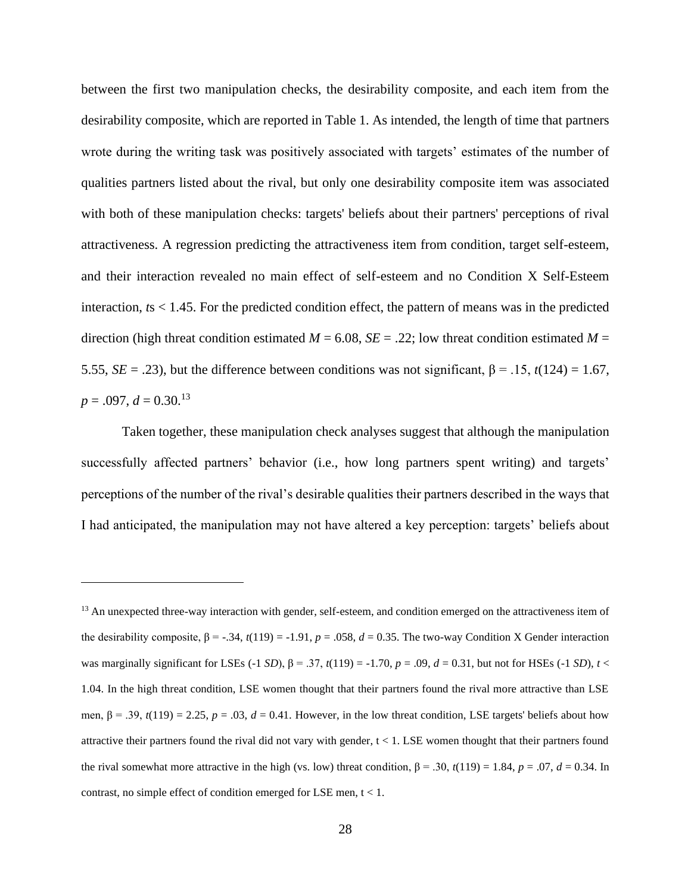between the first two manipulation checks, the desirability composite, and each item from the desirability composite, which are reported in Table 1. As intended, the length of time that partners wrote during the writing task was positively associated with targets' estimates of the number of qualities partners listed about the rival, but only one desirability composite item was associated with both of these manipulation checks: targets' beliefs about their partners' perceptions of rival attractiveness. A regression predicting the attractiveness item from condition, target self-esteem, and their interaction revealed no main effect of self-esteem and no Condition X Self-Esteem interaction, $t$s < 1.45. For the predicted condition effect, the pattern of means was in the predicted direction (high threat condition estimated $M$ = 6.08, $SE$ = .22; low threat condition estimated $M$ = 5.55, $SE$ = .23), but the difference between conditions was not significant, $\beta$ = .15, $t(124)$ = 1.67, $p$ = .097, $d$ = 0.30.[13]

Taken together, these manipulation check analyses suggest that although the manipulation successfully affected partners' behavior (i.e., how long partners spent writing) and targets' perceptions of the number of the rival's desirable qualities their partners described in the ways that I had anticipated, the manipulation may not have altered a key perception: targets' beliefs about

[13] An unexpected three-way interaction with gender, self-esteem, and condition emerged on the attractiveness item of the desirability composite, $\beta$ = -.34, $t(119)$ = -1.91, $p$ = .058, $d$ = 0.35. The two-way Condition X Gender interaction was marginally significant for LSEs (-1 $SD$), $\beta$ = .37, $t(119)$ = -1.70, $p$ = .09, $d$ = 0.31, but not for HSEs (-1 $SD$), $t$ < 1.04. In the high threat condition, LSE women thought that their partners found the rival more attractive than LSE men, $\beta$ = .39, $t(119)$ = 2.25, $p$ = .03, $d$ = 0.41. However, in the low threat condition, LSE targets' beliefs about how attractive their partners found the rival did not vary with gender, t < 1. LSE women thought that their partners found the rival somewhat more attractive in the high (vs. low) threat condition, $\beta$ = .30, $t(119)$ = 1.84, $p$ = .07, $d$ = 0.34. In contrast, no simple effect of condition emerged for LSE men, t < 1.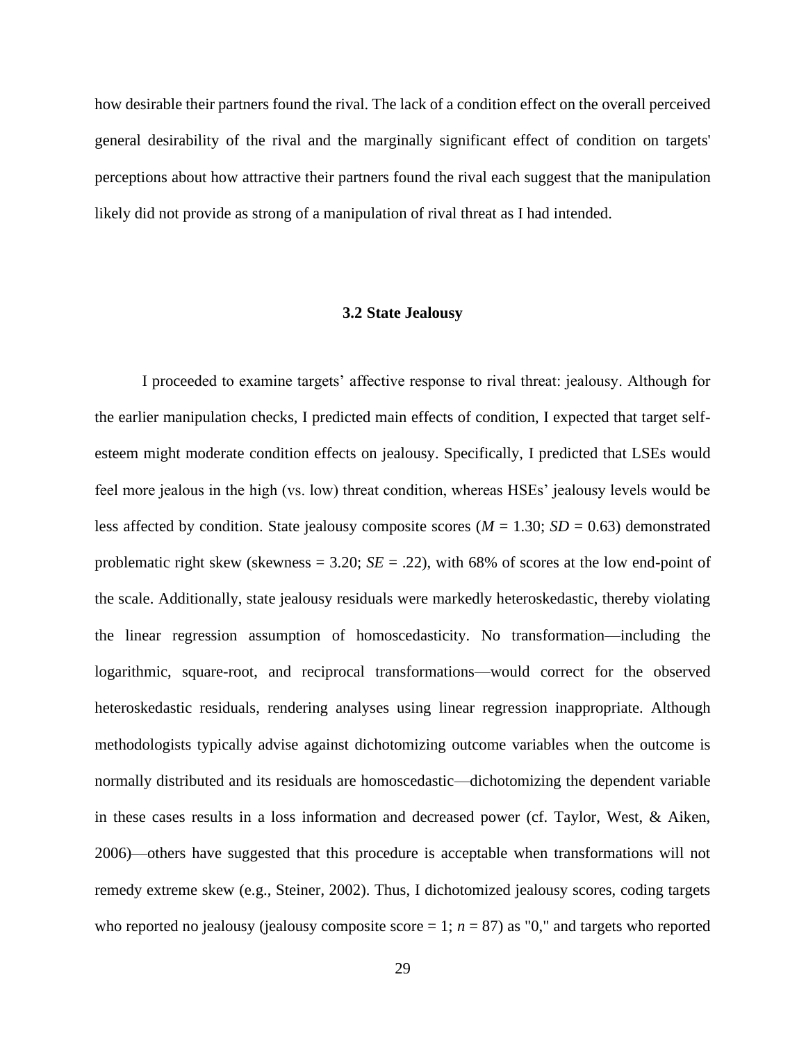how desirable their partners found the rival. The lack of a condition effect on the overall perceived general desirability of the rival and the marginally significant effect of condition on targets' perceptions about how attractive their partners found the rival each suggest that the manipulation likely did not provide as strong of a manipulation of rival threat as I had intended.

### 3.2 State Jealousy

I proceeded to examine targets' affective response to rival threat: jealousy. Although for the earlier manipulation checks, I predicted main effects of condition, I expected that target self-esteem might moderate condition effects on jealousy. Specifically, I predicted that LSEs would feel more jealous in the high (vs. low) threat condition, whereas HSEs' jealousy levels would be less affected by condition. State jealousy composite scores (*M* = 1.30; *SD* = 0.63) demonstrated problematic right skew (skewness = 3.20; *SE* = .22), with 68% of scores at the low end-point of the scale. Additionally, state jealousy residuals were markedly heteroskedastic, thereby violating the linear regression assumption of homoscedasticity. No transformation—including the logarithmic, square-root, and reciprocal transformations—would correct for the observed heteroskedastic residuals, rendering analyses using linear regression inappropriate. Although methodologists typically advise against dichotomizing outcome variables when the outcome is normally distributed and its residuals are homoscedastic—dichotomizing the dependent variable in these cases results in a loss information and decreased power (cf. Taylor, West, & Aiken, 2006)—others have suggested that this procedure is acceptable when transformations will not remedy extreme skew (e.g., Steiner, 2002). Thus, I dichotomized jealousy scores, coding targets who reported no jealousy (jealousy composite score = 1; *n* = 87) as "0," and targets who reported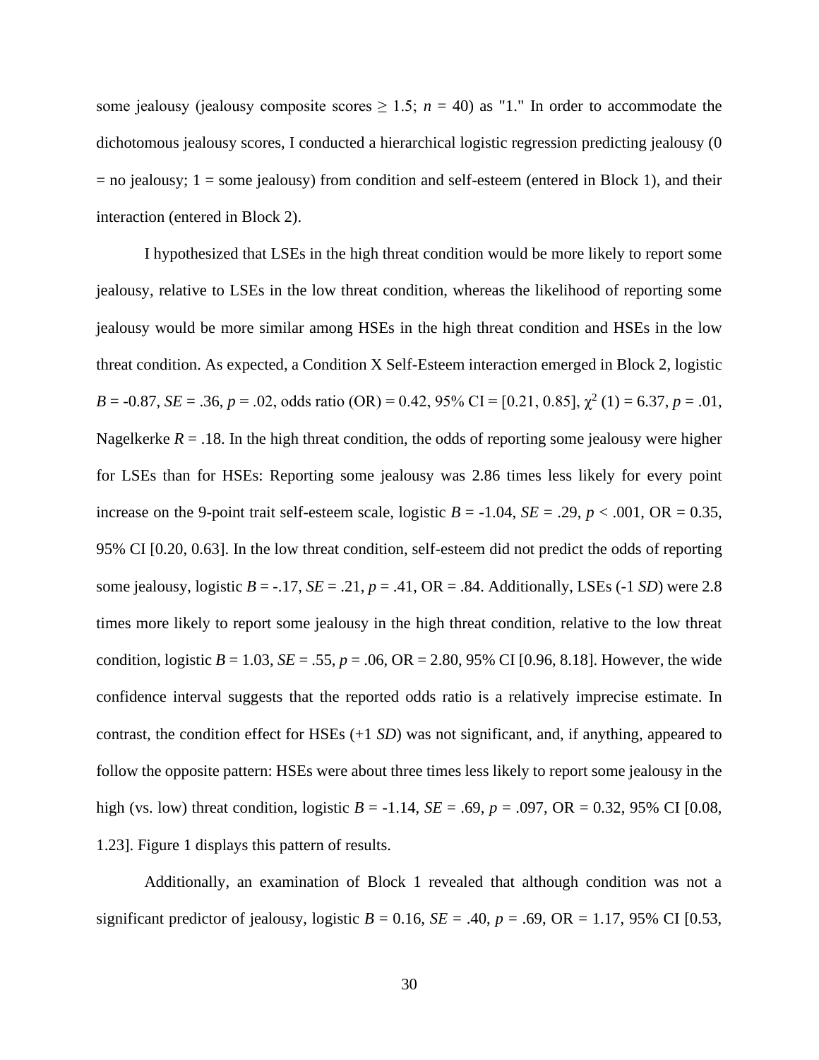some jealousy (jealousy composite scores ≥ 1.5; *n* = 40) as "1." In order to accommodate the dichotomous jealousy scores, I conducted a hierarchical logistic regression predicting jealousy (0 = no jealousy; 1 = some jealousy) from condition and self-esteem (entered in Block 1), and their interaction (entered in Block 2).

I hypothesized that LSEs in the high threat condition would be more likely to report some jealousy, relative to LSEs in the low threat condition, whereas the likelihood of reporting some jealousy would be more similar among HSEs in the high threat condition and HSEs in the low threat condition. As expected, a Condition X Self-Esteem interaction emerged in Block 2, logistic $B$ = -0.87, $SE$ = .36, $p$ = .02, odds ratio (OR) = 0.42, 95% CI = [0.21, 0.85], $\chi^2$ (1) = 6.37, $p$ = .01, Nagelkerke $R$ = .18. In the high threat condition, the odds of reporting some jealousy were higher for LSEs than for HSEs: Reporting some jealousy was 2.86 times less likely for every point increase on the 9-point trait self-esteem scale, logistic $B$ = -1.04, $SE$ = .29, $p$ < .001, OR = 0.35, 95% CI [0.20, 0.63]. In the low threat condition, self-esteem did not predict the odds of reporting some jealousy, logistic $B$ = -.17, $SE$ = .21, $p$ = .41, OR = .84. Additionally, LSEs (-1 *SD*) were 2.8 times more likely to report some jealousy in the high threat condition, relative to the low threat condition, logistic $B$ = 1.03, $SE$ = .55, $p$ = .06, OR = 2.80, 95% CI [0.96, 8.18]. However, the wide confidence interval suggests that the reported odds ratio is a relatively imprecise estimate. In contrast, the condition effect for HSEs (+1 *SD*) was not significant, and, if anything, appeared to follow the opposite pattern: HSEs were about three times less likely to report some jealousy in the high (vs. low) threat condition, logistic $B$ = -1.14, $SE$ = .69, $p$ = .097, OR = 0.32, 95% CI [0.08, 1.23]. Figure 1 displays this pattern of results.

Additionally, an examination of Block 1 revealed that although condition was not a significant predictor of jealousy, logistic $B$ = 0.16, $SE$ = .40, $p$ = .69, OR = 1.17, 95% CI [0.53,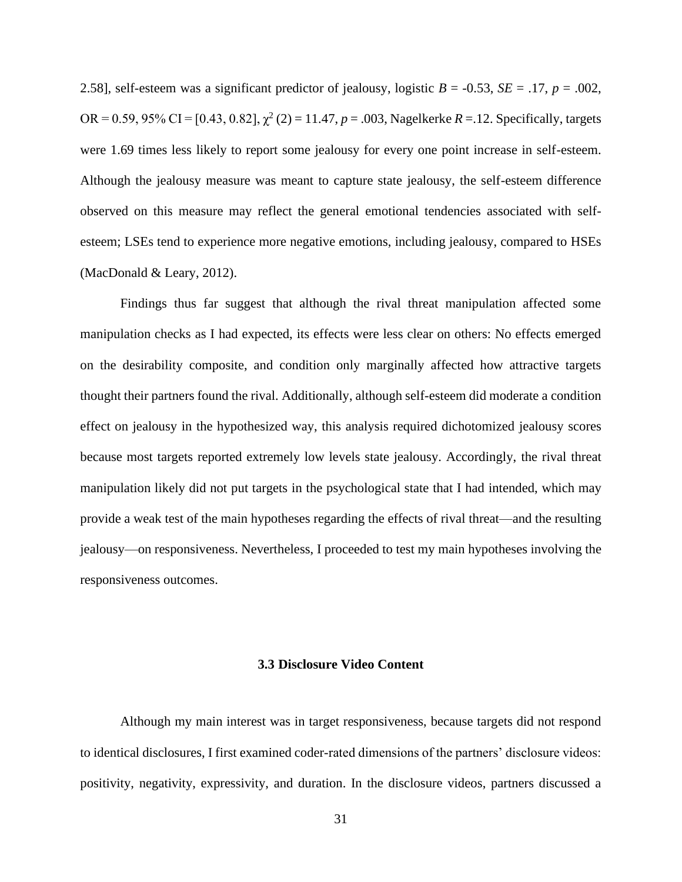2.58], self-esteem was a significant predictor of jealousy, logistic $B$ = -0.53, $SE$ = .17, $p$ = .002, OR = 0.59, 95% CI = [0.43, 0.82], $\chi^2$ (2) = 11.47, $p$ = .003, Nagelkerke $R$ =.12. Specifically, targets were 1.69 times less likely to report some jealousy for every one point increase in self-esteem. Although the jealousy measure was meant to capture state jealousy, the self-esteem difference observed on this measure may reflect the general emotional tendencies associated with self-esteem; LSEs tend to experience more negative emotions, including jealousy, compared to HSEs (MacDonald & Leary, 2012).

Findings thus far suggest that although the rival threat manipulation affected some manipulation checks as I had expected, its effects were less clear on others: No effects emerged on the desirability composite, and condition only marginally affected how attractive targets thought their partners found the rival. Additionally, although self-esteem did moderate a condition effect on jealousy in the hypothesized way, this analysis required dichotomized jealousy scores because most targets reported extremely low levels state jealousy. Accordingly, the rival threat manipulation likely did not put targets in the psychological state that I had intended, which may provide a weak test of the main hypotheses regarding the effects of rival threat—and the resulting jealousy—on responsiveness. Nevertheless, I proceeded to test my main hypotheses involving the responsiveness outcomes.

### 3.3 Disclosure Video Content

Although my main interest was in target responsiveness, because targets did not respond to identical disclosures, I first examined coder-rated dimensions of the partners' disclosure videos: positivity, negativity, expressivity, and duration. In the disclosure videos, partners discussed a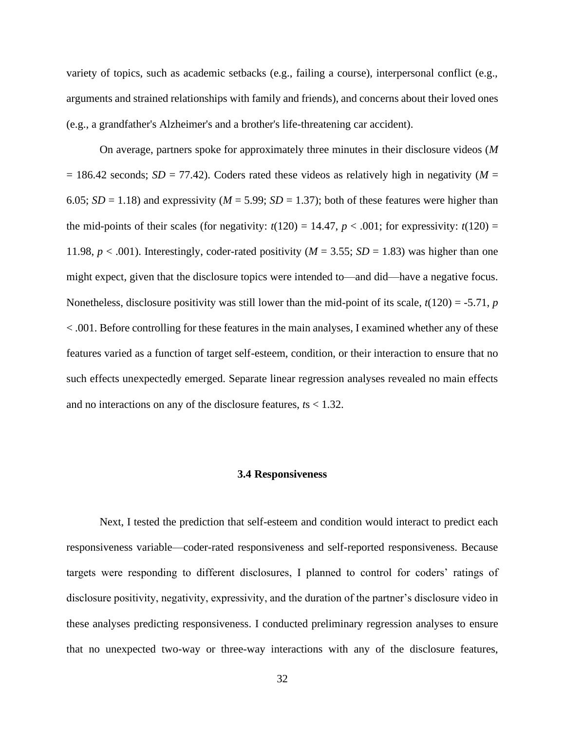variety of topics, such as academic setbacks (e.g., failing a course), interpersonal conflict (e.g., arguments and strained relationships with family and friends), and concerns about their loved ones (e.g., a grandfather's Alzheimer's and a brother's life-threatening car accident).

On average, partners spoke for approximately three minutes in their disclosure videos ($M$ = 186.42 seconds; $SD$ = 77.42). Coders rated these videos as relatively high in negativity ($M$ = 6.05; $SD$ = 1.18) and expressivity ($M$ = 5.99; $SD$ = 1.37); both of these features were higher than the mid-points of their scales (for negativity: $t(120) = 14.47$, $p < .001$; for expressivity: $t(120) = 11.98$, $p < .001$). Interestingly, coder-rated positivity ($M$ = 3.55; $SD$ = 1.83) was higher than one might expect, given that the disclosure topics were intended to—and did—have a negative focus. Nonetheless, disclosure positivity was still lower than the mid-point of its scale, $t(120) = -5.71$, $p < .001$. Before controlling for these features in the main analyses, I examined whether any of these features varied as a function of target self-esteem, condition, or their interaction to ensure that no such effects unexpectedly emerged. Separate linear regression analyses revealed no main effects and no interactions on any of the disclosure features, $t$s < 1.32.

### 3.4 Responsiveness

Next, I tested the prediction that self-esteem and condition would interact to predict each responsiveness variable—coder-rated responsiveness and self-reported responsiveness. Because targets were responding to different disclosures, I planned to control for coders' ratings of disclosure positivity, negativity, expressivity, and the duration of the partner's disclosure video in these analyses predicting responsiveness. I conducted preliminary regression analyses to ensure that no unexpected two-way or three-way interactions with any of the disclosure features,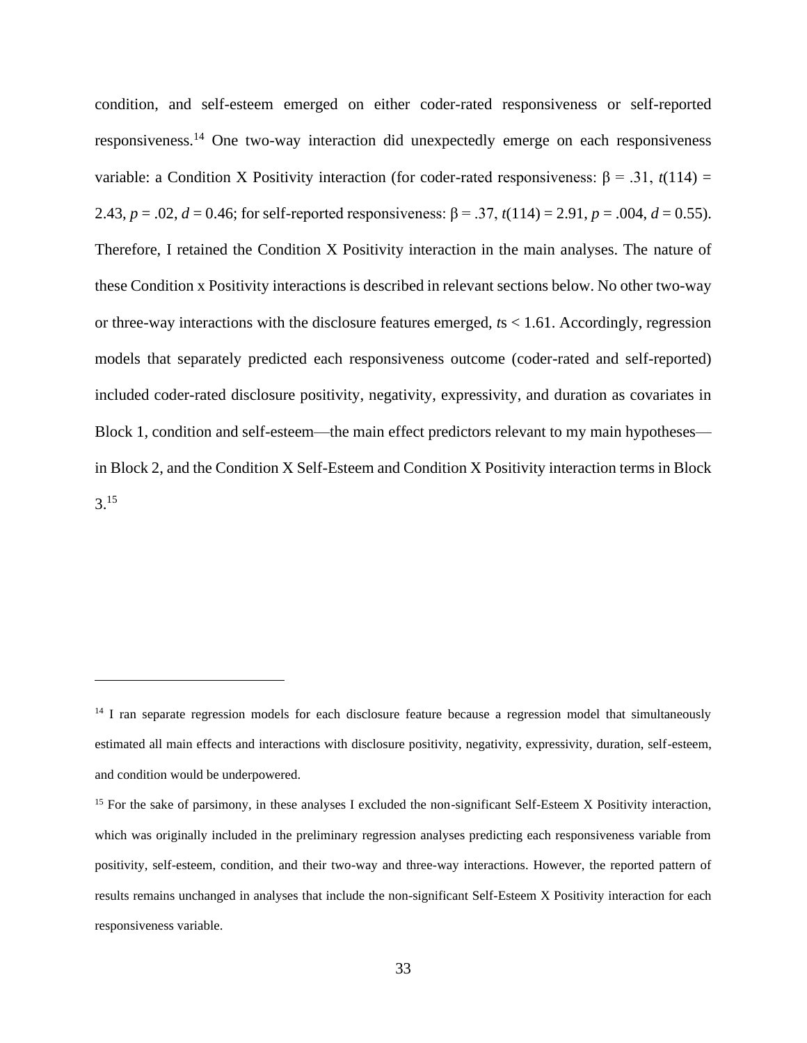condition, and self-esteem emerged on either coder-rated responsiveness or self-reported responsiveness.[14] One two-way interaction did unexpectedly emerge on each responsiveness variable: a Condition X Positivity interaction (for coder-rated responsiveness: $\beta = .31$, $t(114) = 2.43$, $p = .02$, $d = 0.46$; for self-reported responsiveness: $\beta = .37$, $t(114) = 2.91$, $p = .004$, $d = 0.55$). Therefore, I retained the Condition X Positivity interaction in the main analyses. The nature of these Condition x Positivity interactions is described in relevant sections below. No other two-way or three-way interactions with the disclosure features emerged, $t$s < 1.61. Accordingly, regression models that separately predicted each responsiveness outcome (coder-rated and self-reported) included coder-rated disclosure positivity, negativity, expressivity, and duration as covariates in Block 1, condition and self-esteem—the main effect predictors relevant to my main hypotheses—in Block 2, and the Condition X Self-Esteem and Condition X Positivity interaction terms in Block 3.[15]

---

[14] I ran separate regression models for each disclosure feature because a regression model that simultaneously estimated all main effects and interactions with disclosure positivity, negativity, expressivity, duration, self-esteem, and condition would be underpowered.

[15] For the sake of parsimony, in these analyses I excluded the non-significant Self-Esteem X Positivity interaction, which was originally included in the preliminary regression analyses predicting each responsiveness variable from positivity, self-esteem, condition, and their two-way and three-way interactions. However, the reported pattern of results remains unchanged in analyses that include the non-significant Self-Esteem X Positivity interaction for each responsiveness variable.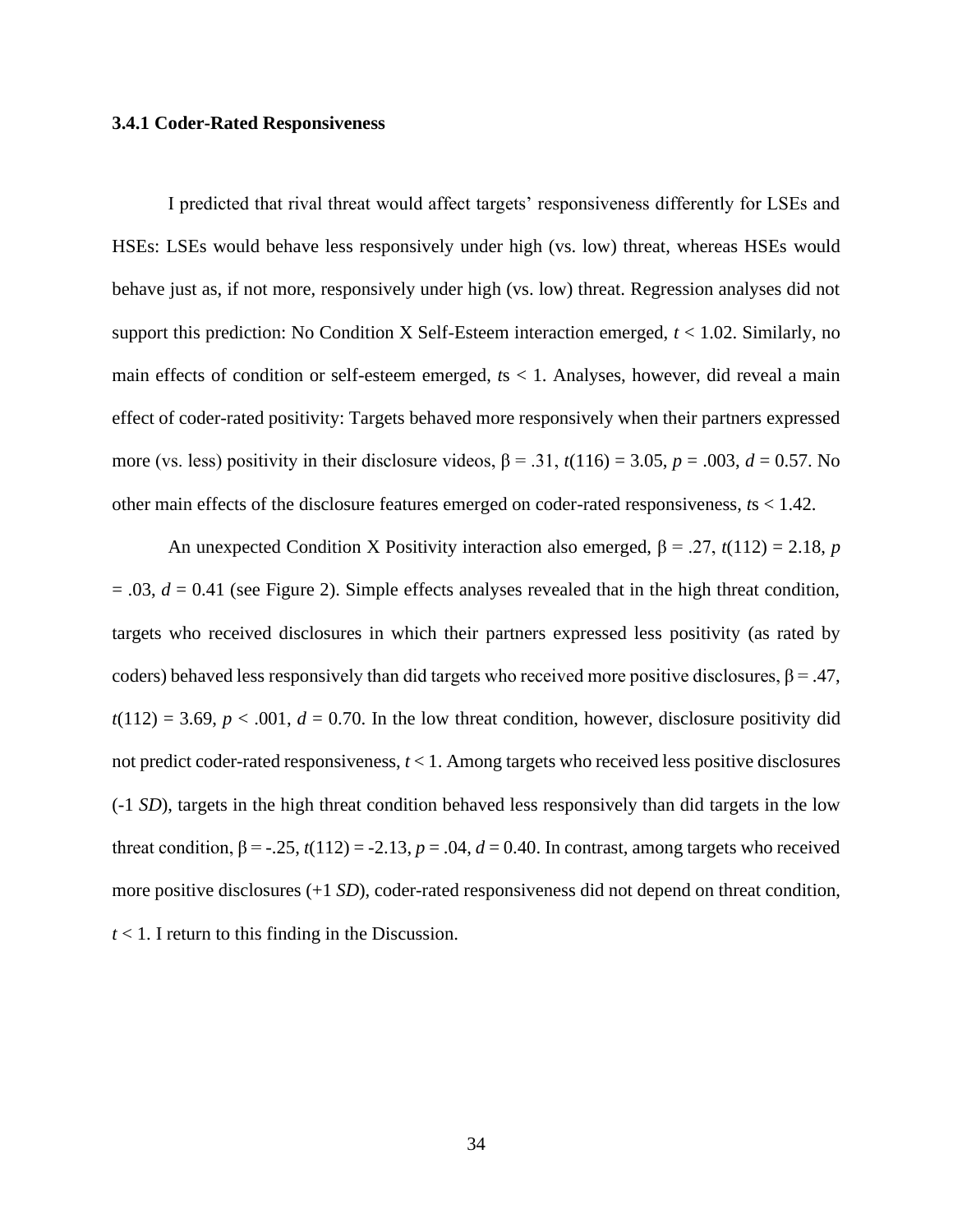### 3.4.1 Coder-Rated Responsiveness

I predicted that rival threat would affect targets' responsiveness differently for LSEs and HSEs: LSEs would behave less responsively under high (vs. low) threat, whereas HSEs would behave just as, if not more, responsively under high (vs. low) threat. Regression analyses did not support this prediction: No Condition X Self-Esteem interaction emerged, $t < 1.02$. Similarly, no main effects of condition or self-esteem emerged, *t*s < 1. Analyses, however, did reveal a main effect of coder-rated positivity: Targets behaved more responsively when their partners expressed more (vs. less) positivity in their disclosure videos, $\beta = .31$, $t(116) = 3.05$, $p = .003$, $d = 0.57$. No other main effects of the disclosure features emerged on coder-rated responsiveness, *t*s < 1.42.

An unexpected Condition X Positivity interaction also emerged, $\beta = .27$, $t(112) = 2.18$, $p = .03$, $d = 0.41$ (see Figure 2). Simple effects analyses revealed that in the high threat condition, targets who received disclosures in which their partners expressed less positivity (as rated by coders) behaved less responsively than did targets who received more positive disclosures, $\beta = .47$, $t(112) = 3.69$, $p < .001$, $d = 0.70$. In the low threat condition, however, disclosure positivity did not predict coder-rated responsiveness, $t < 1$. Among targets who received less positive disclosures (-1 *SD*), targets in the high threat condition behaved less responsively than did targets in the low threat condition, $\beta = -.25$, $t(112) = -2.13$, $p = .04$, $d = 0.40$. In contrast, among targets who received more positive disclosures (+1 *SD*), coder-rated responsiveness did not depend on threat condition, $t < 1$. I return to this finding in the Discussion.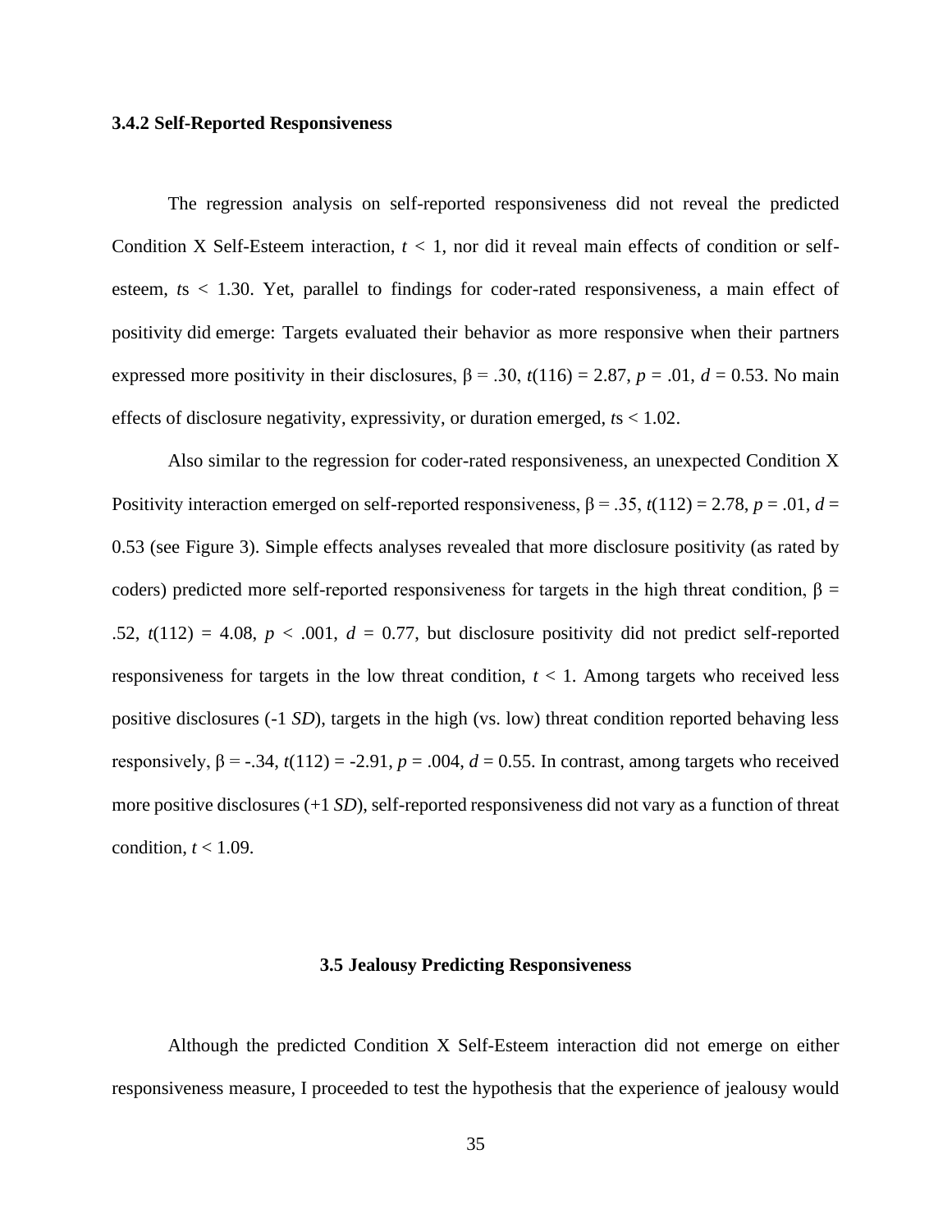### 3.4.2 Self-Reported Responsiveness

The regression analysis on self-reported responsiveness did not reveal the predicted Condition X Self-Esteem interaction, $t < 1$, nor did it reveal main effects of condition or self-esteem, $t$s $< 1.30$. Yet, parallel to findings for coder-rated responsiveness, a main effect of positivity did emerge: Targets evaluated their behavior as more responsive when their partners expressed more positivity in their disclosures, $\beta = .30$, $t(116) = 2.87$, $p = .01$, $d = 0.53$. No main effects of disclosure negativity, expressivity, or duration emerged, $t$s $< 1.02$.

Also similar to the regression for coder-rated responsiveness, an unexpected Condition X Positivity interaction emerged on self-reported responsiveness, $\beta = .35$, $t(112) = 2.78$, $p = .01$, $d = 0.53$ (see Figure 3). Simple effects analyses revealed that more disclosure positivity (as rated by coders) predicted more self-reported responsiveness for targets in the high threat condition, $\beta = .52$, $t(112) = 4.08$, $p < .001$, $d = 0.77$, but disclosure positivity did not predict self-reported responsiveness for targets in the low threat condition, $t < 1$. Among targets who received less positive disclosures (-1 *SD*), targets in the high (vs. low) threat condition reported behaving less responsively, $\beta = -.34$, $t(112) = -2.91$, $p = .004$, $d = 0.55$. In contrast, among targets who received more positive disclosures (+1 *SD*), self-reported responsiveness did not vary as a function of threat condition, $t < 1.09$.

## 3.5 Jealousy Predicting Responsiveness

Although the predicted Condition X Self-Esteem interaction did not emerge on either responsiveness measure, I proceeded to test the hypothesis that the experience of jealousy would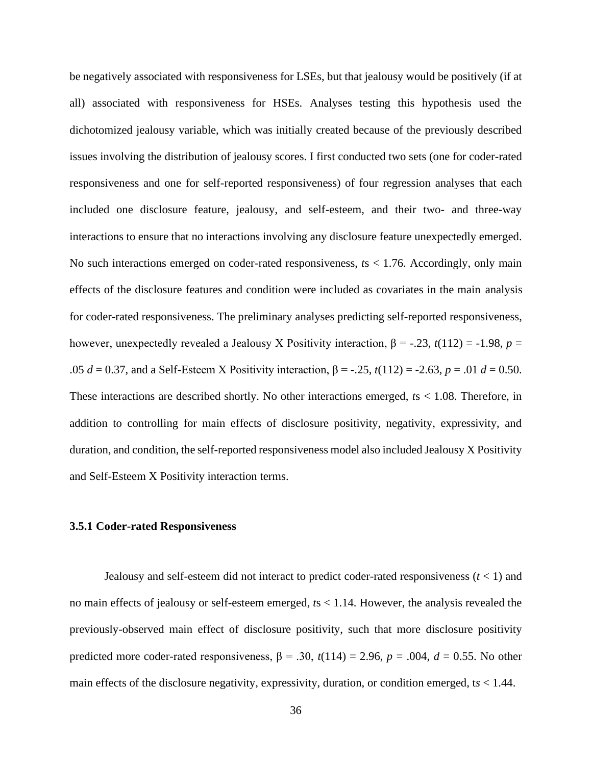be negatively associated with responsiveness for LSEs, but that jealousy would be positively (if at all) associated with responsiveness for HSEs. Analyses testing this hypothesis used the dichotomized jealousy variable, which was initially created because of the previously described issues involving the distribution of jealousy scores. I first conducted two sets (one for coder-rated responsiveness and one for self-reported responsiveness) of four regression analyses that each included one disclosure feature, jealousy, and self-esteem, and their two- and three-way interactions to ensure that no interactions involving any disclosure feature unexpectedly emerged. No such interactions emerged on coder-rated responsiveness, $t$s $< 1.76$. Accordingly, only main effects of the disclosure features and condition were included as covariates in the main analysis for coder-rated responsiveness. The preliminary analyses predicting self-reported responsiveness, however, unexpectedly revealed a Jealousy X Positivity interaction, $\beta = -.23$, $t(112) = -1.98$, $p = .05$ $d = 0.37$, and a Self-Esteem X Positivity interaction, $\beta = -.25$, $t(112) = -2.63$, $p = .01$ $d = 0.50$. These interactions are described shortly. No other interactions emerged, $t$s $< 1.08$. Therefore, in addition to controlling for main effects of disclosure positivity, negativity, expressivity, and duration, and condition, the self-reported responsiveness model also included Jealousy X Positivity and Self-Esteem X Positivity interaction terms.

### 3.5.1 Coder-rated Responsiveness

Jealousy and self-esteem did not interact to predict coder-rated responsiveness ($t < 1$) and no main effects of jealousy or self-esteem emerged, $t$s $< 1.14$. However, the analysis revealed the previously-observed main effect of disclosure positivity, such that more disclosure positivity predicted more coder-rated responsiveness, $\beta = .30$, $t(114) = 2.96$, $p = .004$, $d = 0.55$. No other main effects of the disclosure negativity, expressivity, duration, or condition emerged, t$s$ $< 1.44$.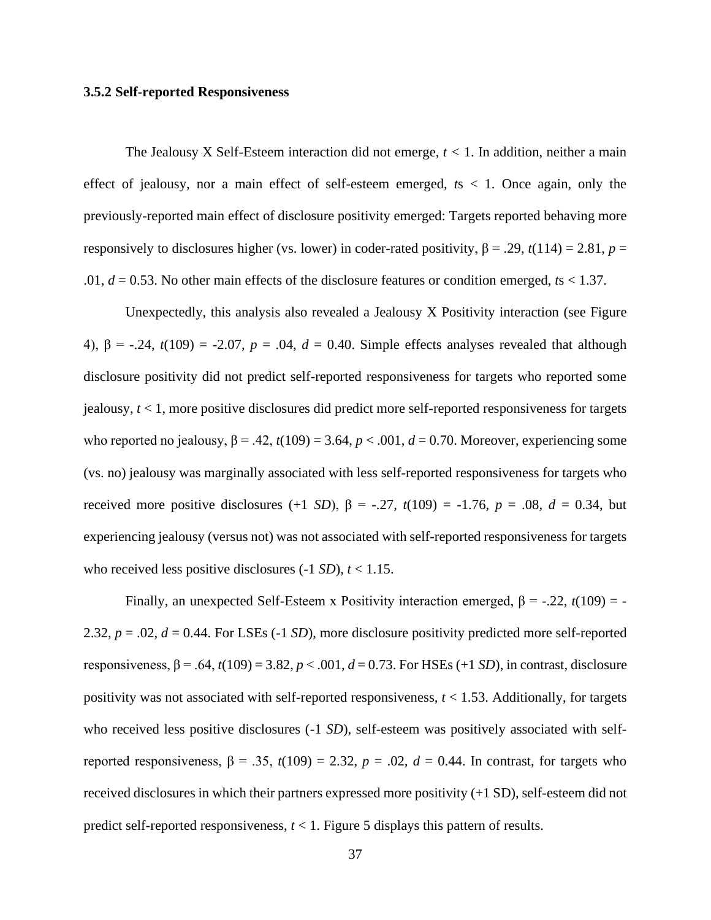### 3.5.2 Self-reported Responsiveness

The Jealousy X Self-Esteem interaction did not emerge, $t < 1$. In addition, neither a main effect of jealousy, nor a main effect of self-esteem emerged, *t*s < 1. Once again, only the previously-reported main effect of disclosure positivity emerged: Targets reported behaving more responsively to disclosures higher (vs. lower) in coder-rated positivity, $\beta = .29$, $t(114) = 2.81$, $p = .01$, $d = 0.53$. No other main effects of the disclosure features or condition emerged, *t*s < 1.37.

Unexpectedly, this analysis also revealed a Jealousy X Positivity interaction (see Figure 4), $\beta = -.24$, $t(109) = -2.07$, $p = .04$, $d = 0.40$. Simple effects analyses revealed that although disclosure positivity did not predict self-reported responsiveness for targets who reported some jealousy, $t < 1$, more positive disclosures did predict more self-reported responsiveness for targets who reported no jealousy, $\beta = .42$, $t(109) = 3.64$, $p < .001$, $d = 0.70$. Moreover, experiencing some (vs. no) jealousy was marginally associated with less self-reported responsiveness for targets who received more positive disclosures (+1 *SD*), $\beta = -.27$, $t(109) = -1.76$, $p = .08$, $d = 0.34$, but experiencing jealousy (versus not) was not associated with self-reported responsiveness for targets who received less positive disclosures (-1 *SD*), $t < 1.15$.

Finally, an unexpected Self-Esteem x Positivity interaction emerged, $\beta = -.22$, $t(109) = -2.32$, $p = .02$, $d = 0.44$. For LSEs (-1 *SD*), more disclosure positivity predicted more self-reported responsiveness, $\beta = .64$, $t(109) = 3.82$, $p < .001$, $d = 0.73$. For HSEs (+1 *SD*), in contrast, disclosure positivity was not associated with self-reported responsiveness, $t < 1.53$. Additionally, for targets who received less positive disclosures (-1 *SD*), self-esteem was positively associated with self-reported responsiveness, $\beta = .35$, $t(109) = 2.32$, $p = .02$, $d = 0.44$. In contrast, for targets who received disclosures in which their partners expressed more positivity (+1 SD), self-esteem did not predict self-reported responsiveness, $t < 1$. Figure 5 displays this pattern of results.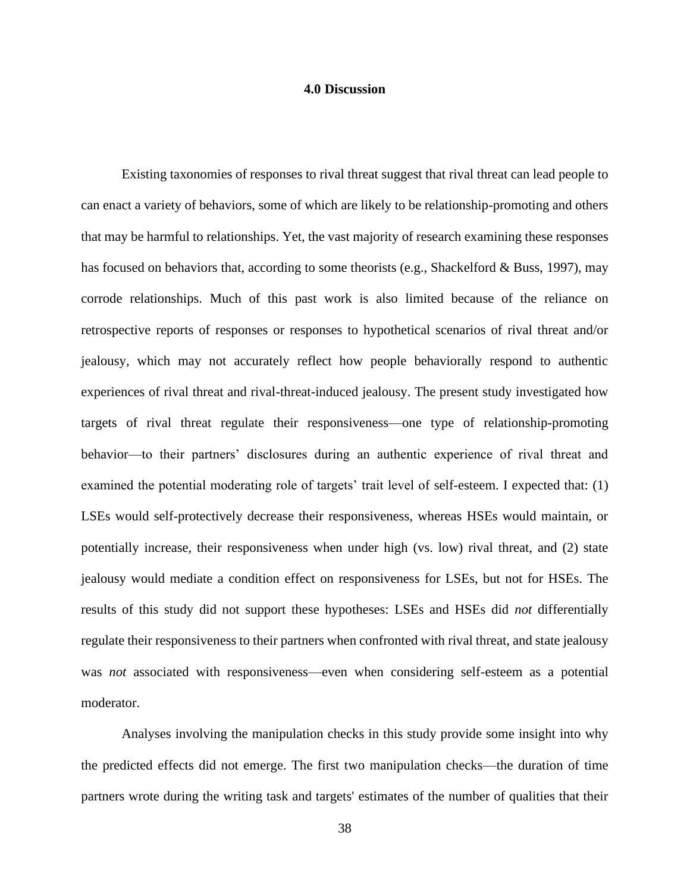# 4.0 Discussion

Existing taxonomies of responses to rival threat suggest that rival threat can lead people to can enact a variety of behaviors, some of which are likely to be relationship-promoting and others that may be harmful to relationships. Yet, the vast majority of research examining these responses has focused on behaviors that, according to some theorists (e.g., Shackelford & Buss, 1997), may corrode relationships. Much of this past work is also limited because of the reliance on retrospective reports of responses or responses to hypothetical scenarios of rival threat and/or jealousy, which may not accurately reflect how people behaviorally respond to authentic experiences of rival threat and rival-threat-induced jealousy. The present study investigated how targets of rival threat regulate their responsiveness—one type of relationship-promoting behavior—to their partners' disclosures during an authentic experience of rival threat and examined the potential moderating role of targets' trait level of self-esteem. I expected that: (1) LSEs would self-protectively decrease their responsiveness, whereas HSEs would maintain, or potentially increase, their responsiveness when under high (vs. low) rival threat, and (2) state jealousy would mediate a condition effect on responsiveness for LSEs, but not for HSEs. The results of this study did not support these hypotheses: LSEs and HSEs did *not* differentially regulate their responsiveness to their partners when confronted with rival threat, and state jealousy was *not* associated with responsiveness—even when considering self-esteem as a potential moderator.

Analyses involving the manipulation checks in this study provide some insight into why the predicted effects did not emerge. The first two manipulation checks—the duration of time partners wrote during the writing task and targets' estimates of the number of qualities that their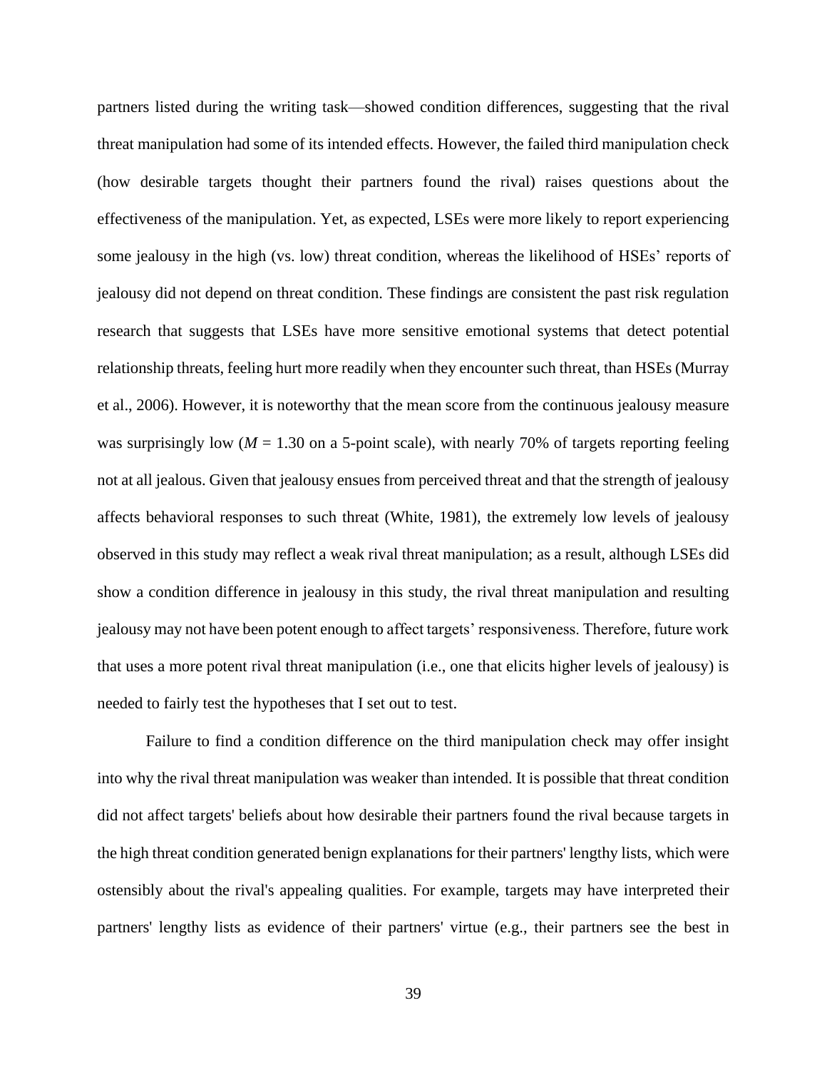partners listed during the writing task—showed condition differences, suggesting that the rival threat manipulation had some of its intended effects. However, the failed third manipulation check (how desirable targets thought their partners found the rival) raises questions about the effectiveness of the manipulation. Yet, as expected, LSEs were more likely to report experiencing some jealousy in the high (vs. low) threat condition, whereas the likelihood of HSEs' reports of jealousy did not depend on threat condition. These findings are consistent the past risk regulation research that suggests that LSEs have more sensitive emotional systems that detect potential relationship threats, feeling hurt more readily when they encounter such threat, than HSEs (Murray et al., 2006). However, it is noteworthy that the mean score from the continuous jealousy measure was surprisingly low ($M$ = 1.30 on a 5-point scale), with nearly 70% of targets reporting feeling not at all jealous. Given that jealousy ensues from perceived threat and that the strength of jealousy affects behavioral responses to such threat (White, 1981), the extremely low levels of jealousy observed in this study may reflect a weak rival threat manipulation; as a result, although LSEs did show a condition difference in jealousy in this study, the rival threat manipulation and resulting jealousy may not have been potent enough to affect targets' responsiveness. Therefore, future work that uses a more potent rival threat manipulation (i.e., one that elicits higher levels of jealousy) is needed to fairly test the hypotheses that I set out to test.

Failure to find a condition difference on the third manipulation check may offer insight into why the rival threat manipulation was weaker than intended. It is possible that threat condition did not affect targets' beliefs about how desirable their partners found the rival because targets in the high threat condition generated benign explanations for their partners' lengthy lists, which were ostensibly about the rival's appealing qualities. For example, targets may have interpreted their partners' lengthy lists as evidence of their partners' virtue (e.g., their partners see the best in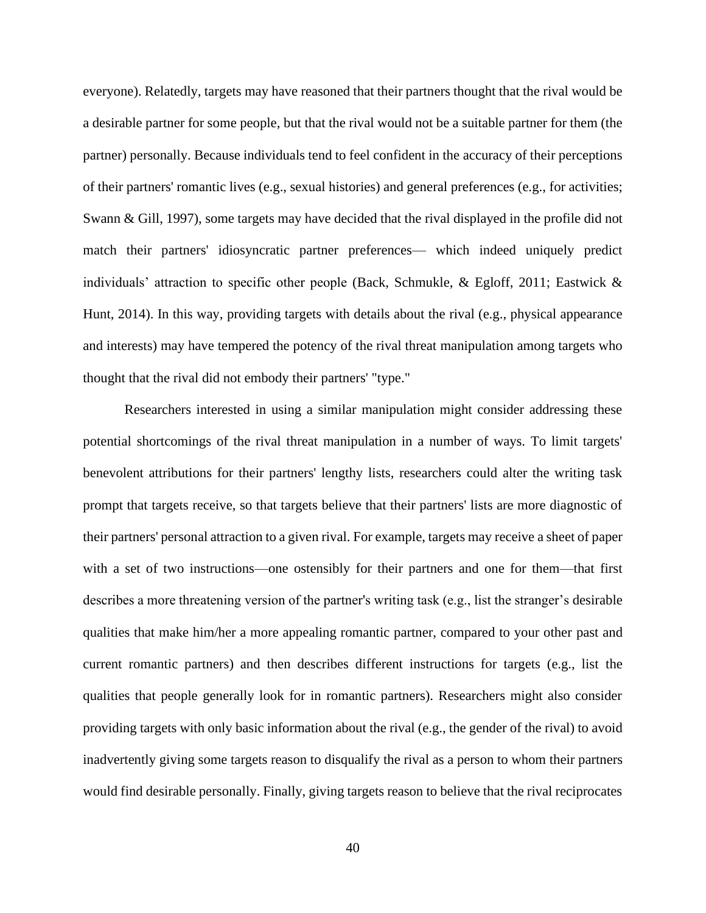everyone). Relatedly, targets may have reasoned that their partners thought that the rival would be a desirable partner for some people, but that the rival would not be a suitable partner for them (the partner) personally. Because individuals tend to feel confident in the accuracy of their perceptions of their partners' romantic lives (e.g., sexual histories) and general preferences (e.g., for activities; Swann & Gill, 1997), some targets may have decided that the rival displayed in the profile did not match their partners' idiosyncratic partner preferences— which indeed uniquely predict individuals' attraction to specific other people (Back, Schmukle, & Egloff, 2011; Eastwick & Hunt, 2014). In this way, providing targets with details about the rival (e.g., physical appearance and interests) may have tempered the potency of the rival threat manipulation among targets who thought that the rival did not embody their partners' "type."

Researchers interested in using a similar manipulation might consider addressing these potential shortcomings of the rival threat manipulation in a number of ways. To limit targets' benevolent attributions for their partners' lengthy lists, researchers could alter the writing task prompt that targets receive, so that targets believe that their partners' lists are more diagnostic of their partners' personal attraction to a given rival. For example, targets may receive a sheet of paper with a set of two instructions—one ostensibly for their partners and one for them—that first describes a more threatening version of the partner's writing task (e.g., list the stranger's desirable qualities that make him/her a more appealing romantic partner, compared to your other past and current romantic partners) and then describes different instructions for targets (e.g., list the qualities that people generally look for in romantic partners). Researchers might also consider providing targets with only basic information about the rival (e.g., the gender of the rival) to avoid inadvertently giving some targets reason to disqualify the rival as a person to whom their partners would find desirable personally. Finally, giving targets reason to believe that the rival reciprocates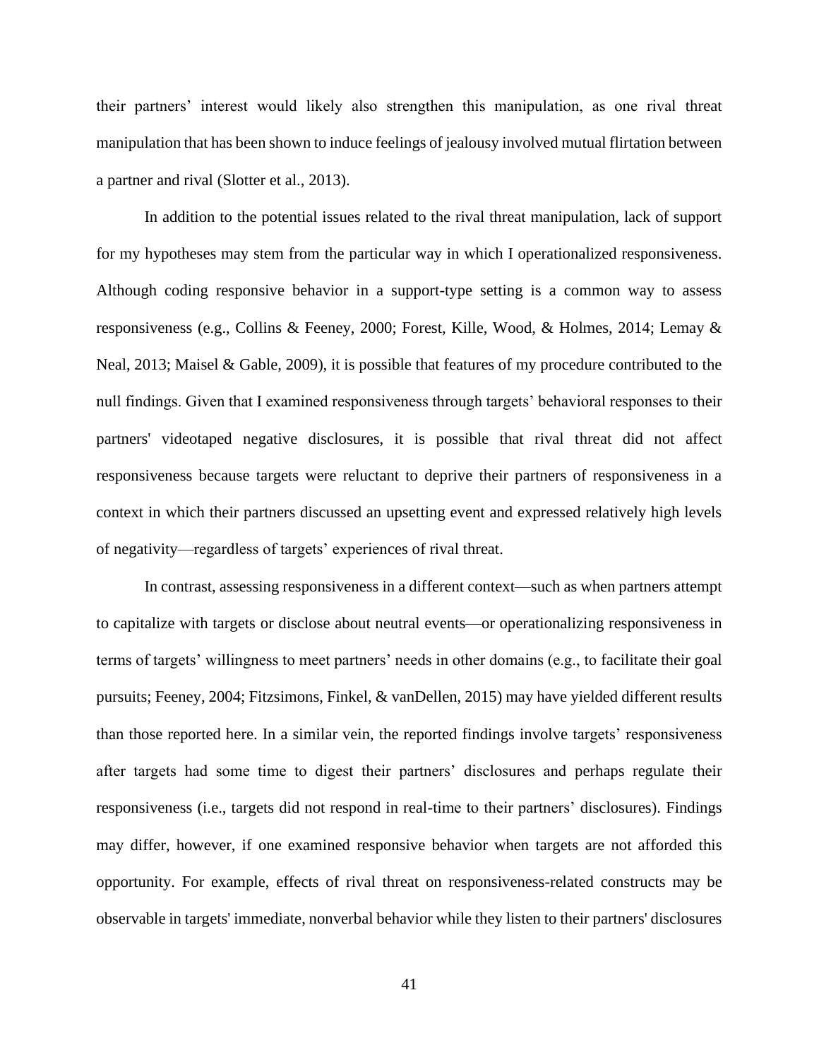their partners' interest would likely also strengthen this manipulation, as one rival threat manipulation that has been shown to induce feelings of jealousy involved mutual flirtation between a partner and rival (Slotter et al., 2013).

In addition to the potential issues related to the rival threat manipulation, lack of support for my hypotheses may stem from the particular way in which I operationalized responsiveness. Although coding responsive behavior in a support-type setting is a common way to assess responsiveness (e.g., Collins & Feeney, 2000; Forest, Kille, Wood, & Holmes, 2014; Lemay & Neal, 2013; Maisel & Gable, 2009), it is possible that features of my procedure contributed to the null findings. Given that I examined responsiveness through targets' behavioral responses to their partners' videotaped negative disclosures, it is possible that rival threat did not affect responsiveness because targets were reluctant to deprive their partners of responsiveness in a context in which their partners discussed an upsetting event and expressed relatively high levels of negativity—regardless of targets' experiences of rival threat.

In contrast, assessing responsiveness in a different context—such as when partners attempt to capitalize with targets or disclose about neutral events—or operationalizing responsiveness in terms of targets' willingness to meet partners' needs in other domains (e.g., to facilitate their goal pursuits; Feeney, 2004; Fitzsimons, Finkel, & vanDellen, 2015) may have yielded different results than those reported here. In a similar vein, the reported findings involve targets' responsiveness after targets had some time to digest their partners' disclosures and perhaps regulate their responsiveness (i.e., targets did not respond in real-time to their partners' disclosures). Findings may differ, however, if one examined responsive behavior when targets are not afforded this opportunity. For example, effects of rival threat on responsiveness-related constructs may be observable in targets' immediate, nonverbal behavior while they listen to their partners' disclosures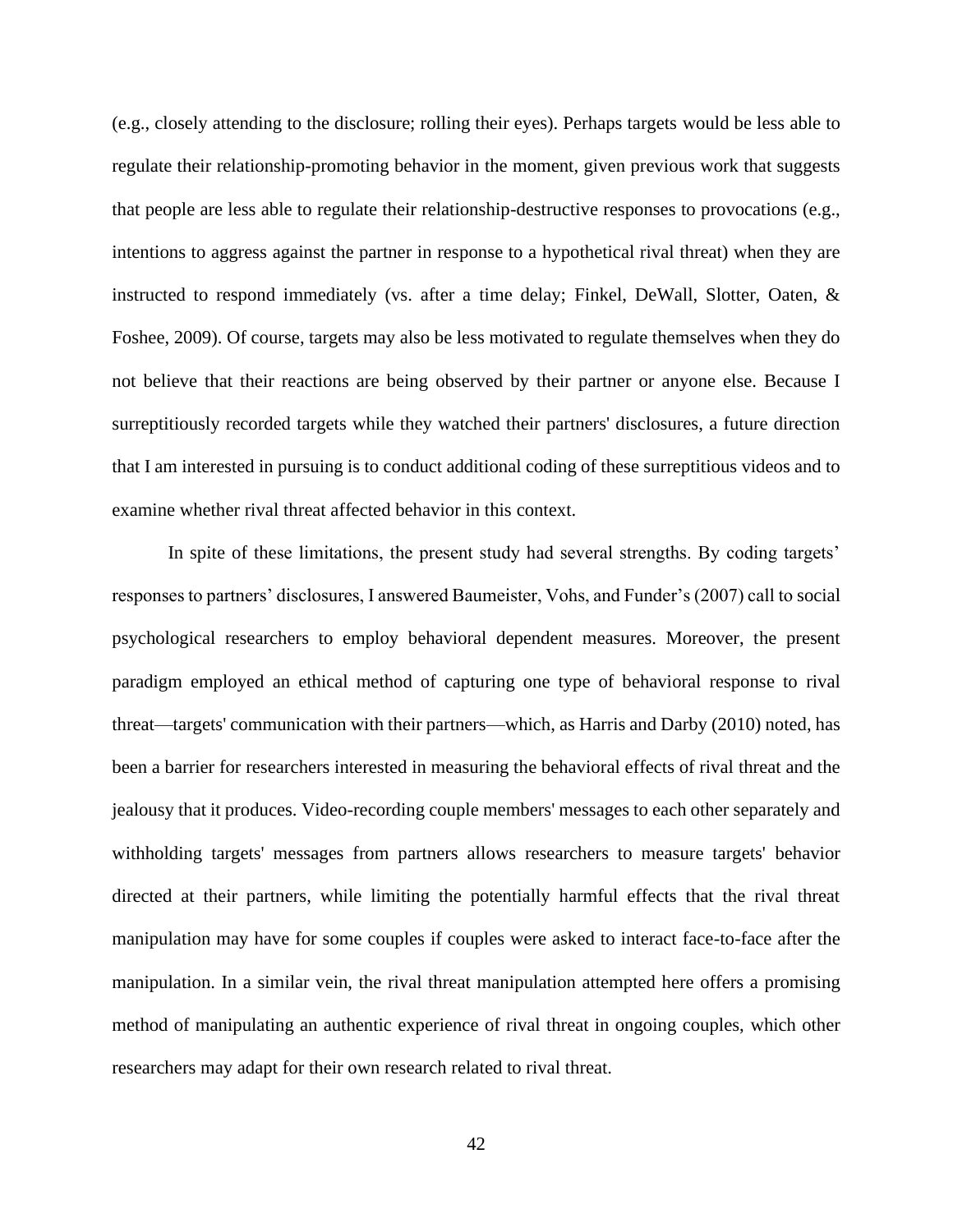(e.g., closely attending to the disclosure; rolling their eyes). Perhaps targets would be less able to regulate their relationship-promoting behavior in the moment, given previous work that suggests that people are less able to regulate their relationship-destructive responses to provocations (e.g., intentions to aggress against the partner in response to a hypothetical rival threat) when they are instructed to respond immediately (vs. after a time delay; Finkel, DeWall, Slotter, Oaten, & Foshee, 2009). Of course, targets may also be less motivated to regulate themselves when they do not believe that their reactions are being observed by their partner or anyone else. Because I surreptitiously recorded targets while they watched their partners' disclosures, a future direction that I am interested in pursuing is to conduct additional coding of these surreptitious videos and to examine whether rival threat affected behavior in this context.

In spite of these limitations, the present study had several strengths. By coding targets' responses to partners' disclosures, I answered Baumeister, Vohs, and Funder's (2007) call to social psychological researchers to employ behavioral dependent measures. Moreover, the present paradigm employed an ethical method of capturing one type of behavioral response to rival threat—targets' communication with their partners—which, as Harris and Darby (2010) noted, has been a barrier for researchers interested in measuring the behavioral effects of rival threat and the jealousy that it produces. Video-recording couple members' messages to each other separately and withholding targets' messages from partners allows researchers to measure targets' behavior directed at their partners, while limiting the potentially harmful effects that the rival threat manipulation may have for some couples if couples were asked to interact face-to-face after the manipulation. In a similar vein, the rival threat manipulation attempted here offers a promising method of manipulating an authentic experience of rival threat in ongoing couples, which other researchers may adapt for their own research related to rival threat.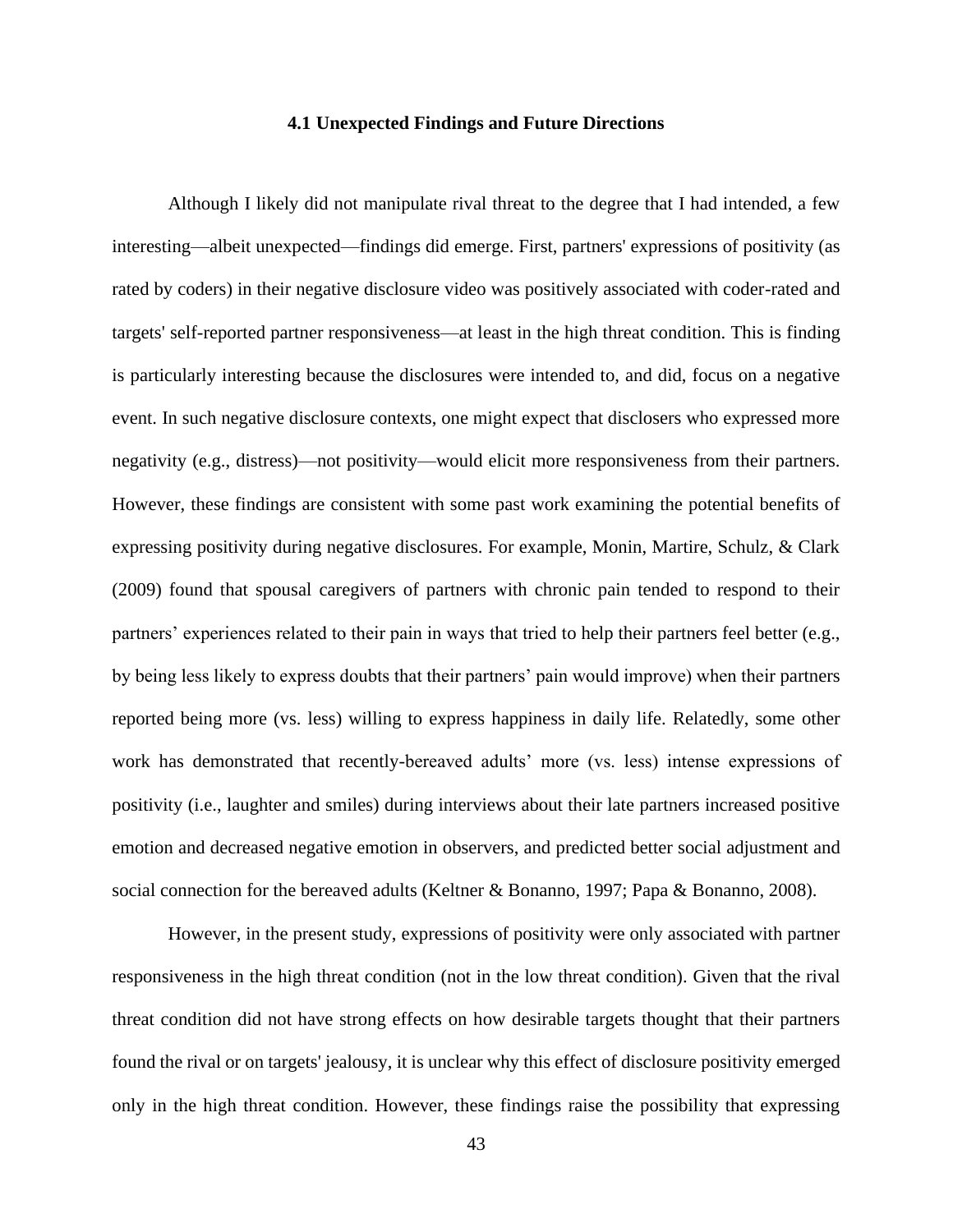### 4.1 Unexpected Findings and Future Directions

Although I likely did not manipulate rival threat to the degree that I had intended, a few interesting—albeit unexpected—findings did emerge. First, partners' expressions of positivity (as rated by coders) in their negative disclosure video was positively associated with coder-rated and targets' self-reported partner responsiveness—at least in the high threat condition. This is finding is particularly interesting because the disclosures were intended to, and did, focus on a negative event. In such negative disclosure contexts, one might expect that disclosers who expressed more negativity (e.g., distress)—not positivity—would elicit more responsiveness from their partners. However, these findings are consistent with some past work examining the potential benefits of expressing positivity during negative disclosures. For example, Monin, Martire, Schulz, & Clark (2009) found that spousal caregivers of partners with chronic pain tended to respond to their partners' experiences related to their pain in ways that tried to help their partners feel better (e.g., by being less likely to express doubts that their partners' pain would improve) when their partners reported being more (vs. less) willing to express happiness in daily life. Relatedly, some other work has demonstrated that recently-bereaved adults' more (vs. less) intense expressions of positivity (i.e., laughter and smiles) during interviews about their late partners increased positive emotion and decreased negative emotion in observers, and predicted better social adjustment and social connection for the bereaved adults (Keltner & Bonanno, 1997; Papa & Bonanno, 2008).

However, in the present study, expressions of positivity were only associated with partner responsiveness in the high threat condition (not in the low threat condition). Given that the rival threat condition did not have strong effects on how desirable targets thought that their partners found the rival or on targets' jealousy, it is unclear why this effect of disclosure positivity emerged only in the high threat condition. However, these findings raise the possibility that expressing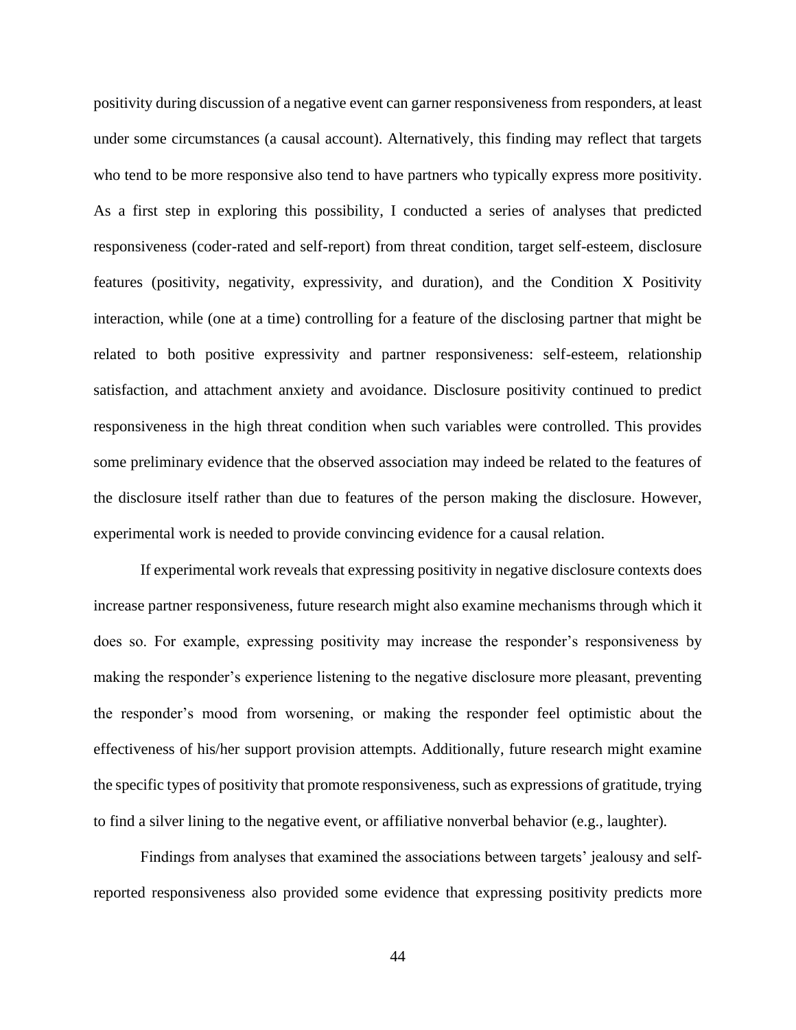positivity during discussion of a negative event can garner responsiveness from responders, at least under some circumstances (a causal account). Alternatively, this finding may reflect that targets who tend to be more responsive also tend to have partners who typically express more positivity. As a first step in exploring this possibility, I conducted a series of analyses that predicted responsiveness (coder-rated and self-report) from threat condition, target self-esteem, disclosure features (positivity, negativity, expressivity, and duration), and the Condition X Positivity interaction, while (one at a time) controlling for a feature of the disclosing partner that might be related to both positive expressivity and partner responsiveness: self-esteem, relationship satisfaction, and attachment anxiety and avoidance. Disclosure positivity continued to predict responsiveness in the high threat condition when such variables were controlled. This provides some preliminary evidence that the observed association may indeed be related to the features of the disclosure itself rather than due to features of the person making the disclosure. However, experimental work is needed to provide convincing evidence for a causal relation.

If experimental work reveals that expressing positivity in negative disclosure contexts does increase partner responsiveness, future research might also examine mechanisms through which it does so. For example, expressing positivity may increase the responder's responsiveness by making the responder's experience listening to the negative disclosure more pleasant, preventing the responder's mood from worsening, or making the responder feel optimistic about the effectiveness of his/her support provision attempts. Additionally, future research might examine the specific types of positivity that promote responsiveness, such as expressions of gratitude, trying to find a silver lining to the negative event, or affiliative nonverbal behavior (e.g., laughter).

Findings from analyses that examined the associations between targets' jealousy and self-reported responsiveness also provided some evidence that expressing positivity predicts more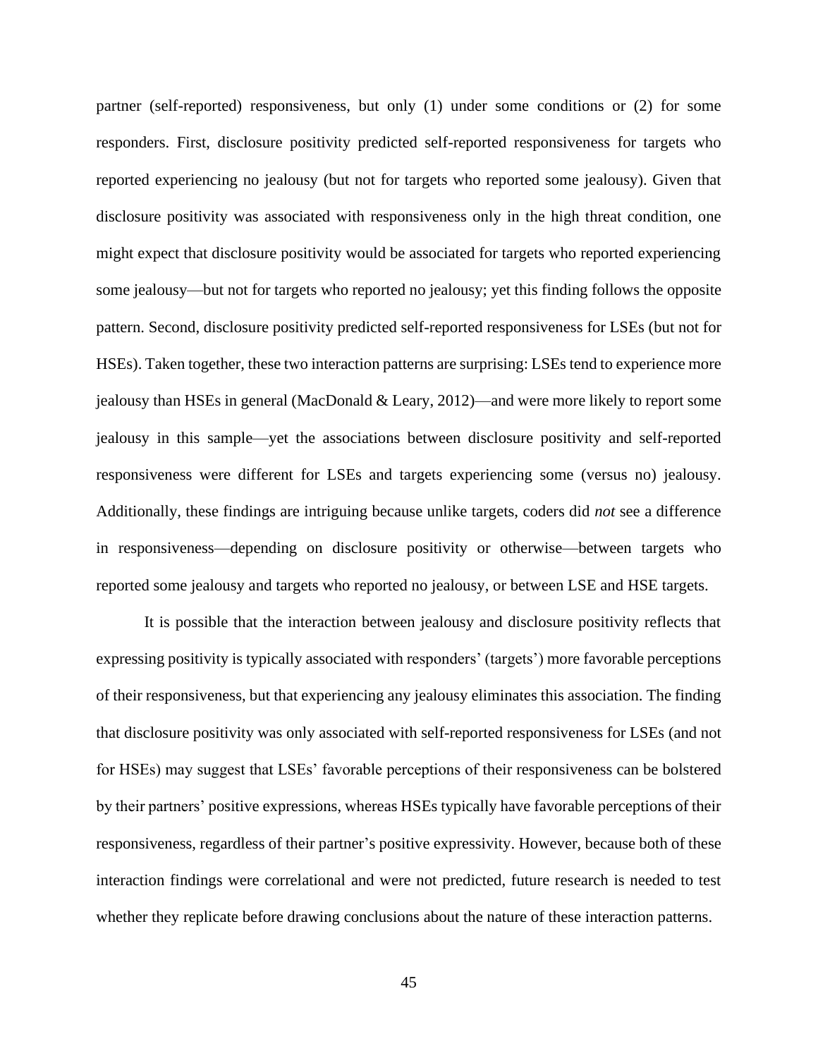partner (self-reported) responsiveness, but only (1) under some conditions or (2) for some responders. First, disclosure positivity predicted self-reported responsiveness for targets who reported experiencing no jealousy (but not for targets who reported some jealousy). Given that disclosure positivity was associated with responsiveness only in the high threat condition, one might expect that disclosure positivity would be associated for targets who reported experiencing some jealousy—but not for targets who reported no jealousy; yet this finding follows the opposite pattern. Second, disclosure positivity predicted self-reported responsiveness for LSEs (but not for HSEs). Taken together, these two interaction patterns are surprising: LSEs tend to experience more jealousy than HSEs in general (MacDonald & Leary, 2012)—and were more likely to report some jealousy in this sample—yet the associations between disclosure positivity and self-reported responsiveness were different for LSEs and targets experiencing some (versus no) jealousy. Additionally, these findings are intriguing because unlike targets, coders did *not* see a difference in responsiveness—depending on disclosure positivity or otherwise—between targets who reported some jealousy and targets who reported no jealousy, or between LSE and HSE targets.

It is possible that the interaction between jealousy and disclosure positivity reflects that expressing positivity is typically associated with responders' (targets') more favorable perceptions of their responsiveness, but that experiencing any jealousy eliminates this association. The finding that disclosure positivity was only associated with self-reported responsiveness for LSEs (and not for HSEs) may suggest that LSEs' favorable perceptions of their responsiveness can be bolstered by their partners' positive expressions, whereas HSEs typically have favorable perceptions of their responsiveness, regardless of their partner's positive expressivity. However, because both of these interaction findings were correlational and were not predicted, future research is needed to test whether they replicate before drawing conclusions about the nature of these interaction patterns.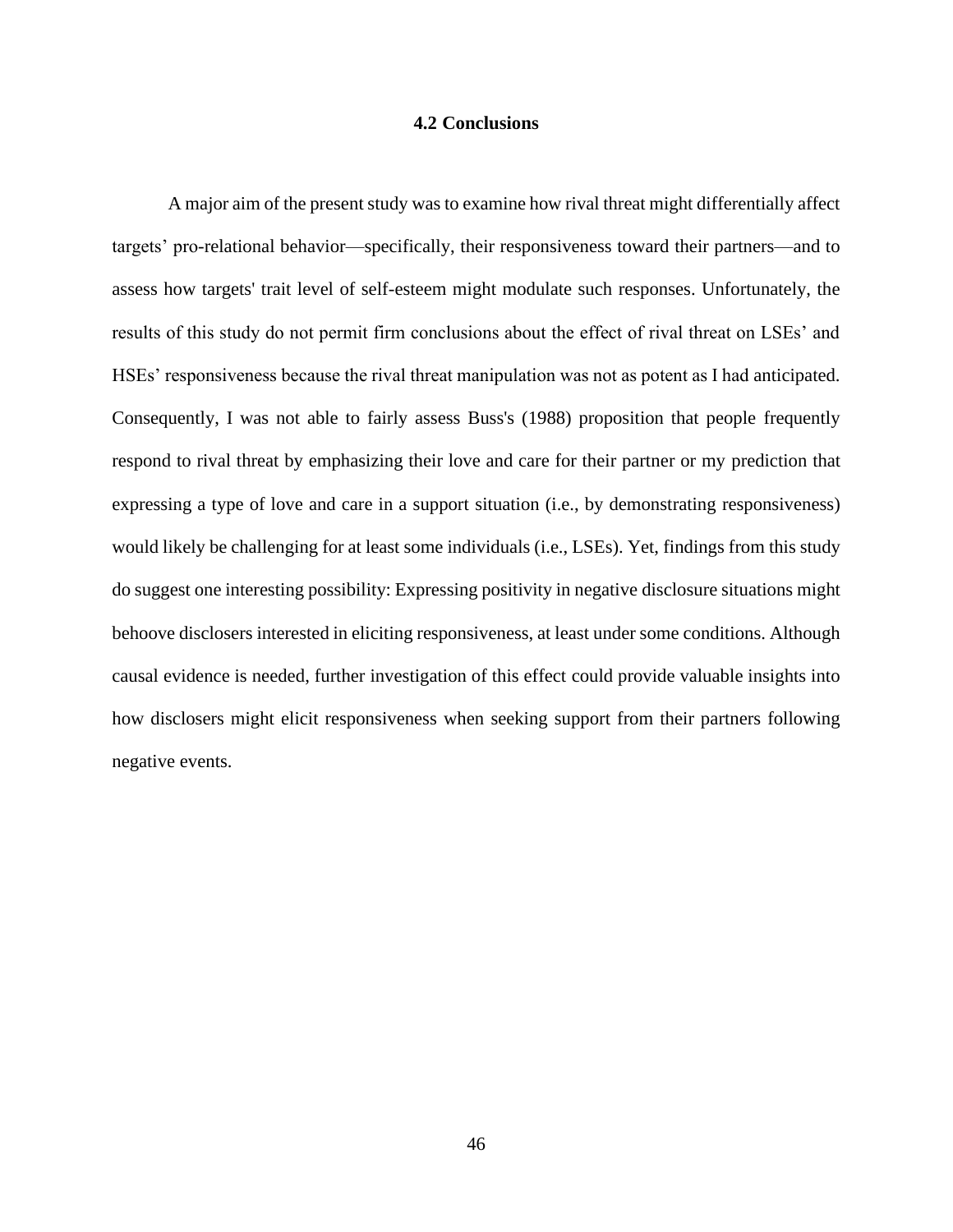## 4.2 Conclusions

A major aim of the present study was to examine how rival threat might differentially affect targets' pro-relational behavior—specifically, their responsiveness toward their partners—and to assess how targets' trait level of self-esteem might modulate such responses. Unfortunately, the results of this study do not permit firm conclusions about the effect of rival threat on LSEs' and HSEs' responsiveness because the rival threat manipulation was not as potent as I had anticipated. Consequently, I was not able to fairly assess Buss's (1988) proposition that people frequently respond to rival threat by emphasizing their love and care for their partner or my prediction that expressing a type of love and care in a support situation (i.e., by demonstrating responsiveness) would likely be challenging for at least some individuals (i.e., LSEs). Yet, findings from this study do suggest one interesting possibility: Expressing positivity in negative disclosure situations might behoove disclosers interested in eliciting responsiveness, at least under some conditions. Although causal evidence is needed, further investigation of this effect could provide valuable insights into how disclosers might elicit responsiveness when seeking support from their partners following negative events.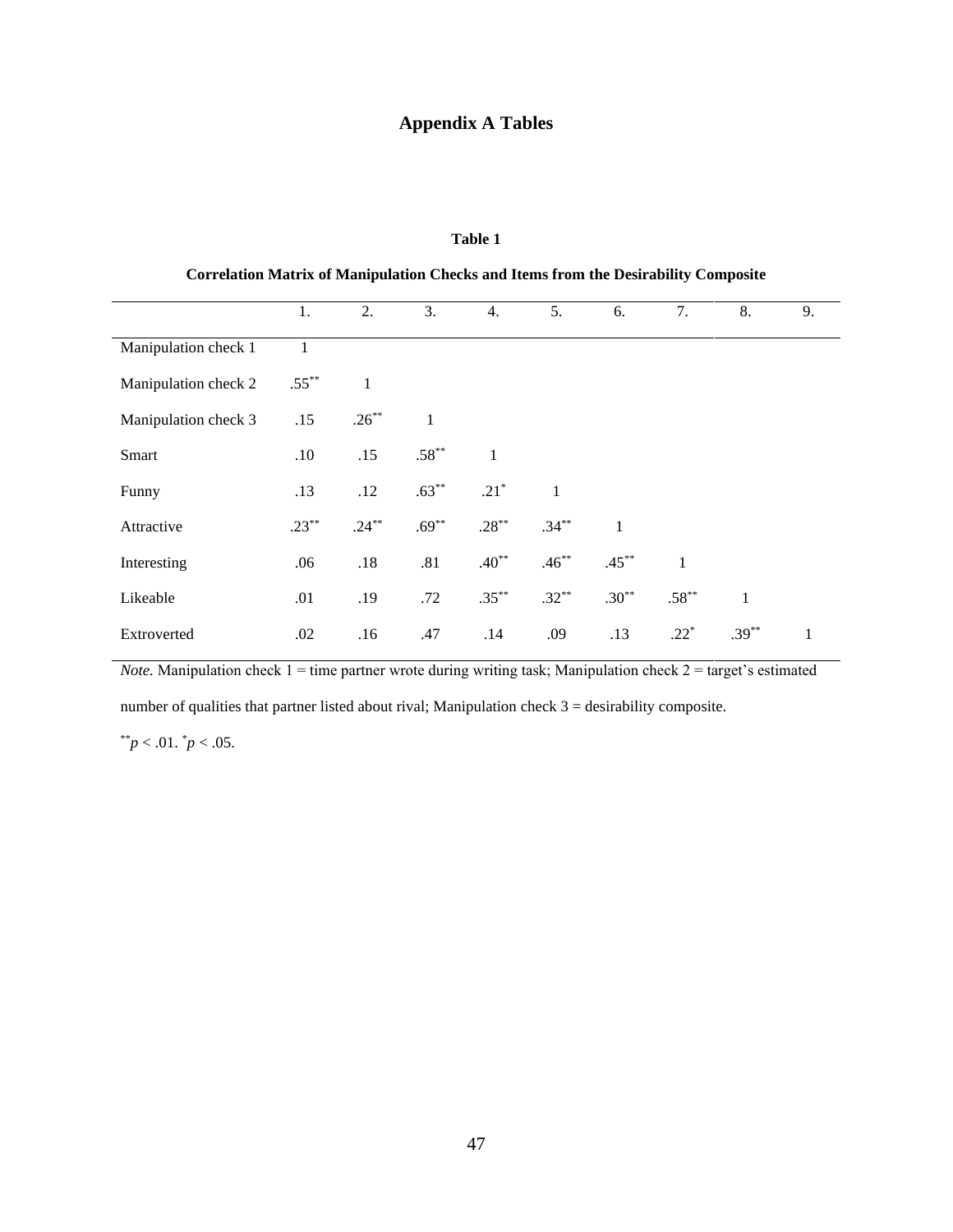# Appendix A Tables

**Table 1**

**Correlation Matrix of Manipulation Checks and Items from the Desirability Composite**

| | 1. | 2. | 3. | 4. | 5. | 6. | 7. | 8. | 9. |
|---|---|---|---|---|---|---|---|---|---|
| Manipulation check 1 | 1 | | | | | | | | |
| Manipulation check 2 | .55** | 1 | | | | | | | |
| Manipulation check 3 | .15 | .26** | 1 | | | | | | |
| Smart | .10 | .15 | .58** | 1 | | | | | |
| Funny | .13 | .12 | .63** | .21* | 1 | | | | |
| Attractive | .23** | .24** | .69** | .28** | .34** | 1 | | | |
| Interesting | .06 | .18 | .81 | .40** | .46** | .45** | 1 | | |
| Likeable | .01 | .19 | .72 | .35** | .32** | .30** | .58** | 1 | |
| Extroverted | .02 | .16 | .47 | .14 | .09 | .13 | .22* | .39** | 1 |

*Note.* Manipulation check 1 = time partner wrote during writing task; Manipulation check 2 = target's estimated number of qualities that partner listed about rival; Manipulation check 3 = desirability composite.

**$p < .01$. *$p < .05$.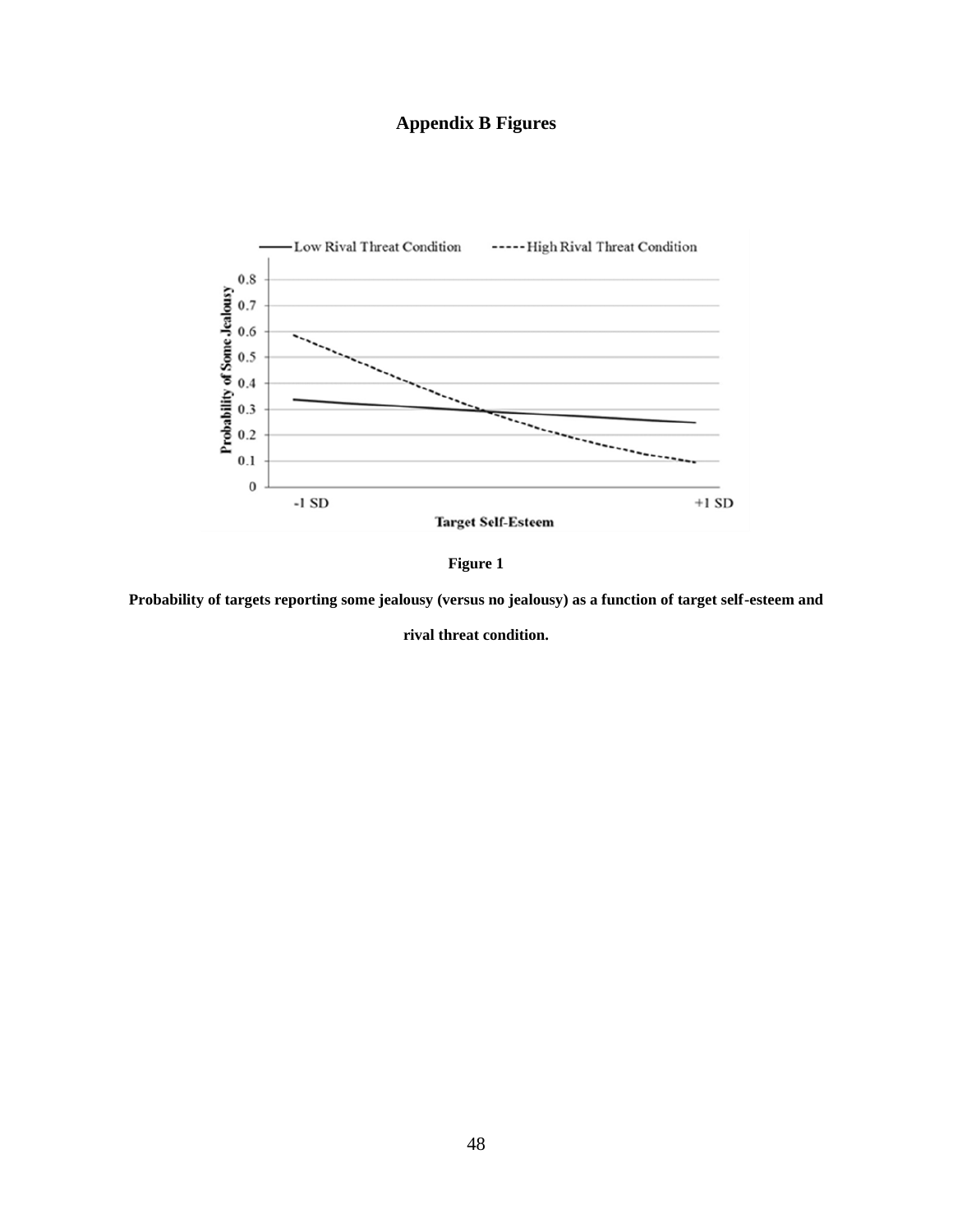# Appendix B Figures

**Figure 1**

**Probability of targets reporting some jealousy (versus no jealousy) as a function of target self-esteem and rival threat condition.**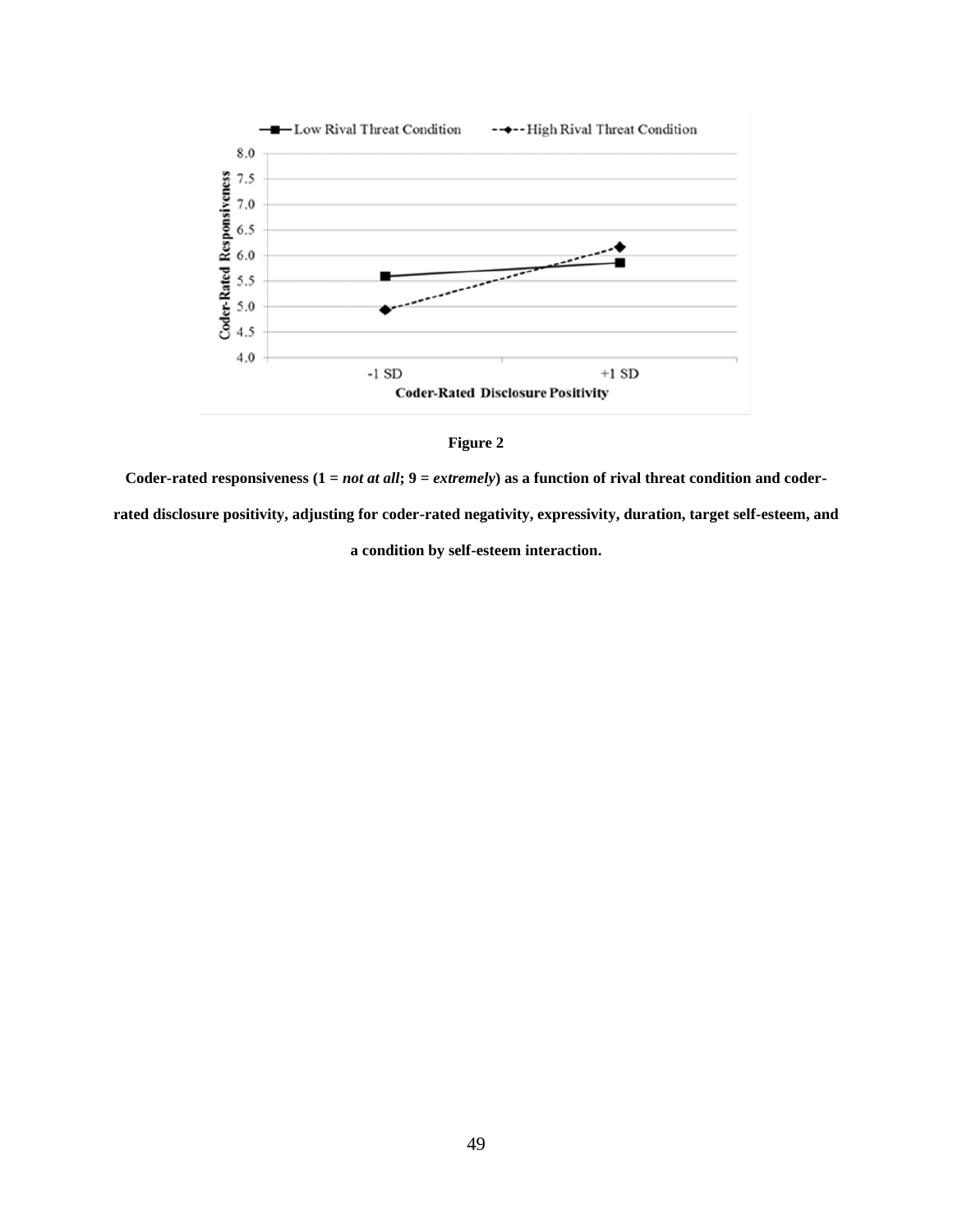**Figure 2**

**Coder-rated responsiveness (1 = *not at all*; 9 = *extremely*) as a function of rival threat condition and coder-rated disclosure positivity, adjusting for coder-rated negativity, expressivity, duration, target self-esteem, and a condition by self-esteem interaction.**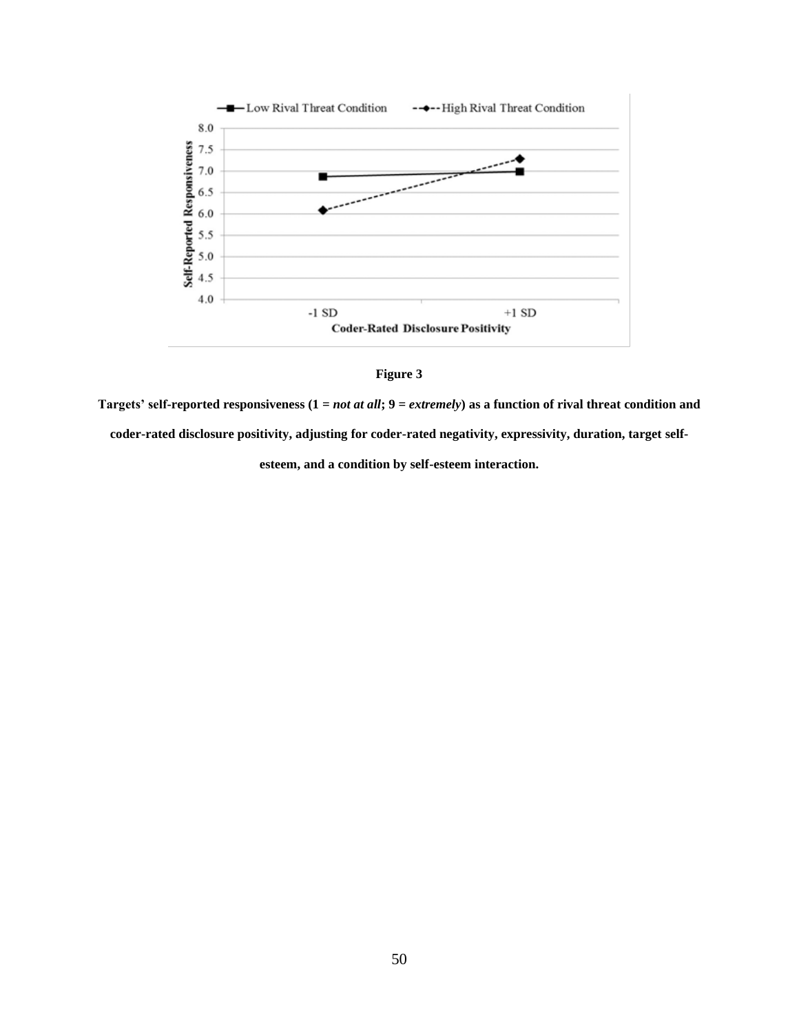**Figure 3**

**Targets' self-reported responsiveness (1 = *not at all*; 9 = *extremely*) as a function of rival threat condition and coder-rated disclosure positivity, adjusting for coder-rated negativity, expressivity, duration, target self-esteem, and a condition by self-esteem interaction.**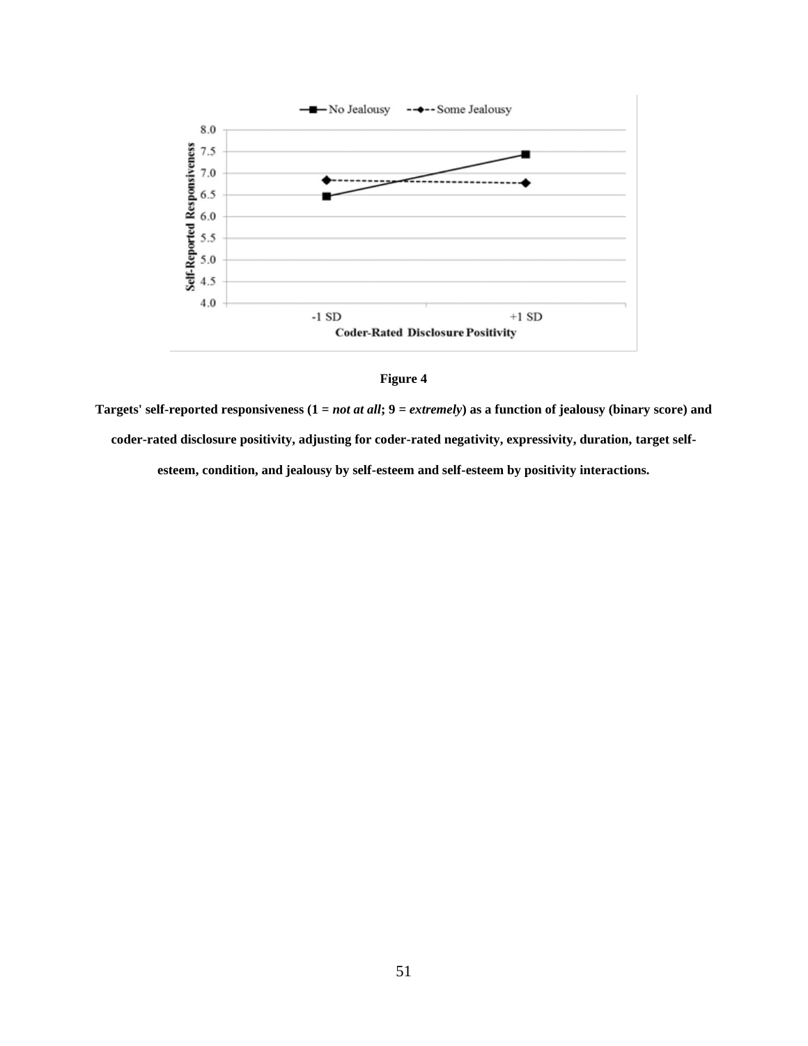**Figure 4**

**Targets' self-reported responsiveness (1 = *not at all*; 9 = *extremely*) as a function of jealousy (binary score) and coder-rated disclosure positivity, adjusting for coder-rated negativity, expressivity, duration, target self-esteem, condition, and jealousy by self-esteem and self-esteem by positivity interactions.**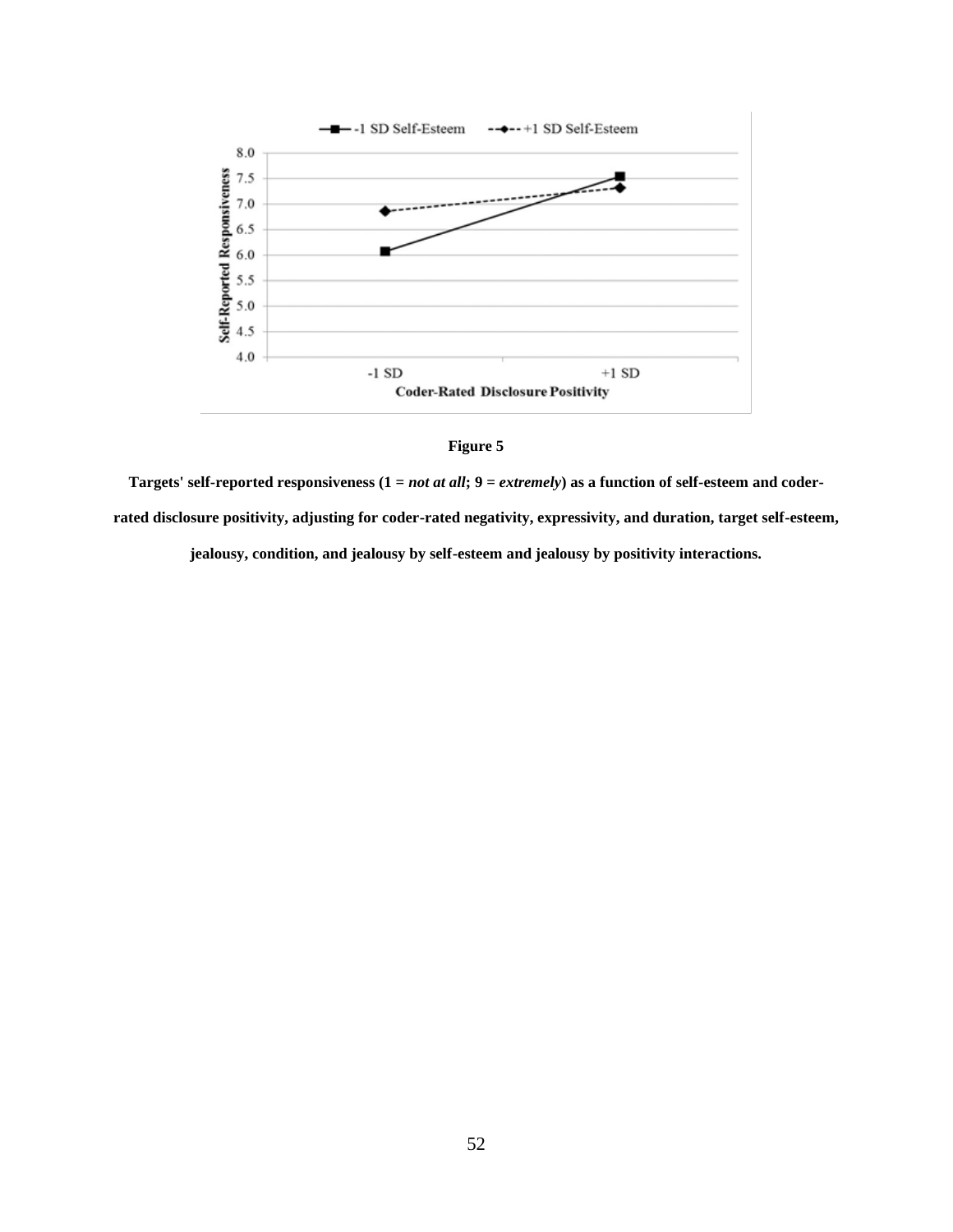**Figure 5**

**Targets' self-reported responsiveness (1 = *not at all*; 9 = *extremely*) as a function of self-esteem and coder-rated disclosure positivity, adjusting for coder-rated negativity, expressivity, and duration, target self-esteem, jealousy, condition, and jealousy by self-esteem and jealousy by positivity interactions.**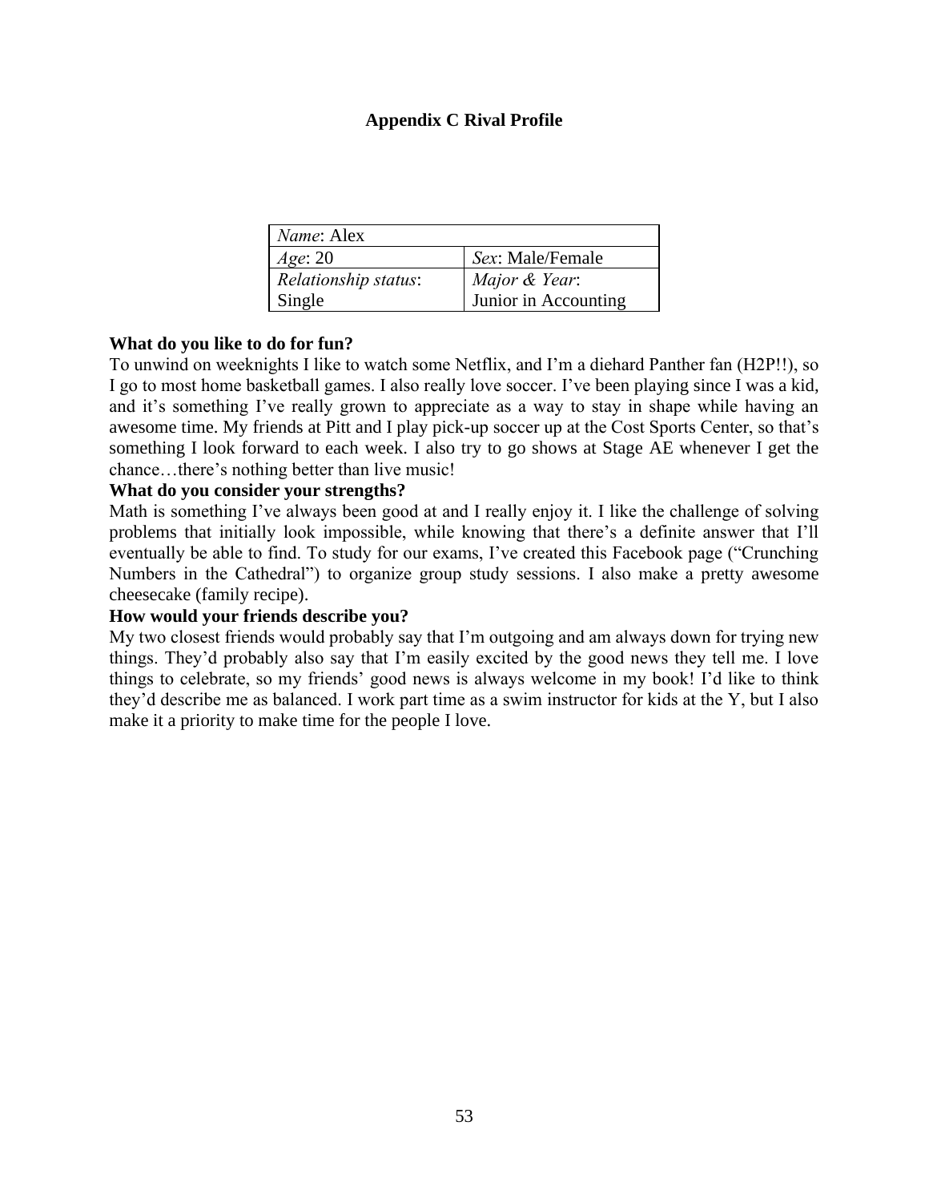## Appendix C Rival Profile

| *Name*: Alex | |
|---|---|
| *Age*: 20 | *Sex*: Male/Female |
| *Relationship status*: Single | *Major & Year*: Junior in Accounting |

**What do you like to do for fun?**

To unwind on weeknights I like to watch some Netflix, and I'm a diehard Panther fan (H2P!!), so I go to most home basketball games. I also really love soccer. I've been playing since I was a kid, and it's something I've really grown to appreciate as a way to stay in shape while having an awesome time. My friends at Pitt and I play pick-up soccer up at the Cost Sports Center, so that's something I look forward to each week. I also try to go shows at Stage AE whenever I get the chance…there's nothing better than live music!

**What do you consider your strengths?**

Math is something I've always been good at and I really enjoy it. I like the challenge of solving problems that initially look impossible, while knowing that there's a definite answer that I'll eventually be able to find. To study for our exams, I've created this Facebook page ("Crunching Numbers in the Cathedral") to organize group study sessions. I also make a pretty awesome cheesecake (family recipe).

**How would your friends describe you?**

My two closest friends would probably say that I'm outgoing and am always down for trying new things. They'd probably also say that I'm easily excited by the good news they tell me. I love things to celebrate, so my friends' good news is always welcome in my book! I'd like to think they'd describe me as balanced. I work part time as a swim instructor for kids at the Y, but I also make it a priority to make time for the people I love.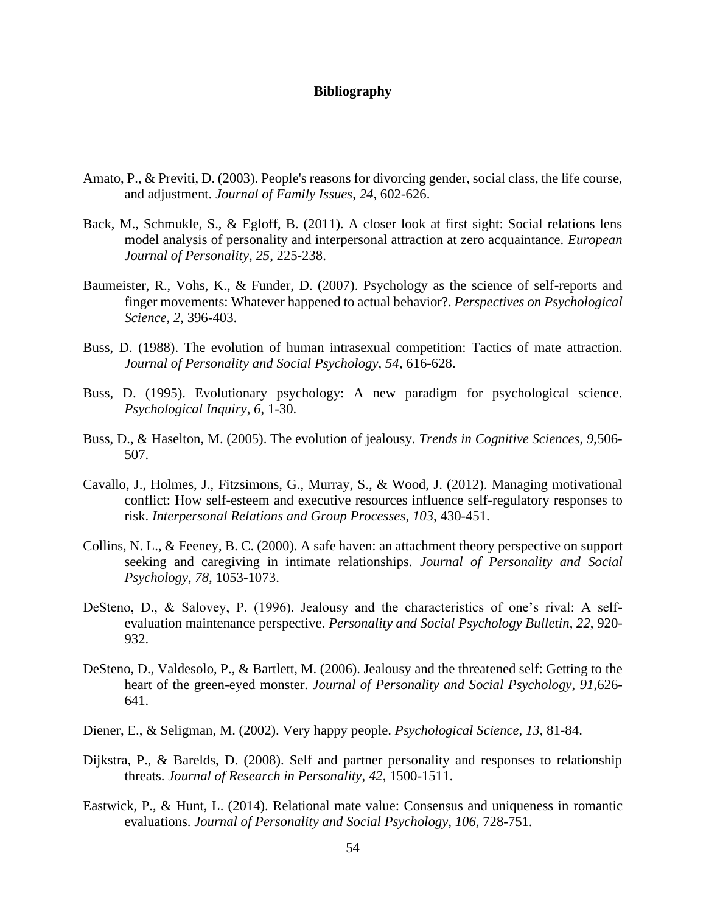# Bibliography

Amato, P., & Previti, D. (2003). People's reasons for divorcing gender, social class, the life course, and adjustment. *Journal of Family Issues*, *24*, 602-626.

Back, M., Schmukle, S., & Egloff, B. (2011). A closer look at first sight: Social relations lens model analysis of personality and interpersonal attraction at zero acquaintance. *European Journal of Personality*, *25*, 225-238.

Baumeister, R., Vohs, K., & Funder, D. (2007). Psychology as the science of self-reports and finger movements: Whatever happened to actual behavior?. *Perspectives on Psychological Science, 2*, 396-403.

Buss, D. (1988). The evolution of human intrasexual competition: Tactics of mate attraction. *Journal of Personality and Social Psychology*, *54*, 616-628.

Buss, D. (1995). Evolutionary psychology: A new paradigm for psychological science. *Psychological Inquiry*, *6*, 1-30.

Buss, D., & Haselton, M. (2005). The evolution of jealousy. *Trends in Cognitive Sciences*, *9*,506-507.

Cavallo, J., Holmes, J., Fitzsimons, G., Murray, S., & Wood, J. (2012). Managing motivational conflict: How self-esteem and executive resources influence self-regulatory responses to risk. *Interpersonal Relations and Group Processes*, *103*, 430-451.

Collins, N. L., & Feeney, B. C. (2000). A safe haven: an attachment theory perspective on support seeking and caregiving in intimate relationships. *Journal of Personality and Social Psychology*, *78*, 1053-1073.

DeSteno, D., & Salovey, P. (1996). Jealousy and the characteristics of one's rival: A self-evaluation maintenance perspective. *Personality and Social Psychology Bulletin*, *22*, 920-932.

DeSteno, D., Valdesolo, P., & Bartlett, M. (2006). Jealousy and the threatened self: Getting to the heart of the green-eyed monster. *Journal of Personality and Social Psychology*, *91*,626-641.

Diener, E., & Seligman, M. (2002). Very happy people. *Psychological Science*, *13*, 81-84.

Dijkstra, P., & Barelds, D. (2008). Self and partner personality and responses to relationship threats. *Journal of Research in Personality*, *42*, 1500-1511.

Eastwick, P., & Hunt, L. (2014). Relational mate value: Consensus and uniqueness in romantic evaluations. *Journal of Personality and Social Psychology*, *106*, 728-751.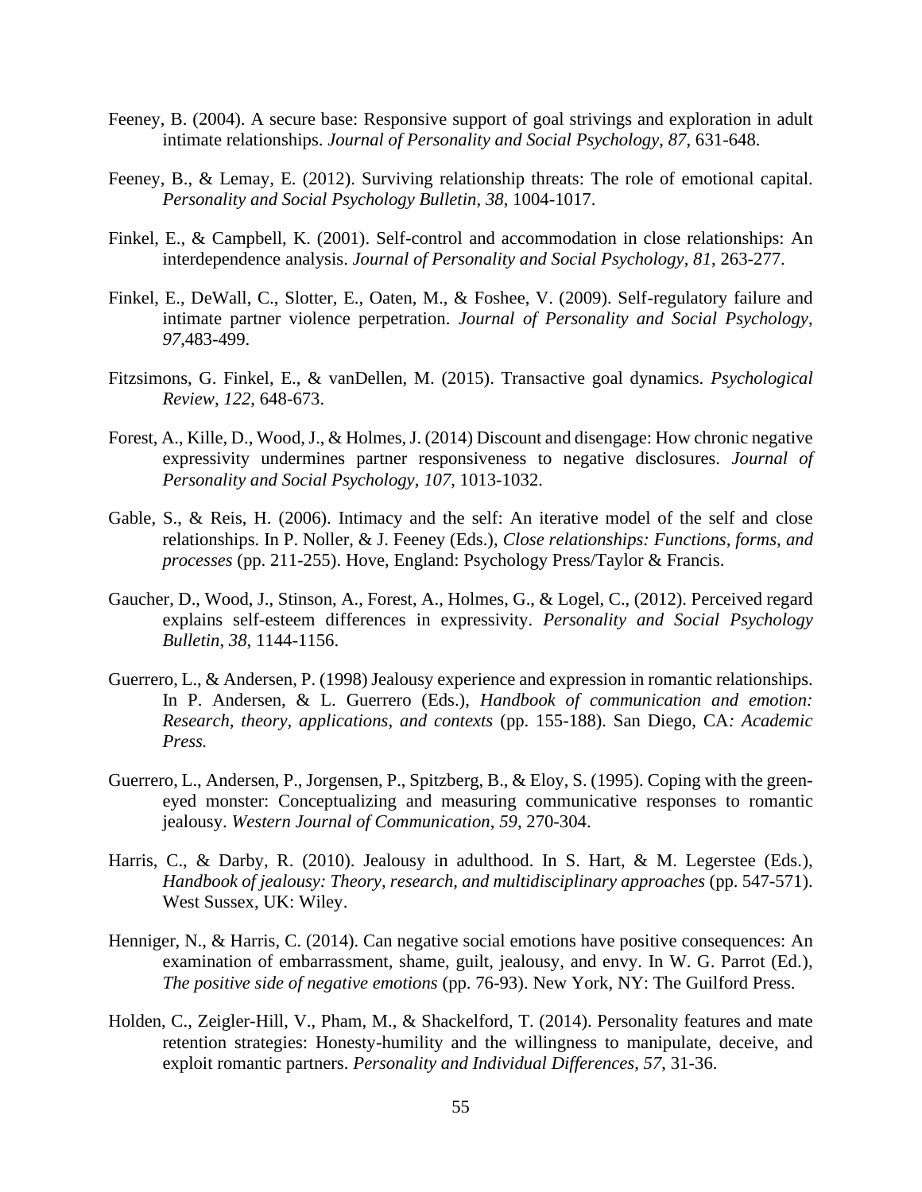Feeney, B. (2004). A secure base: Responsive support of goal strivings and exploration in adult intimate relationships. *Journal of Personality and Social Psychology*, *87*, 631-648.

Feeney, B., & Lemay, E. (2012). Surviving relationship threats: The role of emotional capital. *Personality and Social Psychology Bulletin*, *38*, 1004-1017.

Finkel, E., & Campbell, K. (2001). Self-control and accommodation in close relationships: An interdependence analysis. *Journal of Personality and Social Psychology*, *81*, 263-277.

Finkel, E., DeWall, C., Slotter, E., Oaten, M., & Foshee, V. (2009). Self-regulatory failure and intimate partner violence perpetration. *Journal of Personality and Social Psychology*, *97*,483-499.

Fitzsimons, G. Finkel, E., & vanDellen, M. (2015). Transactive goal dynamics. *Psychological Review*, *122*, 648-673.

Forest, A., Kille, D., Wood, J., & Holmes, J. (2014) Discount and disengage: How chronic negative expressivity undermines partner responsiveness to negative disclosures. *Journal of Personality and Social Psychology*, *107*, 1013-1032.

Gable, S., & Reis, H. (2006). Intimacy and the self: An iterative model of the self and close relationships. In P. Noller, & J. Feeney (Eds.), *Close relationships: Functions, forms, and processes* (pp. 211-255). Hove, England: Psychology Press/Taylor & Francis.

Gaucher, D., Wood, J., Stinson, A., Forest, A., Holmes, G., & Logel, C., (2012). Perceived regard explains self-esteem differences in expressivity. *Personality and Social Psychology Bulletin*, *38*, 1144-1156.

Guerrero, L., & Andersen, P. (1998) Jealousy experience and expression in romantic relationships. In P. Andersen, & L. Guerrero (Eds.), *Handbook of communication and emotion: Research, theory, applications, and contexts* (pp. 155-188). San Diego, CA*: Academic Press.*

Guerrero, L., Andersen, P., Jorgensen, P., Spitzberg, B., & Eloy, S. (1995). Coping with the green-eyed monster: Conceptualizing and measuring communicative responses to romantic jealousy. *Western Journal of Communication*, *59*, 270-304.

Harris, C., & Darby, R. (2010). Jealousy in adulthood. In S. Hart, & M. Legerstee (Eds.), *Handbook of jealousy: Theory, research, and multidisciplinary approaches* (pp. 547-571). West Sussex, UK: Wiley.

Henniger, N., & Harris, C. (2014). Can negative social emotions have positive consequences: An examination of embarrassment, shame, guilt, jealousy, and envy. In W. G. Parrot (Ed.), *The positive side of negative emotions* (pp. 76-93). New York, NY: The Guilford Press.

Holden, C., Zeigler-Hill, V., Pham, M., & Shackelford, T. (2014). Personality features and mate retention strategies: Honesty-humility and the willingness to manipulate, deceive, and exploit romantic partners. *Personality and Individual Differences*, *57*, 31-36.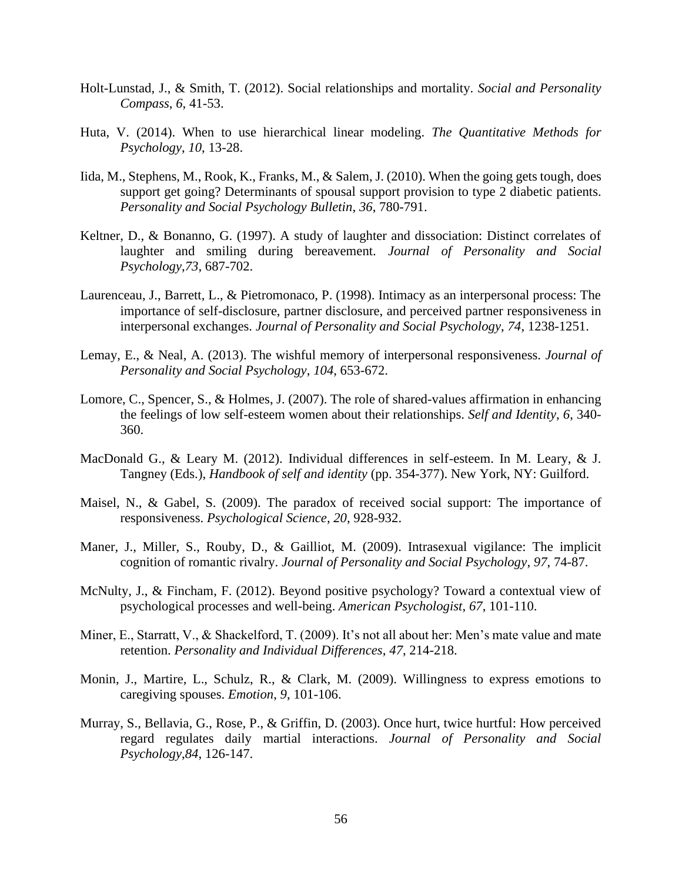Holt-Lunstad, J., & Smith, T. (2012). Social relationships and mortality. *Social and Personality Compass*, *6*, 41-53.

Huta, V. (2014). When to use hierarchical linear modeling. *The Quantitative Methods for Psychology*, *10*, 13-28.

Iida, M., Stephens, M., Rook, K., Franks, M., & Salem, J. (2010). When the going gets tough, does support get going? Determinants of spousal support provision to type 2 diabetic patients. *Personality and Social Psychology Bulletin*, *36*, 780-791.

Keltner, D., & Bonanno, G. (1997). A study of laughter and dissociation: Distinct correlates of laughter and smiling during bereavement. *Journal of Personality and Social Psychology*,*73*, 687-702.

Laurenceau, J., Barrett, L., & Pietromonaco, P. (1998). Intimacy as an interpersonal process: The importance of self-disclosure, partner disclosure, and perceived partner responsiveness in interpersonal exchanges. *Journal of Personality and Social Psychology*, *74*, 1238-1251.

Lemay, E., & Neal, A. (2013). The wishful memory of interpersonal responsiveness. *Journal of Personality and Social Psychology*, *104*, 653-672.

Lomore, C., Spencer, S., & Holmes, J. (2007). The role of shared-values affirmation in enhancing the feelings of low self-esteem women about their relationships. *Self and Identity*, *6*, 340-360.

MacDonald G., & Leary M. (2012). Individual differences in self-esteem. In M. Leary, & J. Tangney (Eds.), *Handbook of self and identity* (pp. 354-377). New York, NY: Guilford.

Maisel, N., & Gabel, S. (2009). The paradox of received social support: The importance of responsiveness. *Psychological Science*, *20*, 928-932.

Maner, J., Miller, S., Rouby, D., & Gailliot, M. (2009). Intrasexual vigilance: The implicit cognition of romantic rivalry. *Journal of Personality and Social Psychology*, *97*, 74-87.

McNulty, J., & Fincham, F. (2012). Beyond positive psychology? Toward a contextual view of psychological processes and well-being. *American Psychologist*, *67*, 101-110.

Miner, E., Starratt, V., & Shackelford, T. (2009). It's not all about her: Men's mate value and mate retention. *Personality and Individual Differences*, *47*, 214-218.

Monin, J., Martire, L., Schulz, R., & Clark, M. (2009). Willingness to express emotions to caregiving spouses. *Emotion*, *9*, 101-106.

Murray, S., Bellavia, G., Rose, P., & Griffin, D. (2003). Once hurt, twice hurtful: How perceived regard regulates daily martial interactions. *Journal of Personality and Social Psychology*,*84*, 126-147.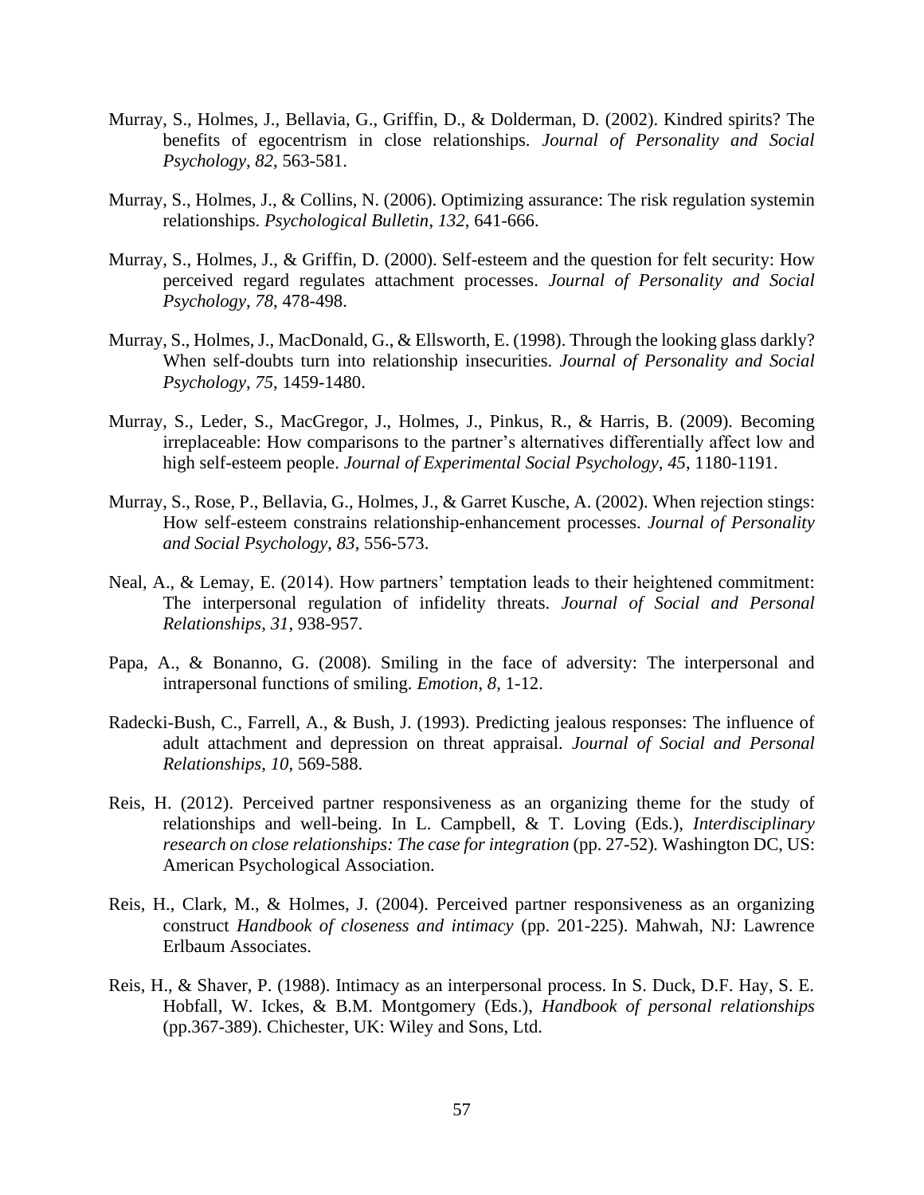Murray, S., Holmes, J., Bellavia, G., Griffin, D., & Dolderman, D. (2002). Kindred spirits? The benefits of egocentrism in close relationships. *Journal of Personality and Social Psychology*, *82*, 563-581.

Murray, S., Holmes, J., & Collins, N. (2006). Optimizing assurance: The risk regulation systemin relationships. *Psychological Bulletin*, *132*, 641-666.

Murray, S., Holmes, J., & Griffin, D. (2000). Self-esteem and the question for felt security: How perceived regard regulates attachment processes. *Journal of Personality and Social Psychology*, *78*, 478-498.

Murray, S., Holmes, J., MacDonald, G., & Ellsworth, E. (1998). Through the looking glass darkly? When self-doubts turn into relationship insecurities. *Journal of Personality and Social Psychology*, *75*, 1459-1480.

Murray, S., Leder, S., MacGregor, J., Holmes, J., Pinkus, R., & Harris, B. (2009). Becoming irreplaceable: How comparisons to the partner's alternatives differentially affect low and high self-esteem people. *Journal of Experimental Social Psychology*, *45*, 1180-1191.

Murray, S., Rose, P., Bellavia, G., Holmes, J., & Garret Kusche, A. (2002). When rejection stings: How self-esteem constrains relationship-enhancement processes. *Journal of Personality and Social Psychology*, *83*, 556-573.

Neal, A., & Lemay, E. (2014). How partners' temptation leads to their heightened commitment: The interpersonal regulation of infidelity threats. *Journal of Social and Personal Relationships*, *31*, 938-957.

Papa, A., & Bonanno, G. (2008). Smiling in the face of adversity: The interpersonal and intrapersonal functions of smiling. *Emotion*, *8*, 1-12.

Radecki-Bush, C., Farrell, A., & Bush, J. (1993). Predicting jealous responses: The influence of adult attachment and depression on threat appraisal. *Journal of Social and Personal Relationships*, *10*, 569-588.

Reis, H. (2012). Perceived partner responsiveness as an organizing theme for the study of relationships and well-being. In L. Campbell, & T. Loving (Eds.), *Interdisciplinary research on close relationships: The case for integration* (pp. 27-52). Washington DC, US: American Psychological Association.

Reis, H., Clark, M., & Holmes, J. (2004). Perceived partner responsiveness as an organizing construct *Handbook of closeness and intimacy* (pp. 201-225). Mahwah, NJ: Lawrence Erlbaum Associates.

Reis, H., & Shaver, P. (1988). Intimacy as an interpersonal process. In S. Duck, D.F. Hay, S. E. Hobfall, W. Ickes, & B.M. Montgomery (Eds.), *Handbook of personal relationships* (pp.367-389). Chichester, UK: Wiley and Sons, Ltd.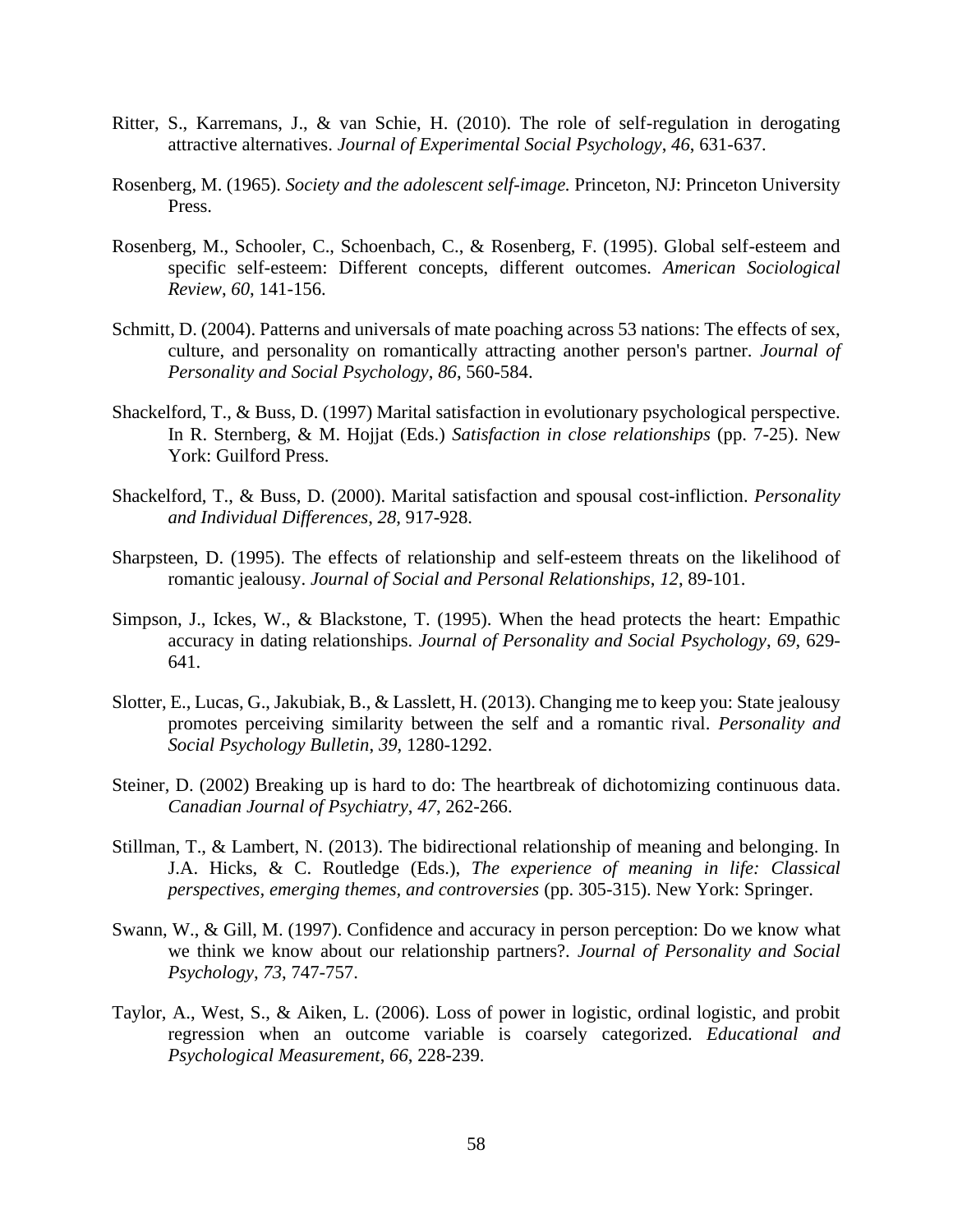Ritter, S., Karremans, J., & van Schie, H. (2010). The role of self-regulation in derogating attractive alternatives. *Journal of Experimental Social Psychology*, *46*, 631-637.

Rosenberg, M. (1965). *Society and the adolescent self-image.* Princeton, NJ: Princeton University Press.

Rosenberg, M., Schooler, C., Schoenbach, C., & Rosenberg, F. (1995). Global self-esteem and specific self-esteem: Different concepts, different outcomes. *American Sociological Review*, *60*, 141-156.

Schmitt, D. (2004). Patterns and universals of mate poaching across 53 nations: The effects of sex, culture, and personality on romantically attracting another person's partner. *Journal of Personality and Social Psychology*, *86*, 560-584.

Shackelford, T., & Buss, D. (1997) Marital satisfaction in evolutionary psychological perspective. In R. Sternberg, & M. Hojjat (Eds.) *Satisfaction in close relationships* (pp. 7-25). New York: Guilford Press.

Shackelford, T., & Buss, D. (2000). Marital satisfaction and spousal cost-infliction. *Personality and Individual Differences*, *28*, 917-928.

Sharpsteen, D. (1995). The effects of relationship and self-esteem threats on the likelihood of romantic jealousy. *Journal of Social and Personal Relationships*, *12*, 89-101.

Simpson, J., Ickes, W., & Blackstone, T. (1995). When the head protects the heart: Empathic accuracy in dating relationships. *Journal of Personality and Social Psychology*, *69*, 629-641.

Slotter, E., Lucas, G., Jakubiak, B., & Lasslett, H. (2013). Changing me to keep you: State jealousy promotes perceiving similarity between the self and a romantic rival. *Personality and Social Psychology Bulletin*, *39*, 1280-1292.

Steiner, D. (2002) Breaking up is hard to do: The heartbreak of dichotomizing continuous data. *Canadian Journal of Psychiatry*, *47*, 262-266.

Stillman, T., & Lambert, N. (2013). The bidirectional relationship of meaning and belonging. In J.A. Hicks, & C. Routledge (Eds.), *The experience of meaning in life: Classical perspectives, emerging themes, and controversies* (pp. 305-315). New York: Springer.

Swann, W., & Gill, M. (1997). Confidence and accuracy in person perception: Do we know what we think we know about our relationship partners?. *Journal of Personality and Social Psychology*, *73*, 747-757.

Taylor, A., West, S., & Aiken, L. (2006). Loss of power in logistic, ordinal logistic, and probit regression when an outcome variable is coarsely categorized. *Educational and Psychological Measurement*, *66*, 228-239.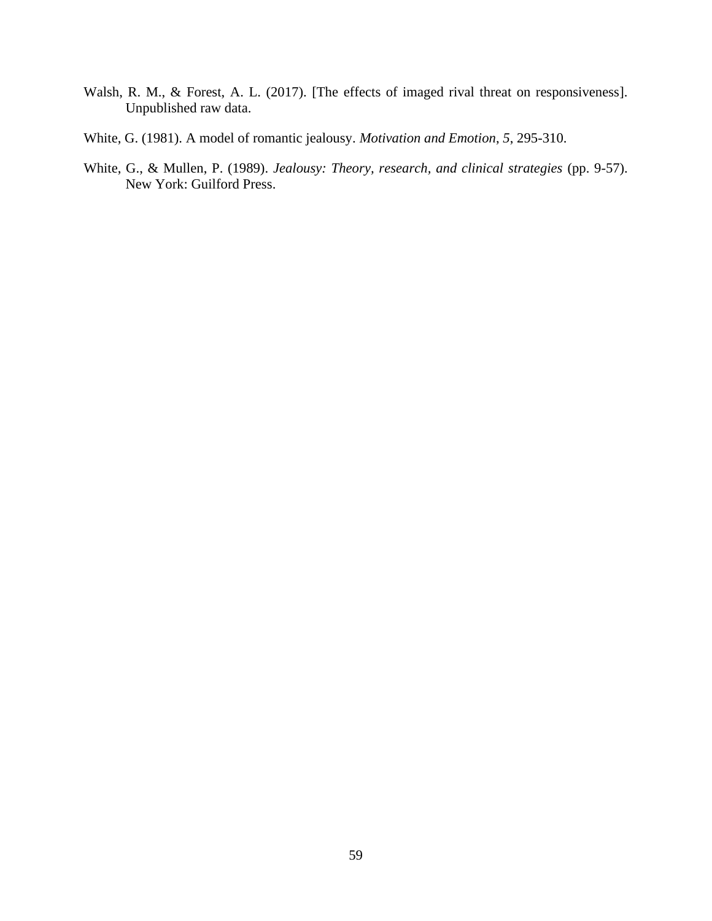Walsh, R. M., & Forest, A. L. (2017). [The effects of imaged rival threat on responsiveness]. Unpublished raw data.

White, G. (1981). A model of romantic jealousy. *Motivation and Emotion*, *5*, 295-310.

White, G., & Mullen, P. (1989). *Jealousy: Theory, research, and clinical strategies* (pp. 9-57). New York: Guilford Press.